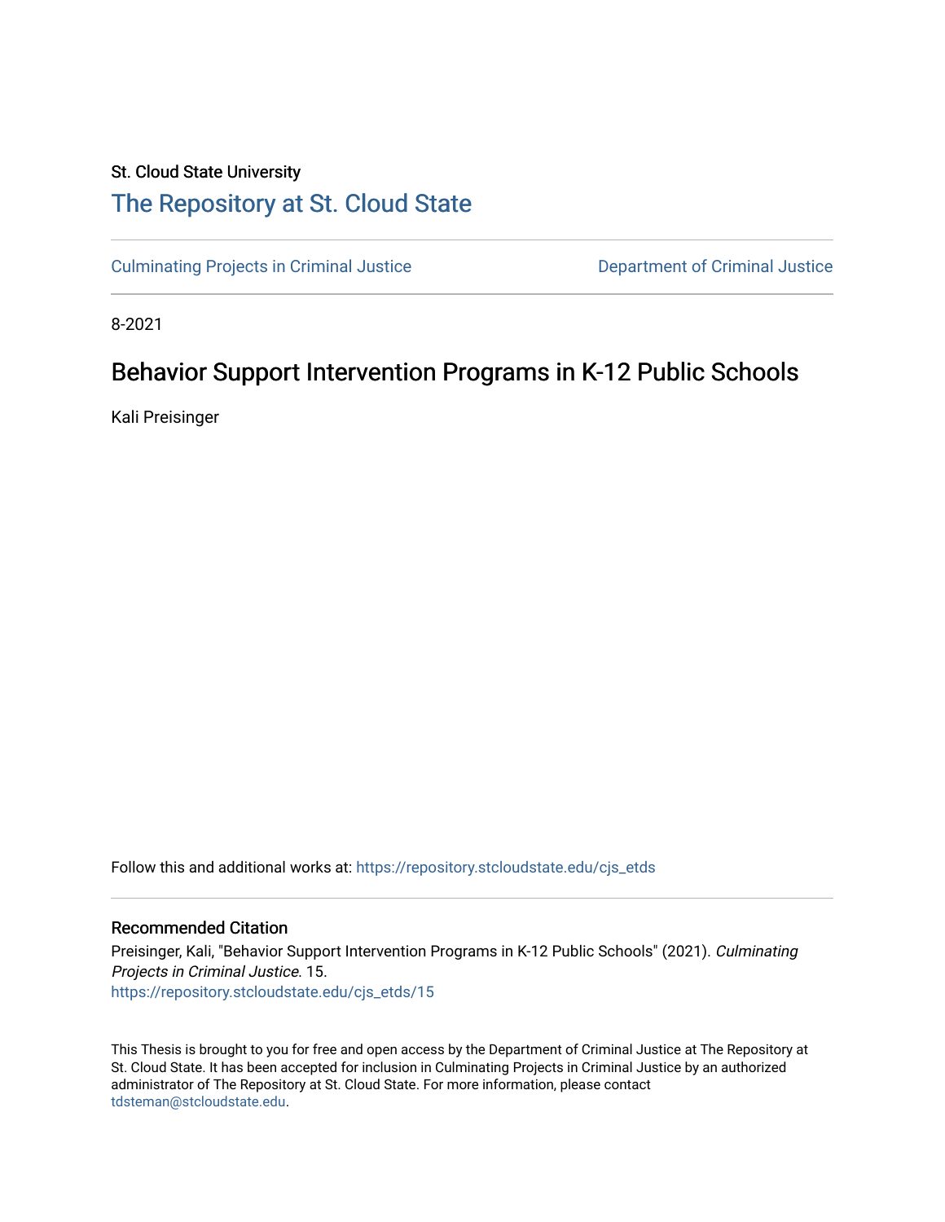St. Cloud State University

## The Repository at St. Cloud State

Culminating Projects in Criminal Justice

Department of Criminal Justice

8-2021

# Behavior Support Intervention Programs in K-12 Public Schools

Kali Preisinger

Follow this and additional works at: https://repository.stcloudstate.edu/cjs_etds

### Recommended Citation

Preisinger, Kali, "Behavior Support Intervention Programs in K-12 Public Schools" (2021). *Culminating Projects in Criminal Justice*. 15.
https://repository.stcloudstate.edu/cjs_etds/15

This Thesis is brought to you for free and open access by the Department of Criminal Justice at The Repository at St. Cloud State. It has been accepted for inclusion in Culminating Projects in Criminal Justice by an authorized administrator of The Repository at St. Cloud State. For more information, please contact tdsteman@stcloudstate.edu.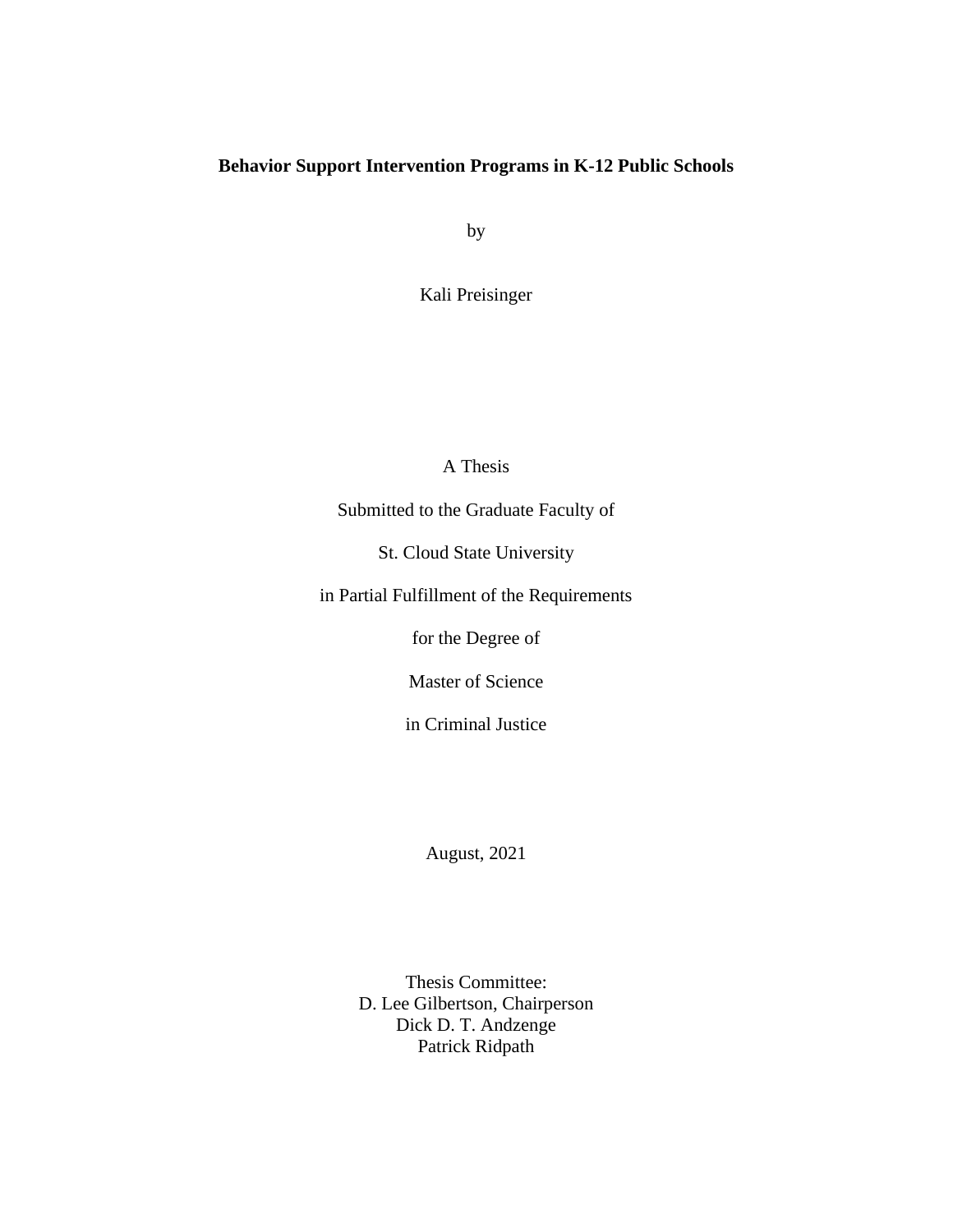# Behavior Support Intervention Programs in K-12 Public Schools

by

Kali Preisinger

A Thesis

Submitted to the Graduate Faculty of

St. Cloud State University

in Partial Fulfillment of the Requirements

for the Degree of

Master of Science

in Criminal Justice

August, 2021

Thesis Committee:
D. Lee Gilbertson, Chairperson
Dick D. T. Andzenge
Patrick Ridpath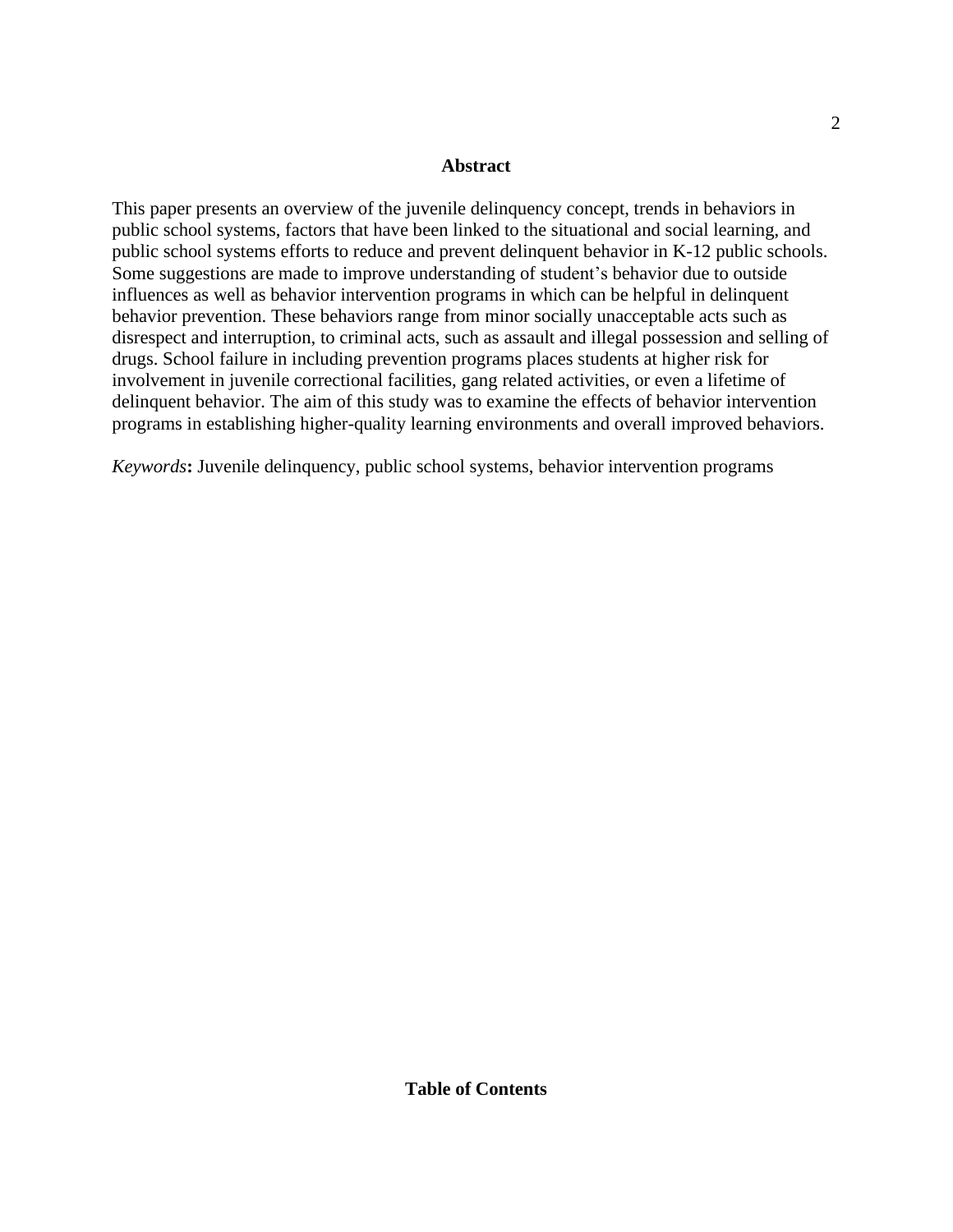## Abstract

This paper presents an overview of the juvenile delinquency concept, trends in behaviors in public school systems, factors that have been linked to the situational and social learning, and public school systems efforts to reduce and prevent delinquent behavior in K-12 public schools. Some suggestions are made to improve understanding of student's behavior due to outside influences as well as behavior intervention programs in which can be helpful in delinquent behavior prevention. These behaviors range from minor socially unacceptable acts such as disrespect and interruption, to criminal acts, such as assault and illegal possession and selling of drugs. School failure in including prevention programs places students at higher risk for involvement in juvenile correctional facilities, gang related activities, or even a lifetime of delinquent behavior. The aim of this study was to examine the effects of behavior intervention programs in establishing higher-quality learning environments and overall improved behaviors.

*Keywords*: Juvenile delinquency, public school systems, behavior intervention programs

## Table of Contents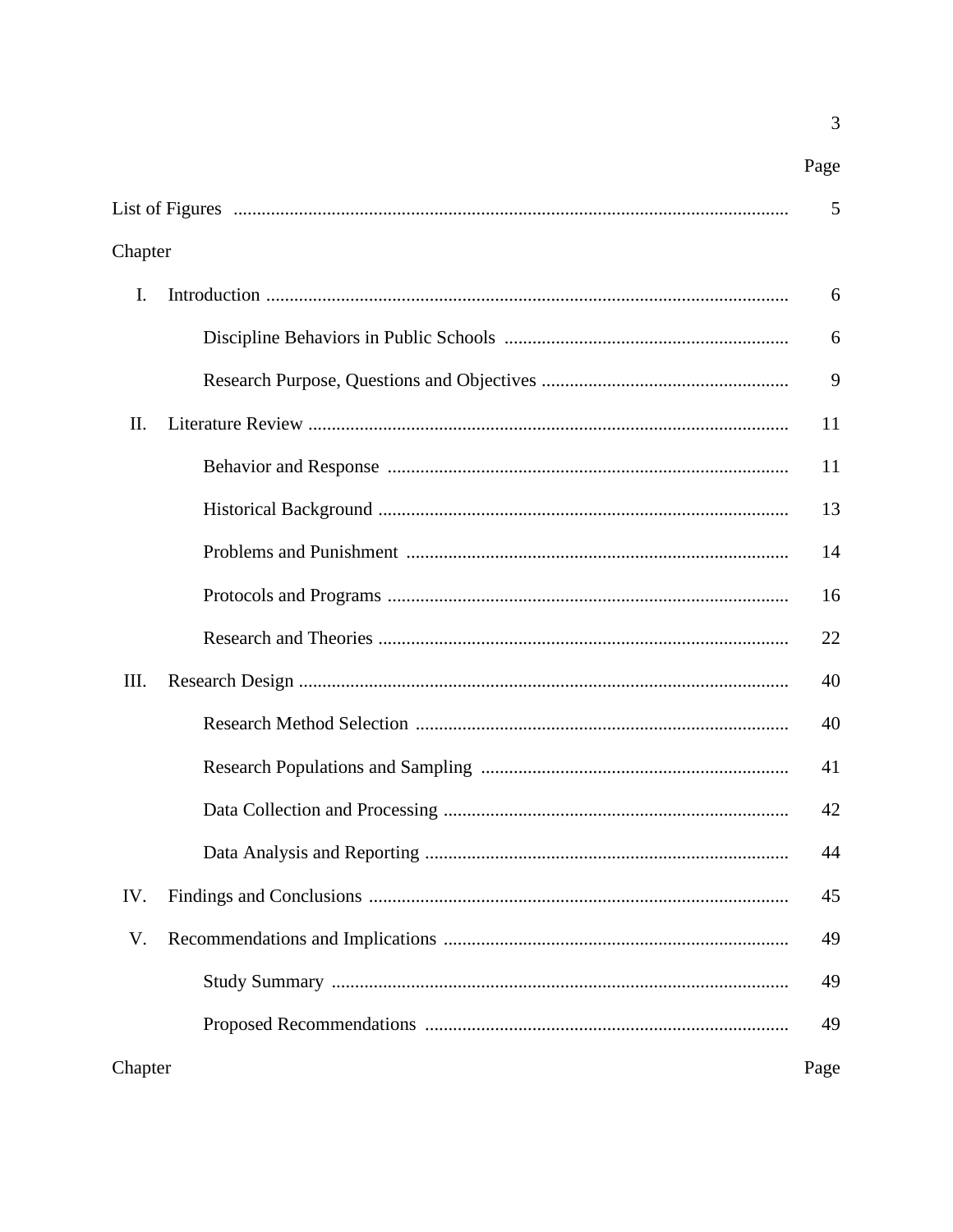| | Page |
|---|---|
| List of Figures | 5 |
| Chapter | |
| I. Introduction | 6 |
| Discipline Behaviors in Public Schools | 6 |
| Research Purpose, Questions and Objectives | 9 |
| II. Literature Review | 11 |
| Behavior and Response | 11 |
| Historical Background | 13 |
| Problems and Punishment | 14 |
| Protocols and Programs | 16 |
| Research and Theories | 22 |
| III. Research Design | 40 |
| Research Method Selection | 40 |
| Research Populations and Sampling | 41 |
| Data Collection and Processing | 42 |
| Data Analysis and Reporting | 44 |
| IV. Findings and Conclusions | 45 |
| V. Recommendations and Implications | 49 |
| Study Summary | 49 |
| Proposed Recommendations | 49 |
| Chapter | Page |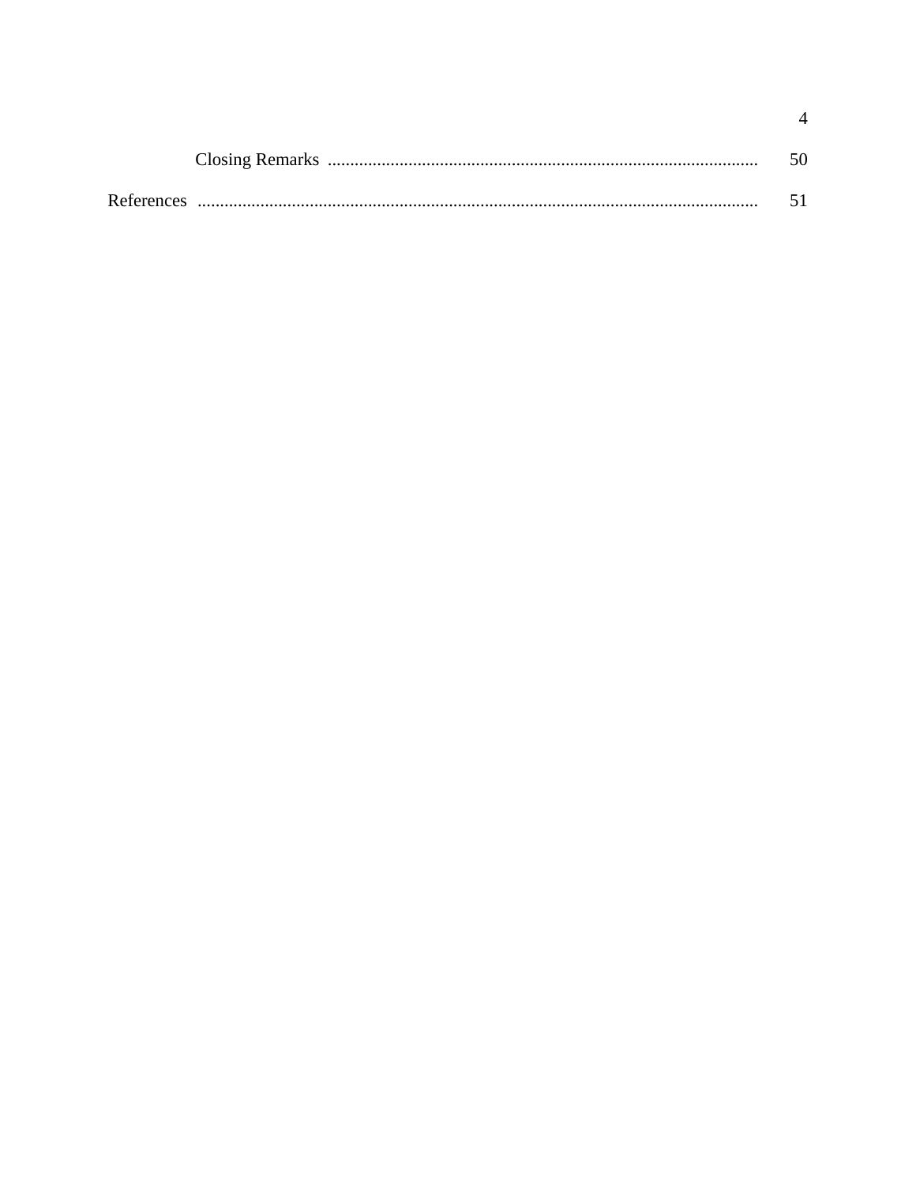Closing Remarks ........................................................................................................ 50

References ........................................................................................................................ 51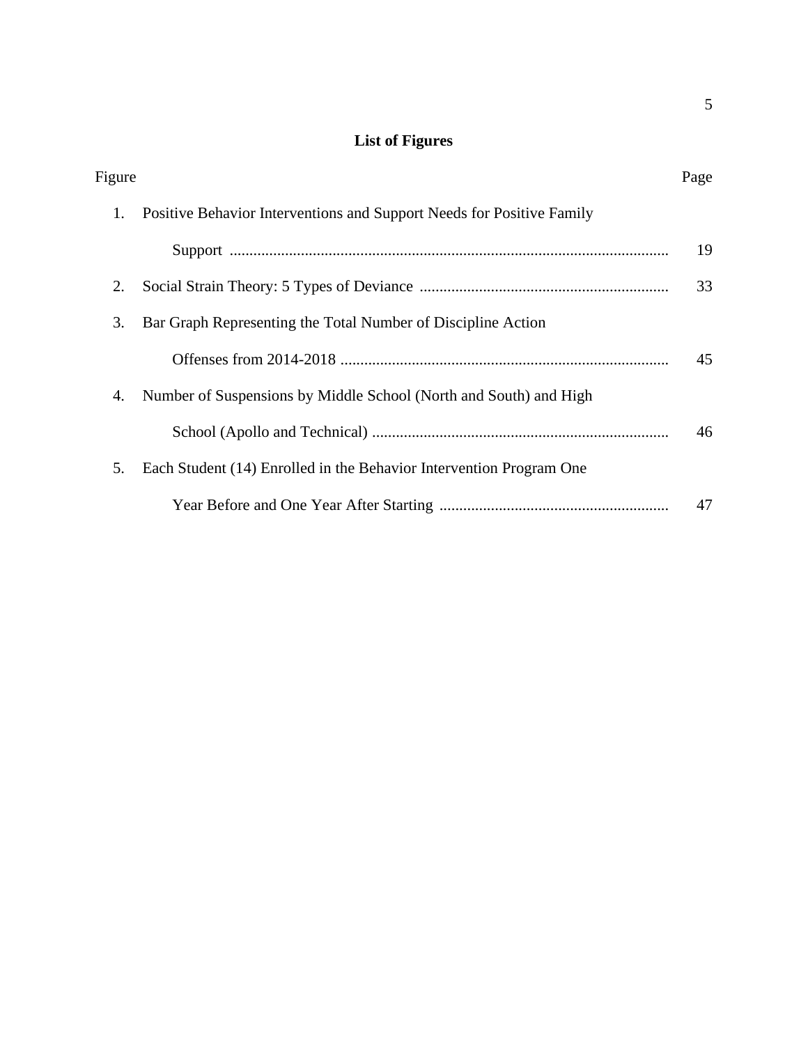## List of Figures

| Figure | | Page |
|---|---|---|
| 1. | Positive Behavior Interventions and Support Needs for Positive Family Support | 19 |
| 2. | Social Strain Theory: 5 Types of Deviance | 33 |
| 3. | Bar Graph Representing the Total Number of Discipline Action Offenses from 2014-2018 | 45 |
| 4. | Number of Suspensions by Middle School (North and South) and High School (Apollo and Technical) | 46 |
| 5. | Each Student (14) Enrolled in the Behavior Intervention Program One Year Before and One Year After Starting | 47 |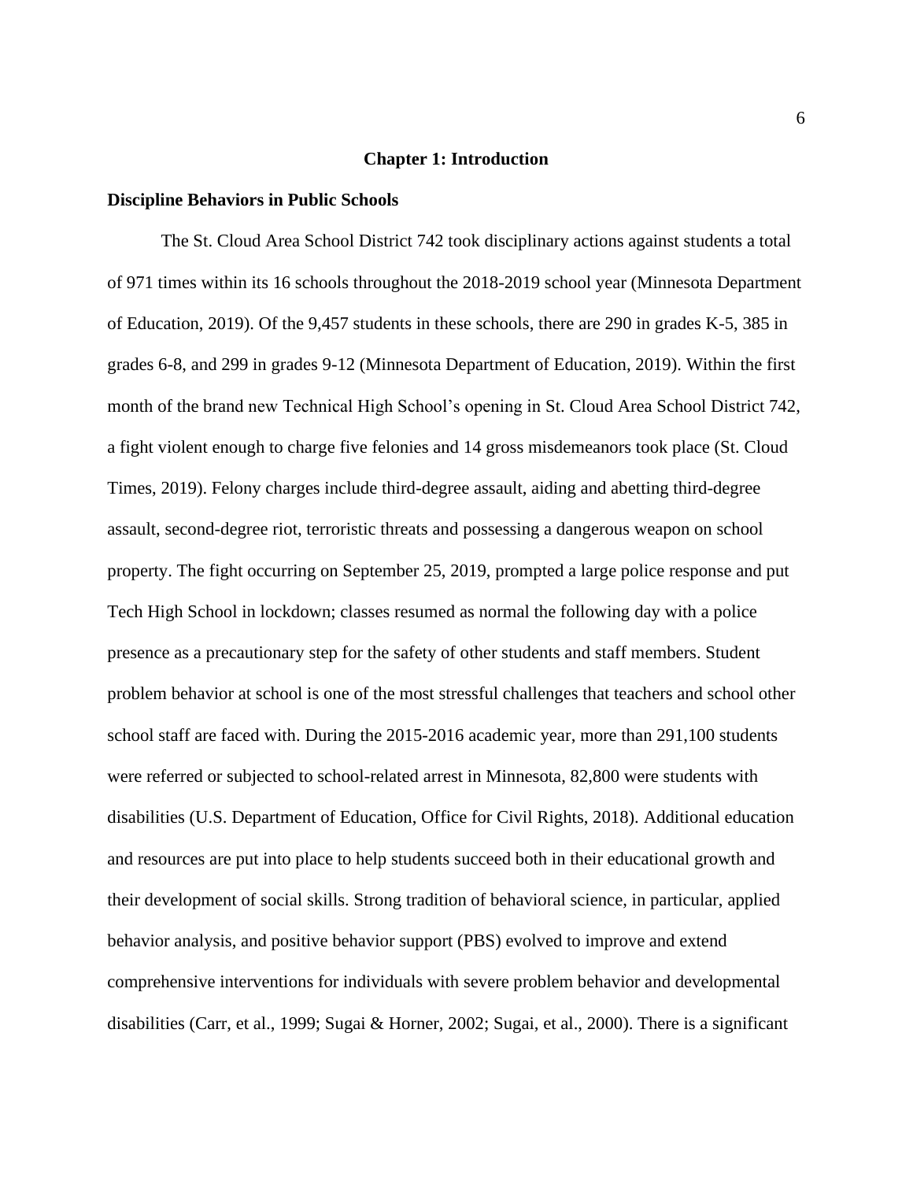# Chapter 1: Introduction

## Discipline Behaviors in Public Schools

The St. Cloud Area School District 742 took disciplinary actions against students a total of 971 times within its 16 schools throughout the 2018-2019 school year (Minnesota Department of Education, 2019). Of the 9,457 students in these schools, there are 290 in grades K-5, 385 in grades 6-8, and 299 in grades 9-12 (Minnesota Department of Education, 2019). Within the first month of the brand new Technical High School's opening in St. Cloud Area School District 742, a fight violent enough to charge five felonies and 14 gross misdemeanors took place (St. Cloud Times, 2019). Felony charges include third-degree assault, aiding and abetting third-degree assault, second-degree riot, terroristic threats and possessing a dangerous weapon on school property. The fight occurring on September 25, 2019, prompted a large police response and put Tech High School in lockdown; classes resumed as normal the following day with a police presence as a precautionary step for the safety of other students and staff members. Student problem behavior at school is one of the most stressful challenges that teachers and school other school staff are faced with. During the 2015-2016 academic year, more than 291,100 students were referred or subjected to school-related arrest in Minnesota, 82,800 were students with disabilities (U.S. Department of Education, Office for Civil Rights, 2018). Additional education and resources are put into place to help students succeed both in their educational growth and their development of social skills. Strong tradition of behavioral science, in particular, applied behavior analysis, and positive behavior support (PBS) evolved to improve and extend comprehensive interventions for individuals with severe problem behavior and developmental disabilities (Carr, et al., 1999; Sugai & Horner, 2002; Sugai, et al., 2000). There is a significant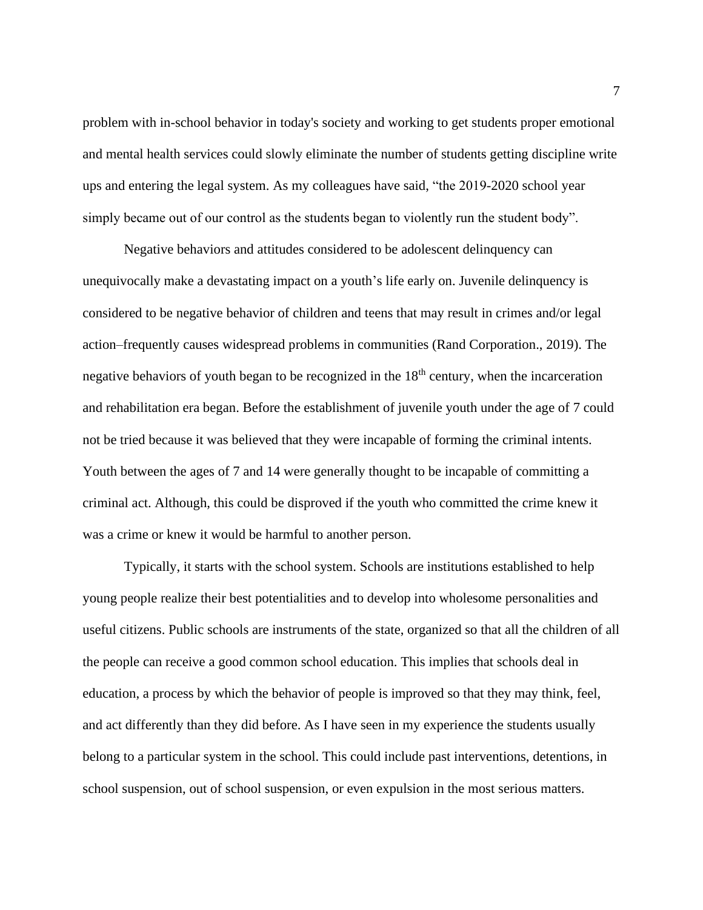problem with in-school behavior in today's society and working to get students proper emotional and mental health services could slowly eliminate the number of students getting discipline write ups and entering the legal system. As my colleagues have said, "the 2019-2020 school year simply became out of our control as the students began to violently run the student body".

Negative behaviors and attitudes considered to be adolescent delinquency can unequivocally make a devastating impact on a youth's life early on. Juvenile delinquency is considered to be negative behavior of children and teens that may result in crimes and/or legal action–frequently causes widespread problems in communities (Rand Corporation., 2019). The negative behaviors of youth began to be recognized in the 18th century, when the incarceration and rehabilitation era began. Before the establishment of juvenile youth under the age of 7 could not be tried because it was believed that they were incapable of forming the criminal intents. Youth between the ages of 7 and 14 were generally thought to be incapable of committing a criminal act. Although, this could be disproved if the youth who committed the crime knew it was a crime or knew it would be harmful to another person.

Typically, it starts with the school system. Schools are institutions established to help young people realize their best potentialities and to develop into wholesome personalities and useful citizens. Public schools are instruments of the state, organized so that all the children of all the people can receive a good common school education. This implies that schools deal in education, a process by which the behavior of people is improved so that they may think, feel, and act differently than they did before. As I have seen in my experience the students usually belong to a particular system in the school. This could include past interventions, detentions, in school suspension, out of school suspension, or even expulsion in the most serious matters.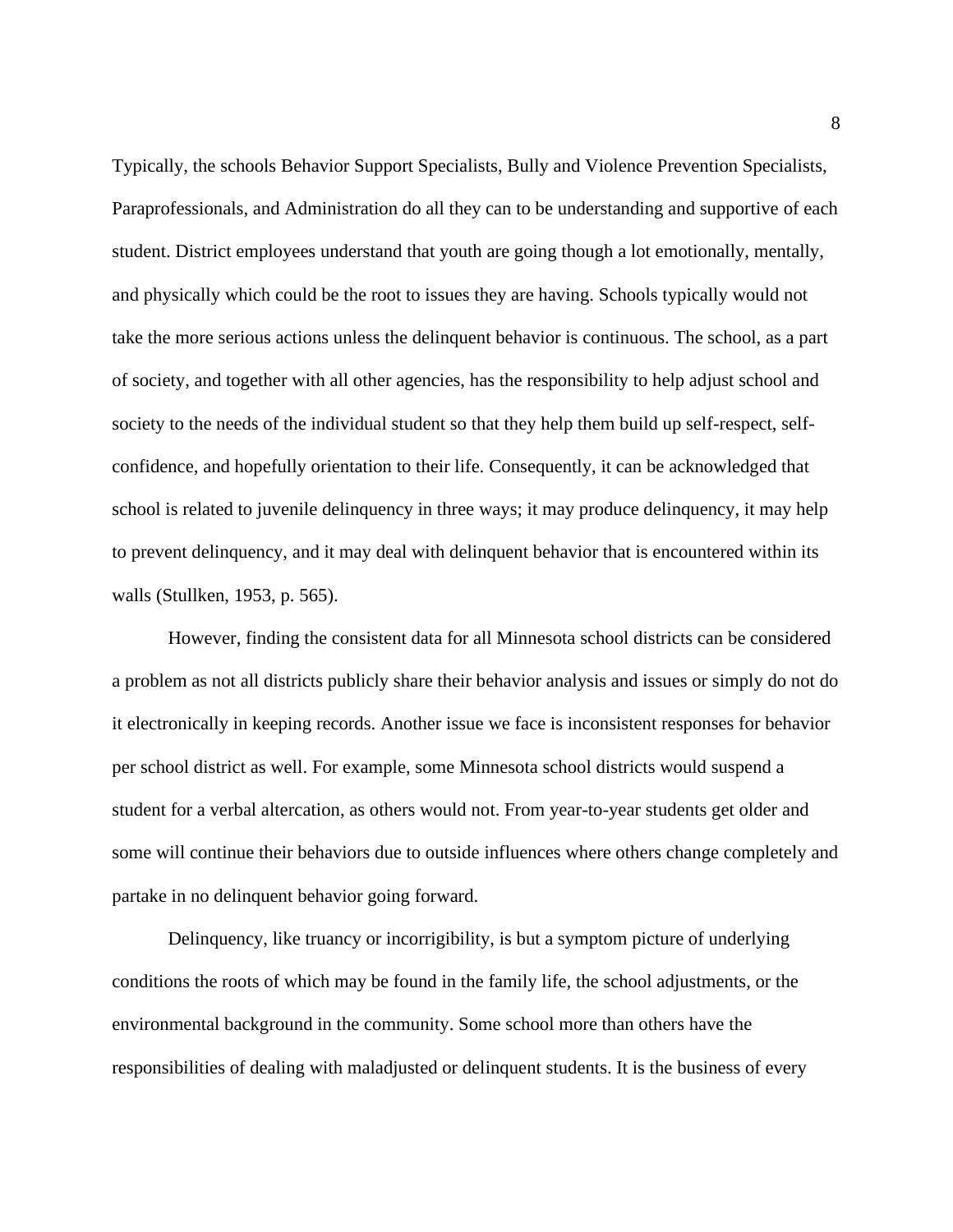Typically, the schools Behavior Support Specialists, Bully and Violence Prevention Specialists, Paraprofessionals, and Administration do all they can to be understanding and supportive of each student. District employees understand that youth are going though a lot emotionally, mentally, and physically which could be the root to issues they are having. Schools typically would not take the more serious actions unless the delinquent behavior is continuous. The school, as a part of society, and together with all other agencies, has the responsibility to help adjust school and society to the needs of the individual student so that they help them build up self-respect, self-confidence, and hopefully orientation to their life. Consequently, it can be acknowledged that school is related to juvenile delinquency in three ways; it may produce delinquency, it may help to prevent delinquency, and it may deal with delinquent behavior that is encountered within its walls (Stullken, 1953, p. 565).

However, finding the consistent data for all Minnesota school districts can be considered a problem as not all districts publicly share their behavior analysis and issues or simply do not do it electronically in keeping records. Another issue we face is inconsistent responses for behavior per school district as well. For example, some Minnesota school districts would suspend a student for a verbal altercation, as others would not. From year-to-year students get older and some will continue their behaviors due to outside influences where others change completely and partake in no delinquent behavior going forward.

Delinquency, like truancy or incorrigibility, is but a symptom picture of underlying conditions the roots of which may be found in the family life, the school adjustments, or the environmental background in the community. Some school more than others have the responsibilities of dealing with maladjusted or delinquent students. It is the business of every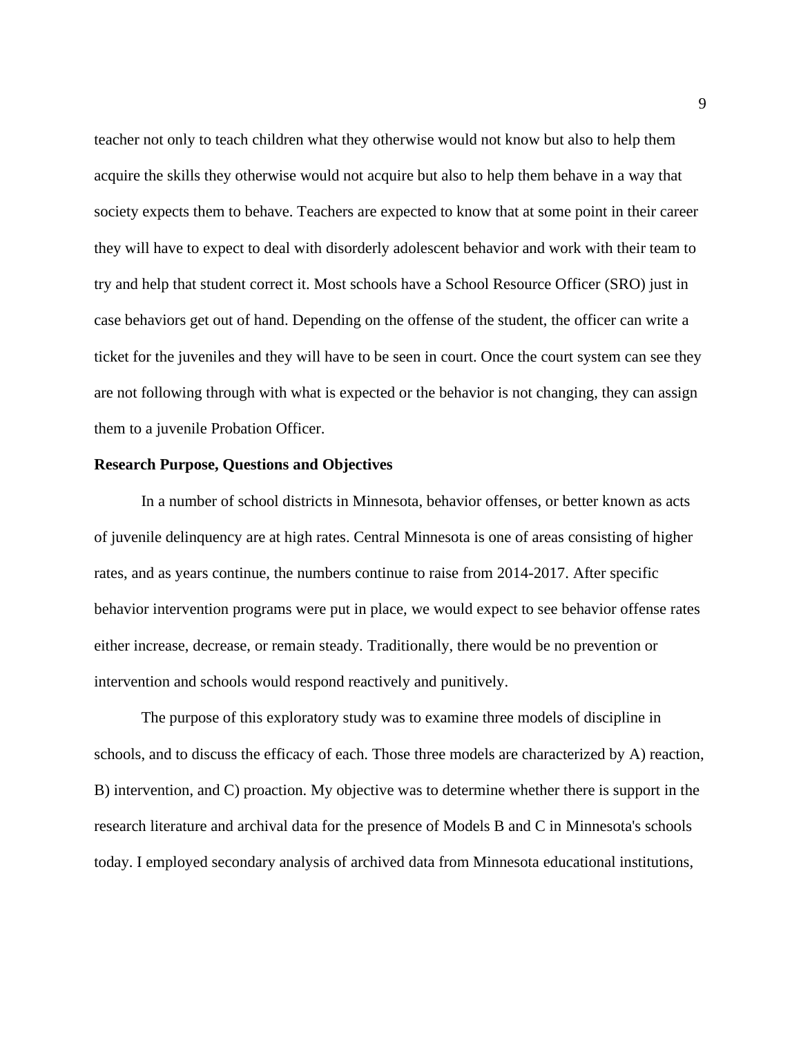teacher not only to teach children what they otherwise would not know but also to help them acquire the skills they otherwise would not acquire but also to help them behave in a way that society expects them to behave. Teachers are expected to know that at some point in their career they will have to expect to deal with disorderly adolescent behavior and work with their team to try and help that student correct it. Most schools have a School Resource Officer (SRO) just in case behaviors get out of hand. Depending on the offense of the student, the officer can write a ticket for the juveniles and they will have to be seen in court. Once the court system can see they are not following through with what is expected or the behavior is not changing, they can assign them to a juvenile Probation Officer.

## Research Purpose, Questions and Objectives

In a number of school districts in Minnesota, behavior offenses, or better known as acts of juvenile delinquency are at high rates. Central Minnesota is one of areas consisting of higher rates, and as years continue, the numbers continue to raise from 2014-2017. After specific behavior intervention programs were put in place, we would expect to see behavior offense rates either increase, decrease, or remain steady. Traditionally, there would be no prevention or intervention and schools would respond reactively and punitively.

The purpose of this exploratory study was to examine three models of discipline in schools, and to discuss the efficacy of each. Those three models are characterized by A) reaction, B) intervention, and C) proaction. My objective was to determine whether there is support in the research literature and archival data for the presence of Models B and C in Minnesota's schools today. I employed secondary analysis of archived data from Minnesota educational institutions,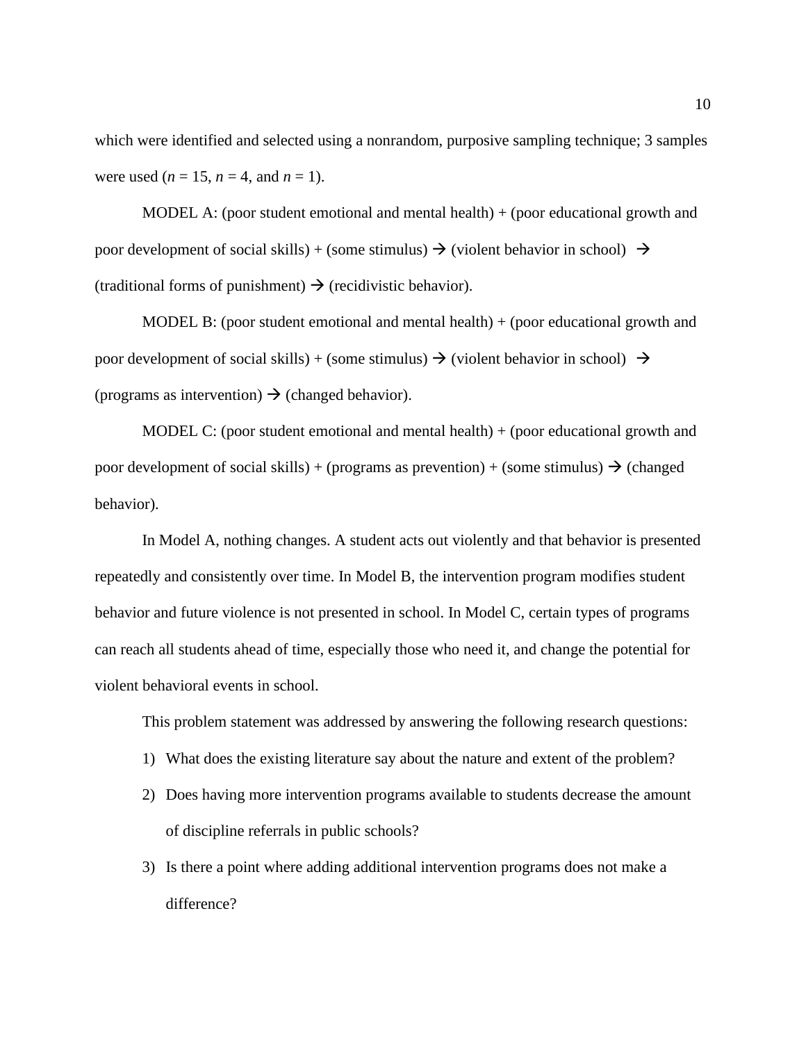which were identified and selected using a nonrandom, purposive sampling technique; 3 samples were used (*n* = 15, *n* = 4, and *n* = 1).

MODEL A: (poor student emotional and mental health) + (poor educational growth and poor development of social skills) + (some stimulus) → (violent behavior in school) → (traditional forms of punishment) → (recidivistic behavior).

MODEL B: (poor student emotional and mental health) + (poor educational growth and poor development of social skills) + (some stimulus) → (violent behavior in school) → (programs as intervention) → (changed behavior).

MODEL C: (poor student emotional and mental health) + (poor educational growth and poor development of social skills) + (programs as prevention) + (some stimulus) → (changed behavior).

In Model A, nothing changes. A student acts out violently and that behavior is presented repeatedly and consistently over time. In Model B, the intervention program modifies student behavior and future violence is not presented in school. In Model C, certain types of programs can reach all students ahead of time, especially those who need it, and change the potential for violent behavioral events in school.

This problem statement was addressed by answering the following research questions:

1) What does the existing literature say about the nature and extent of the problem?
2) Does having more intervention programs available to students decrease the amount of discipline referrals in public schools?
3) Is there a point where adding additional intervention programs does not make a difference?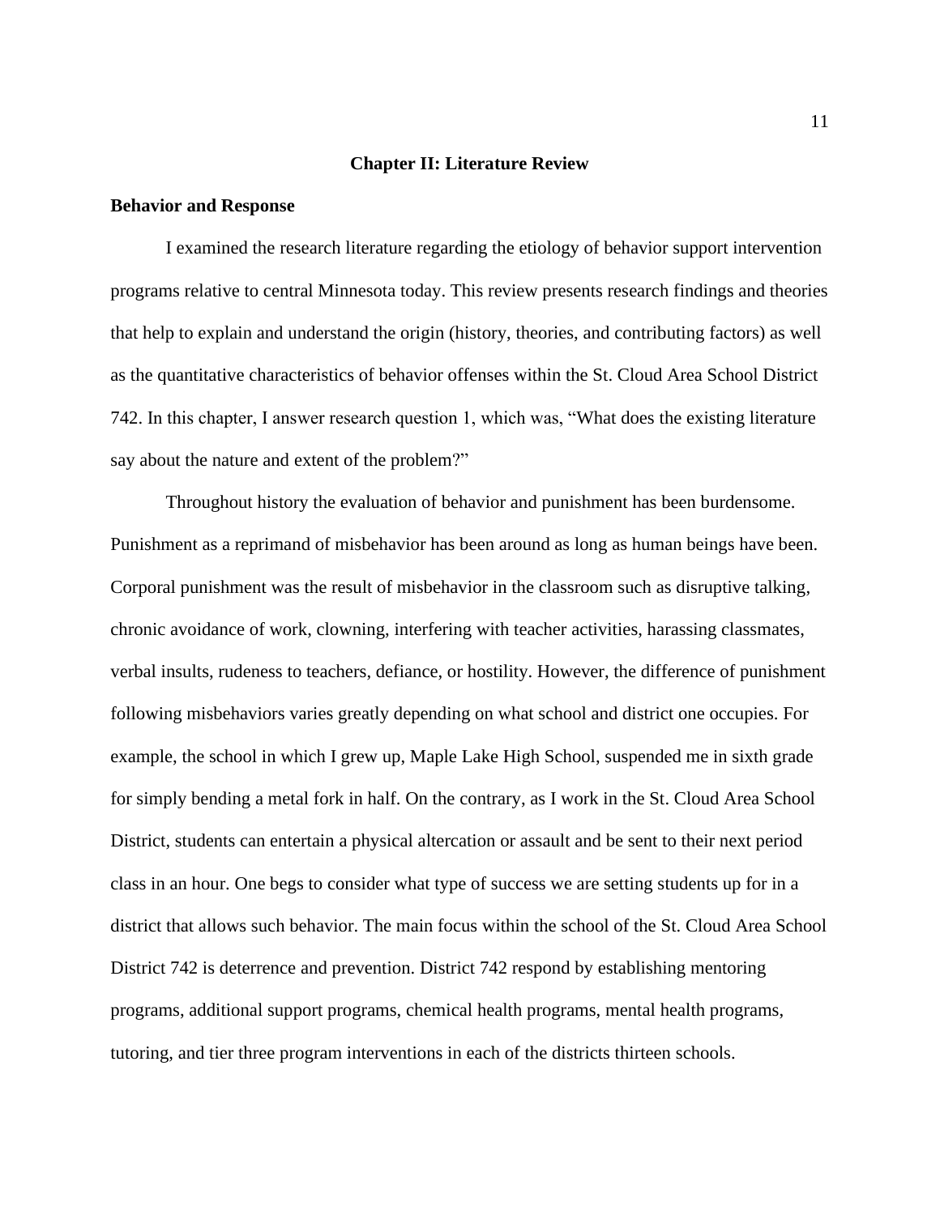## Chapter II: Literature Review

### Behavior and Response

I examined the research literature regarding the etiology of behavior support intervention programs relative to central Minnesota today. This review presents research findings and theories that help to explain and understand the origin (history, theories, and contributing factors) as well as the quantitative characteristics of behavior offenses within the St. Cloud Area School District 742. In this chapter, I answer research question 1, which was, "What does the existing literature say about the nature and extent of the problem?"

Throughout history the evaluation of behavior and punishment has been burdensome. Punishment as a reprimand of misbehavior has been around as long as human beings have been. Corporal punishment was the result of misbehavior in the classroom such as disruptive talking, chronic avoidance of work, clowning, interfering with teacher activities, harassing classmates, verbal insults, rudeness to teachers, defiance, or hostility. However, the difference of punishment following misbehaviors varies greatly depending on what school and district one occupies. For example, the school in which I grew up, Maple Lake High School, suspended me in sixth grade for simply bending a metal fork in half. On the contrary, as I work in the St. Cloud Area School District, students can entertain a physical altercation or assault and be sent to their next period class in an hour. One begs to consider what type of success we are setting students up for in a district that allows such behavior. The main focus within the school of the St. Cloud Area School District 742 is deterrence and prevention. District 742 respond by establishing mentoring programs, additional support programs, chemical health programs, mental health programs, tutoring, and tier three program interventions in each of the districts thirteen schools.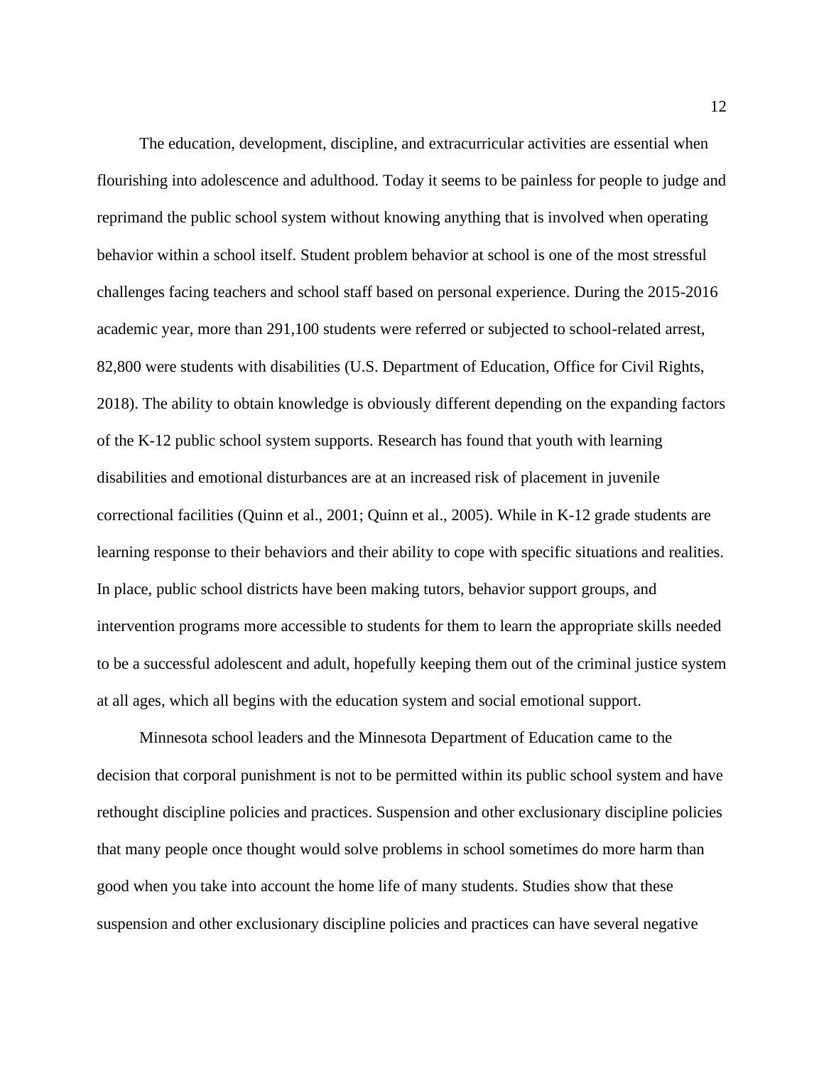The education, development, discipline, and extracurricular activities are essential when flourishing into adolescence and adulthood. Today it seems to be painless for people to judge and reprimand the public school system without knowing anything that is involved when operating behavior within a school itself. Student problem behavior at school is one of the most stressful challenges facing teachers and school staff based on personal experience. During the 2015-2016 academic year, more than 291,100 students were referred or subjected to school-related arrest, 82,800 were students with disabilities (U.S. Department of Education, Office for Civil Rights, 2018). The ability to obtain knowledge is obviously different depending on the expanding factors of the K-12 public school system supports. Research has found that youth with learning disabilities and emotional disturbances are at an increased risk of placement in juvenile correctional facilities (Quinn et al., 2001; Quinn et al., 2005). While in K-12 grade students are learning response to their behaviors and their ability to cope with specific situations and realities. In place, public school districts have been making tutors, behavior support groups, and intervention programs more accessible to students for them to learn the appropriate skills needed to be a successful adolescent and adult, hopefully keeping them out of the criminal justice system at all ages, which all begins with the education system and social emotional support.

Minnesota school leaders and the Minnesota Department of Education came to the decision that corporal punishment is not to be permitted within its public school system and have rethought discipline policies and practices. Suspension and other exclusionary discipline policies that many people once thought would solve problems in school sometimes do more harm than good when you take into account the home life of many students. Studies show that these suspension and other exclusionary discipline policies and practices can have several negative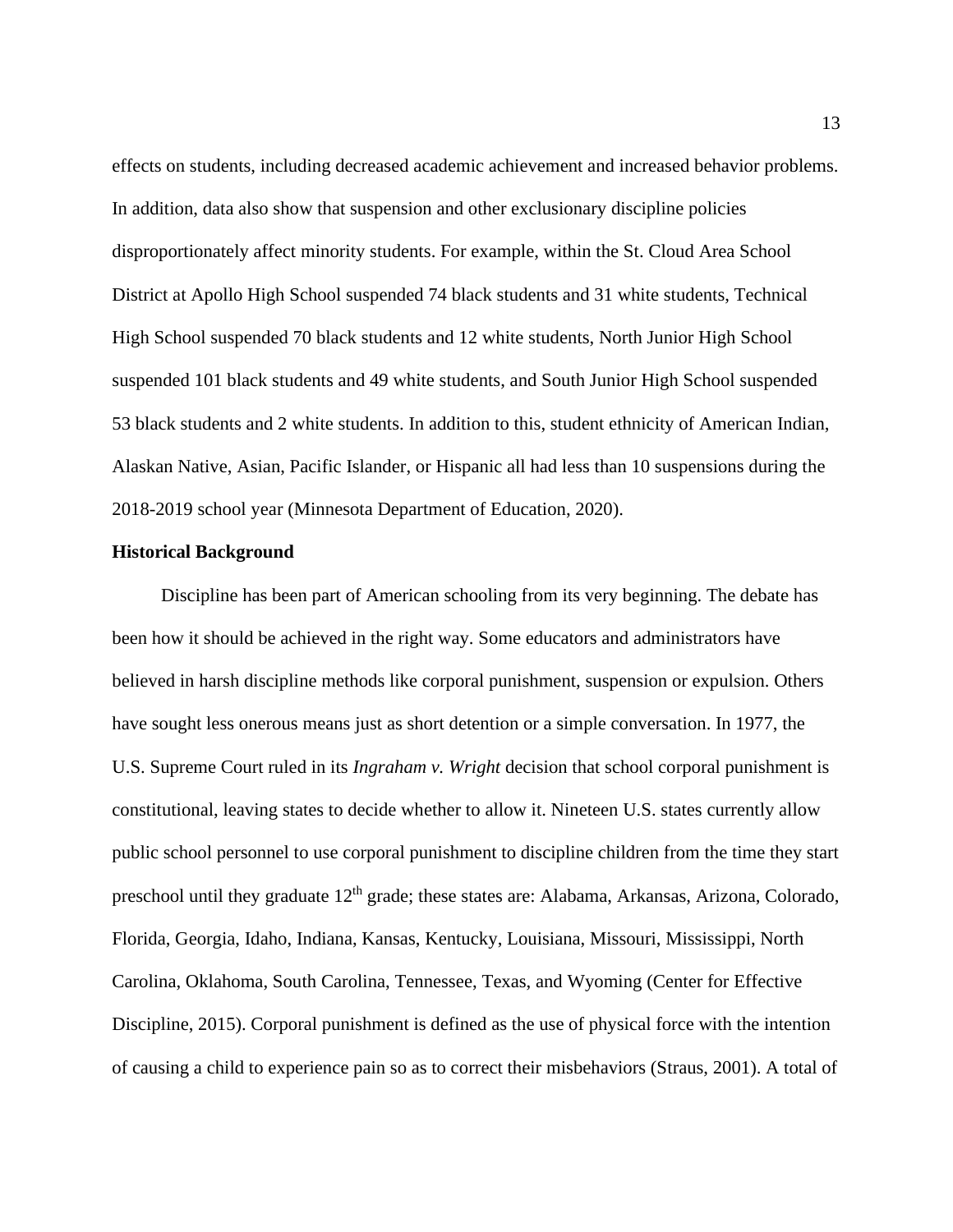effects on students, including decreased academic achievement and increased behavior problems. In addition, data also show that suspension and other exclusionary discipline policies disproportionately affect minority students. For example, within the St. Cloud Area School District at Apollo High School suspended 74 black students and 31 white students, Technical High School suspended 70 black students and 12 white students, North Junior High School suspended 101 black students and 49 white students, and South Junior High School suspended 53 black students and 2 white students. In addition to this, student ethnicity of American Indian, Alaskan Native, Asian, Pacific Islander, or Hispanic all had less than 10 suspensions during the 2018-2019 school year (Minnesota Department of Education, 2020).

**Historical Background**

Discipline has been part of American schooling from its very beginning. The debate has been how it should be achieved in the right way. Some educators and administrators have believed in harsh discipline methods like corporal punishment, suspension or expulsion. Others have sought less onerous means just as short detention or a simple conversation. In 1977, the U.S. Supreme Court ruled in its *Ingraham v. Wright* decision that school corporal punishment is constitutional, leaving states to decide whether to allow it. Nineteen U.S. states currently allow public school personnel to use corporal punishment to discipline children from the time they start preschool until they graduate 12th grade; these states are: Alabama, Arkansas, Arizona, Colorado, Florida, Georgia, Idaho, Indiana, Kansas, Kentucky, Louisiana, Missouri, Mississippi, North Carolina, Oklahoma, South Carolina, Tennessee, Texas, and Wyoming (Center for Effective Discipline, 2015). Corporal punishment is defined as the use of physical force with the intention of causing a child to experience pain so as to correct their misbehaviors (Straus, 2001). A total of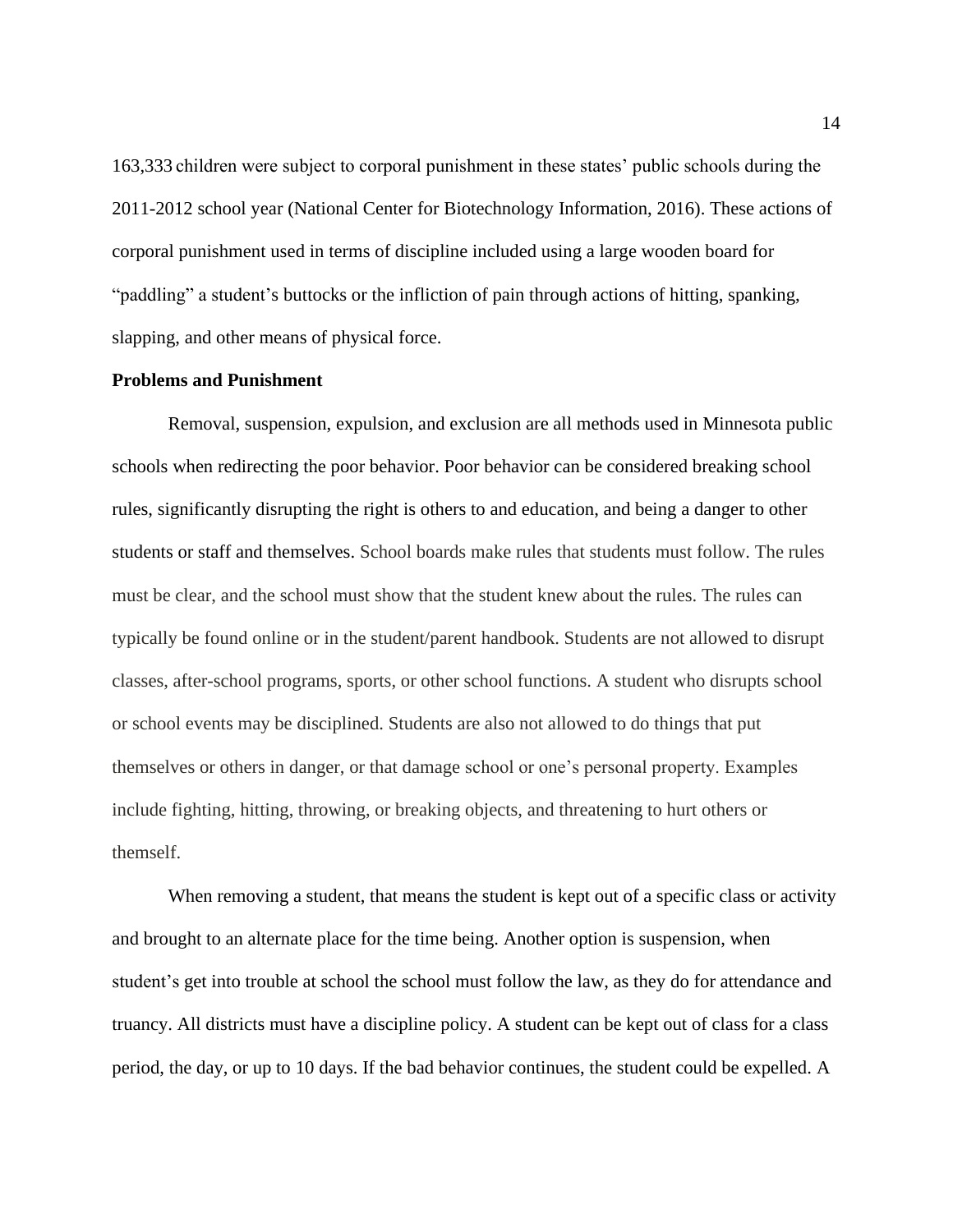163,333 children were subject to corporal punishment in these states' public schools during the 2011-2012 school year (National Center for Biotechnology Information, 2016). These actions of corporal punishment used in terms of discipline included using a large wooden board for "paddling" a student's buttocks or the infliction of pain through actions of hitting, spanking, slapping, and other means of physical force.

**Problems and Punishment**

Removal, suspension, expulsion, and exclusion are all methods used in Minnesota public schools when redirecting the poor behavior. Poor behavior can be considered breaking school rules, significantly disrupting the right is others to and education, and being a danger to other students or staff and themselves. School boards make rules that students must follow. The rules must be clear, and the school must show that the student knew about the rules. The rules can typically be found online or in the student/parent handbook. Students are not allowed to disrupt classes, after-school programs, sports, or other school functions. A student who disrupts school or school events may be disciplined. Students are also not allowed to do things that put themselves or others in danger, or that damage school or one's personal property. Examples include fighting, hitting, throwing, or breaking objects, and threatening to hurt others or themself.

When removing a student, that means the student is kept out of a specific class or activity and brought to an alternate place for the time being. Another option is suspension, when student's get into trouble at school the school must follow the law, as they do for attendance and truancy. All districts must have a discipline policy. A student can be kept out of class for a class period, the day, or up to 10 days. If the bad behavior continues, the student could be expelled. A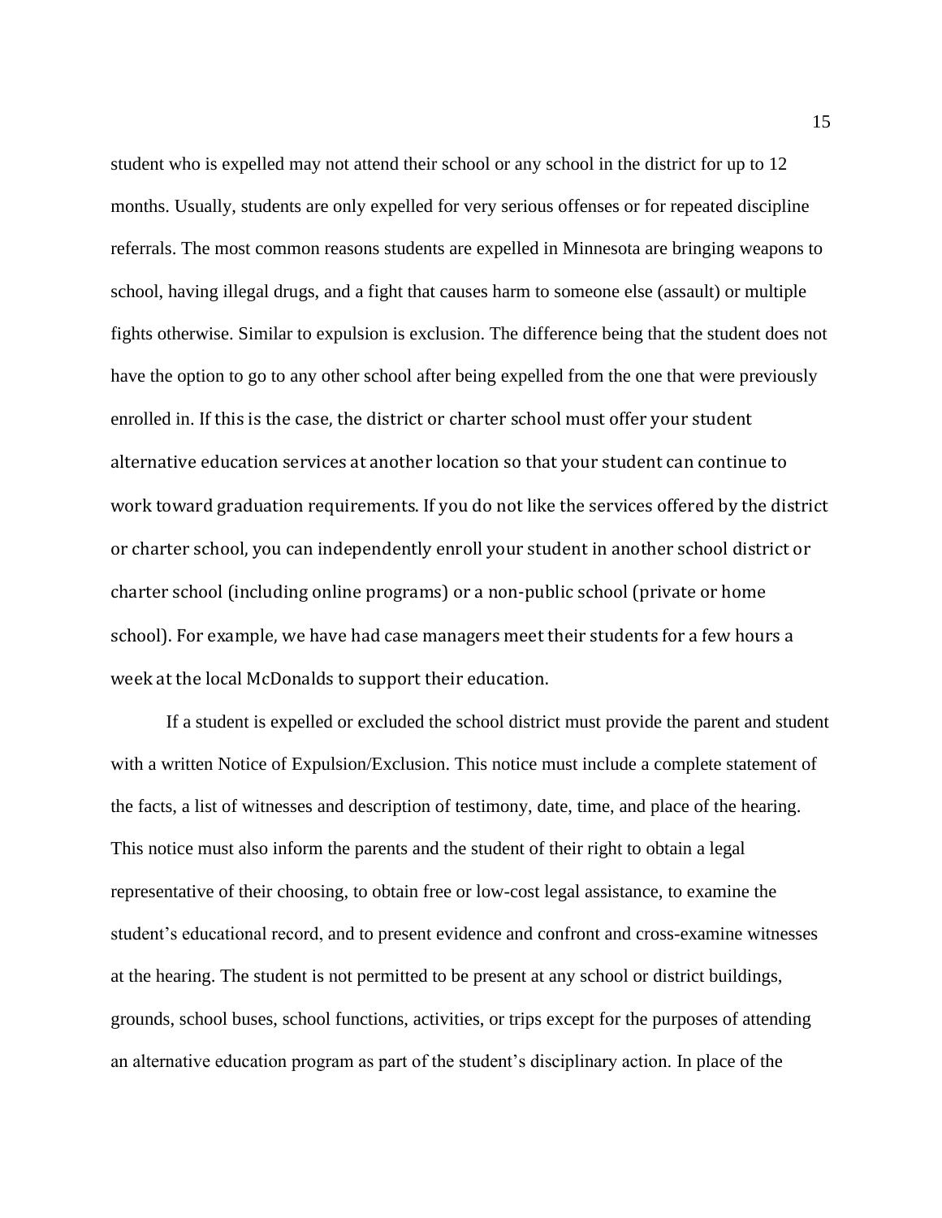student who is expelled may not attend their school or any school in the district for up to 12 months. Usually, students are only expelled for very serious offenses or for repeated discipline referrals. The most common reasons students are expelled in Minnesota are bringing weapons to school, having illegal drugs, and a fight that causes harm to someone else (assault) or multiple fights otherwise. Similar to expulsion is exclusion. The difference being that the student does not have the option to go to any other school after being expelled from the one that were previously enrolled in. If this is the case, the district or charter school must offer your student alternative education services at another location so that your student can continue to work toward graduation requirements. If you do not like the services offered by the district or charter school, you can independently enroll your student in another school district or charter school (including online programs) or a non-public school (private or home school). For example, we have had case managers meet their students for a few hours a week at the local McDonalds to support their education.

If a student is expelled or excluded the school district must provide the parent and student with a written Notice of Expulsion/Exclusion. This notice must include a complete statement of the facts, a list of witnesses and description of testimony, date, time, and place of the hearing. This notice must also inform the parents and the student of their right to obtain a legal representative of their choosing, to obtain free or low-cost legal assistance, to examine the student's educational record, and to present evidence and confront and cross-examine witnesses at the hearing. The student is not permitted to be present at any school or district buildings, grounds, school buses, school functions, activities, or trips except for the purposes of attending an alternative education program as part of the student's disciplinary action. In place of the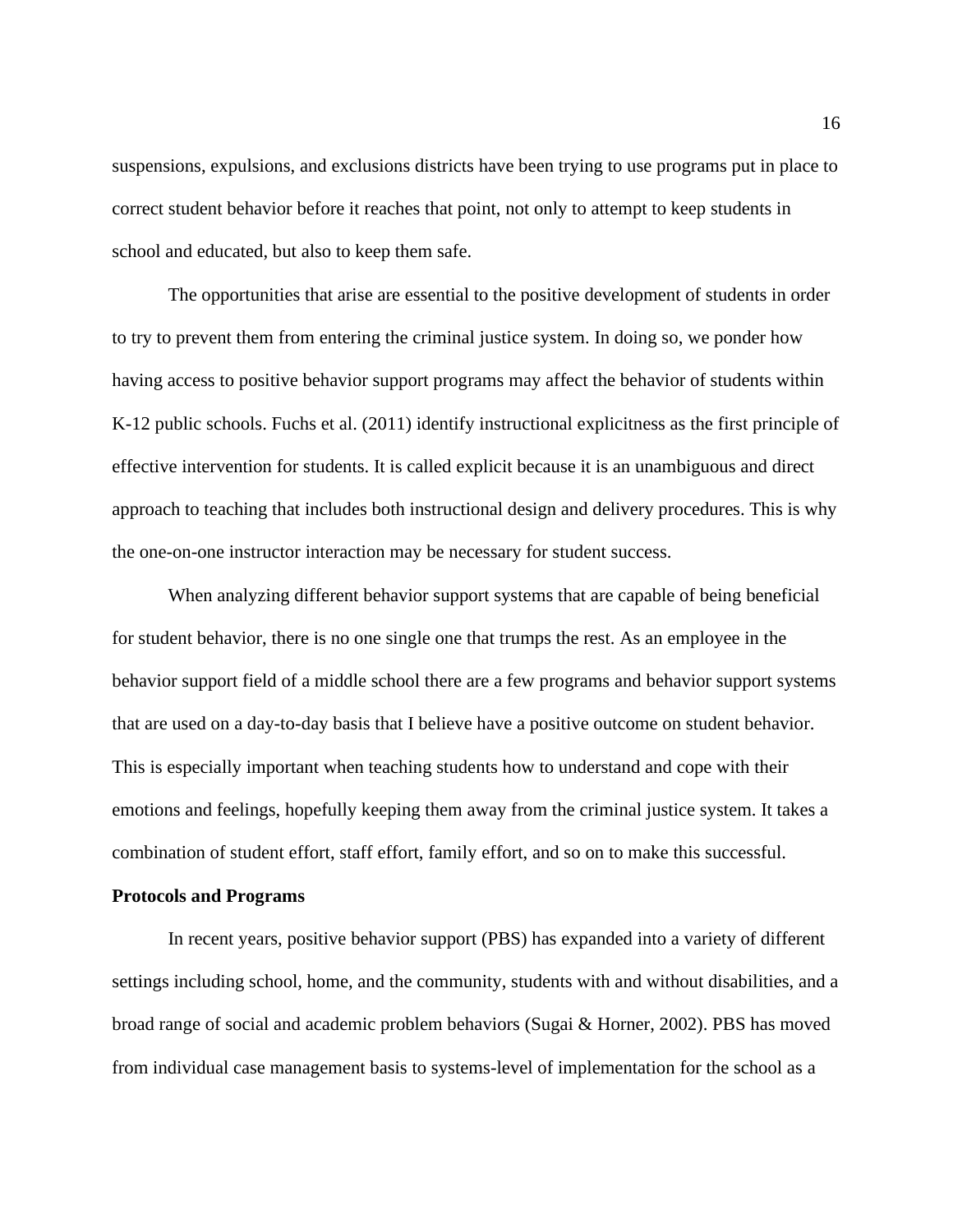suspensions, expulsions, and exclusions districts have been trying to use programs put in place to correct student behavior before it reaches that point, not only to attempt to keep students in school and educated, but also to keep them safe.

The opportunities that arise are essential to the positive development of students in order to try to prevent them from entering the criminal justice system. In doing so, we ponder how having access to positive behavior support programs may affect the behavior of students within K-12 public schools. Fuchs et al. (2011) identify instructional explicitness as the first principle of effective intervention for students. It is called explicit because it is an unambiguous and direct approach to teaching that includes both instructional design and delivery procedures. This is why the one-on-one instructor interaction may be necessary for student success.

When analyzing different behavior support systems that are capable of being beneficial for student behavior, there is no one single one that trumps the rest. As an employee in the behavior support field of a middle school there are a few programs and behavior support systems that are used on a day-to-day basis that I believe have a positive outcome on student behavior. This is especially important when teaching students how to understand and cope with their emotions and feelings, hopefully keeping them away from the criminal justice system. It takes a combination of student effort, staff effort, family effort, and so on to make this successful.

**Protocols and Programs**

In recent years, positive behavior support (PBS) has expanded into a variety of different settings including school, home, and the community, students with and without disabilities, and a broad range of social and academic problem behaviors (Sugai & Horner, 2002). PBS has moved from individual case management basis to systems-level of implementation for the school as a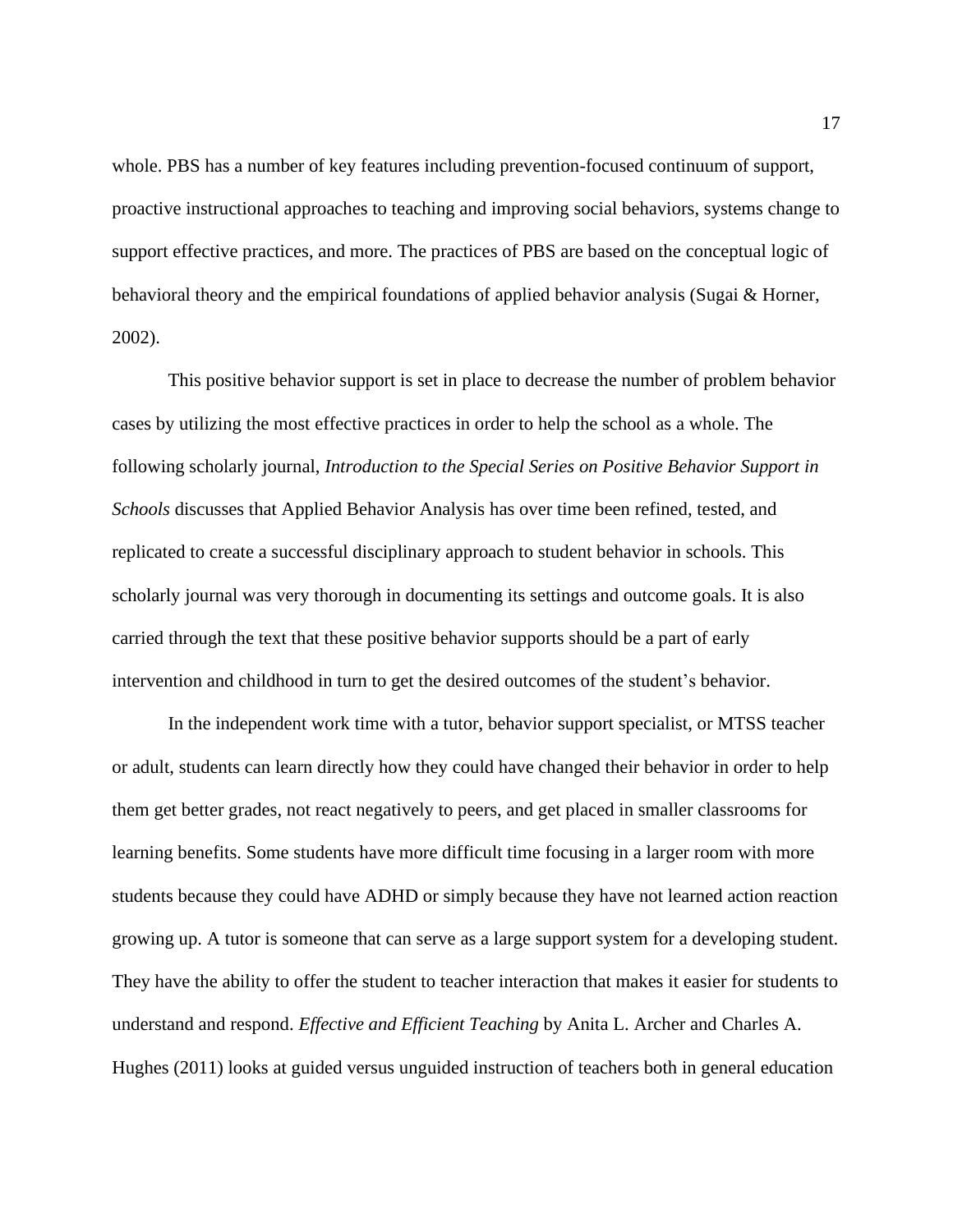whole. PBS has a number of key features including prevention-focused continuum of support, proactive instructional approaches to teaching and improving social behaviors, systems change to support effective practices, and more. The practices of PBS are based on the conceptual logic of behavioral theory and the empirical foundations of applied behavior analysis (Sugai & Horner, 2002).

This positive behavior support is set in place to decrease the number of problem behavior cases by utilizing the most effective practices in order to help the school as a whole. The following scholarly journal, *Introduction to the Special Series on Positive Behavior Support in Schools* discusses that Applied Behavior Analysis has over time been refined, tested, and replicated to create a successful disciplinary approach to student behavior in schools. This scholarly journal was very thorough in documenting its settings and outcome goals. It is also carried through the text that these positive behavior supports should be a part of early intervention and childhood in turn to get the desired outcomes of the student's behavior.

In the independent work time with a tutor, behavior support specialist, or MTSS teacher or adult, students can learn directly how they could have changed their behavior in order to help them get better grades, not react negatively to peers, and get placed in smaller classrooms for learning benefits. Some students have more difficult time focusing in a larger room with more students because they could have ADHD or simply because they have not learned action reaction growing up. A tutor is someone that can serve as a large support system for a developing student. They have the ability to offer the student to teacher interaction that makes it easier for students to understand and respond. *Effective and Efficient Teaching* by Anita L. Archer and Charles A. Hughes (2011) looks at guided versus unguided instruction of teachers both in general education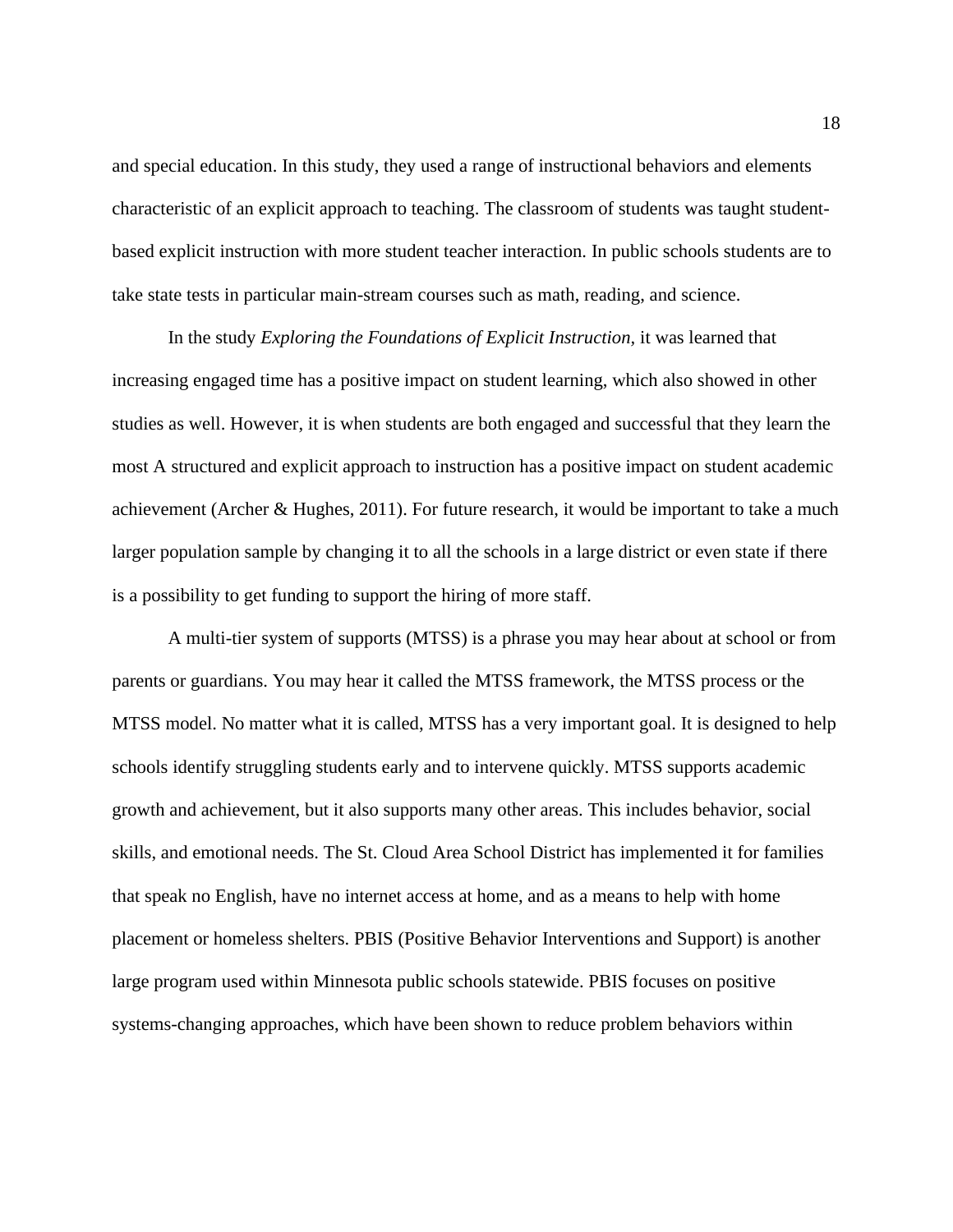and special education. In this study, they used a range of instructional behaviors and elements characteristic of an explicit approach to teaching. The classroom of students was taught student-based explicit instruction with more student teacher interaction. In public schools students are to take state tests in particular main-stream courses such as math, reading, and science.

In the study *Exploring the Foundations of Explicit Instruction,* it was learned that increasing engaged time has a positive impact on student learning, which also showed in other studies as well. However, it is when students are both engaged and successful that they learn the most A structured and explicit approach to instruction has a positive impact on student academic achievement (Archer & Hughes, 2011). For future research, it would be important to take a much larger population sample by changing it to all the schools in a large district or even state if there is a possibility to get funding to support the hiring of more staff.

A multi-tier system of supports (MTSS) is a phrase you may hear about at school or from parents or guardians. You may hear it called the MTSS framework, the MTSS process or the MTSS model. No matter what it is called, MTSS has a very important goal. It is designed to help schools identify struggling students early and to intervene quickly. MTSS supports academic growth and achievement, but it also supports many other areas. This includes behavior, social skills, and emotional needs. The St. Cloud Area School District has implemented it for families that speak no English, have no internet access at home, and as a means to help with home placement or homeless shelters. PBIS (Positive Behavior Interventions and Support) is another large program used within Minnesota public schools statewide. PBIS focuses on positive systems-changing approaches, which have been shown to reduce problem behaviors within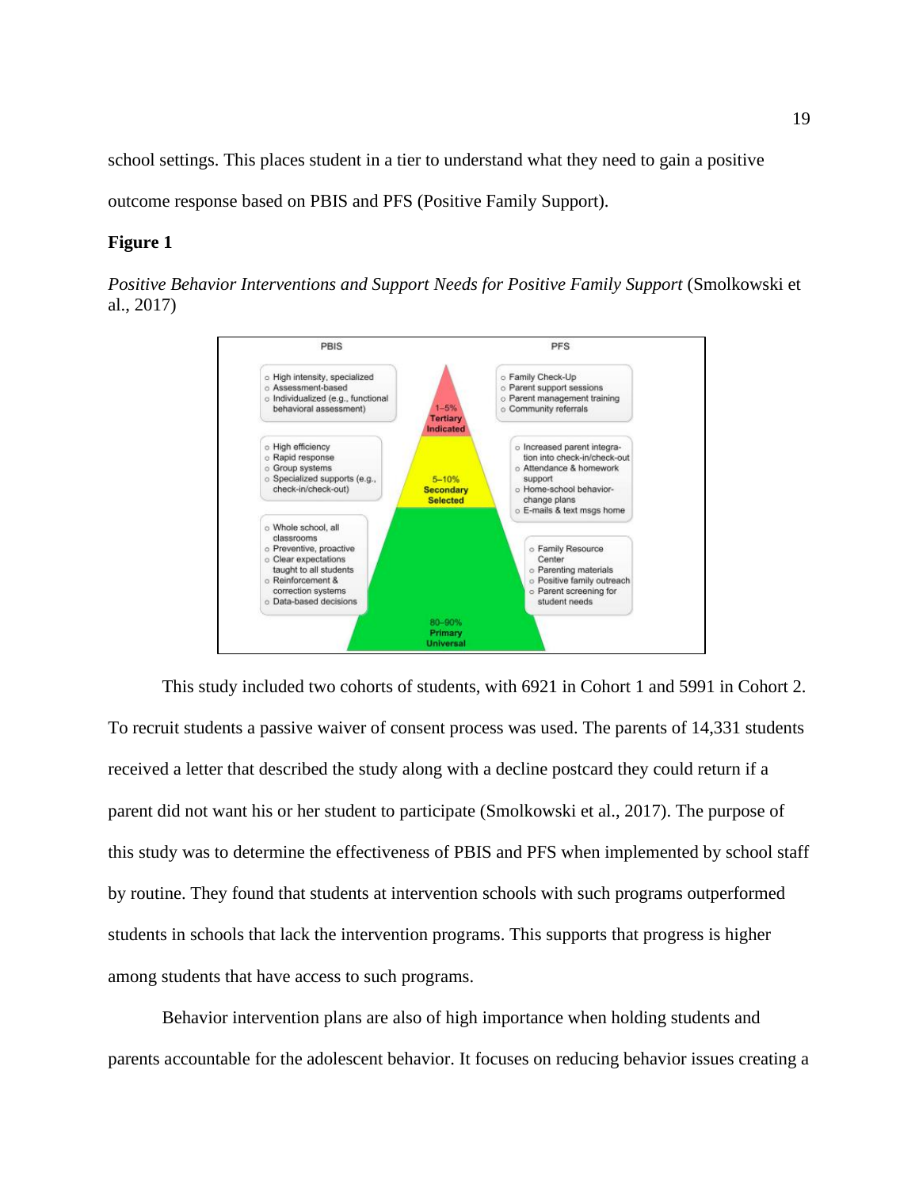school settings. This places student in a tier to understand what they need to gain a positive outcome response based on PBIS and PFS (Positive Family Support).

**Figure 1**

*Positive Behavior Interventions and Support Needs for Positive Family Support* (Smolkowski et al., 2017)

PBIS

PFS

- High intensity, specialized
- Assessment-based
- Individualized (e.g., functional behavioral assessment)

1–5%
Tertiary
Indicated

- Family Check-Up
- Parent support sessions
- Parent management training
- Community referrals

- High efficiency
- Rapid response
- Group systems
- Specialized supports (e.g., check-in/check-out)

5–10%
Secondary
Selected

- Increased parent integration into check-in/check-out
- Attendance & homework support
- Home-school behavior-change plans
- E-mails & text msgs home

- Whole school, all classrooms
- Preventive, proactive
- Clear expectations taught to all students
- Reinforcement & correction systems
- Data-based decisions

80–90%
Primary
Universal

- Family Resource Center
- Parenting materials
- Positive family outreach
- Parent screening for student needs

This study included two cohorts of students, with 6921 in Cohort 1 and 5991 in Cohort 2. To recruit students a passive waiver of consent process was used. The parents of 14,331 students received a letter that described the study along with a decline postcard they could return if a parent did not want his or her student to participate (Smolkowski et al., 2017). The purpose of this study was to determine the effectiveness of PBIS and PFS when implemented by school staff by routine. They found that students at intervention schools with such programs outperformed students in schools that lack the intervention programs. This supports that progress is higher among students that have access to such programs.

Behavior intervention plans are also of high importance when holding students and parents accountable for the adolescent behavior. It focuses on reducing behavior issues creating a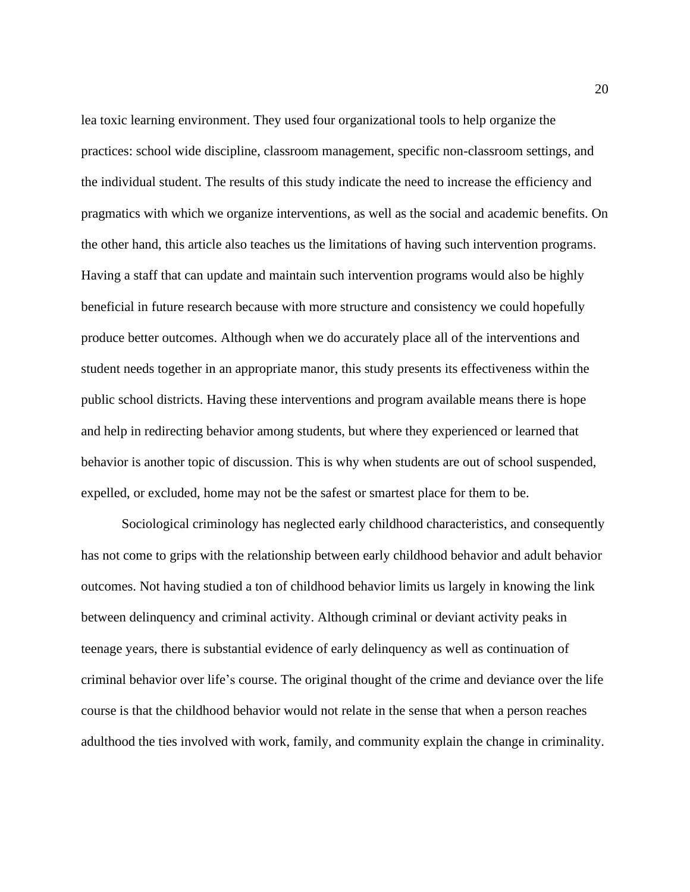lea toxic learning environment. They used four organizational tools to help organize the practices: school wide discipline, classroom management, specific non-classroom settings, and the individual student. The results of this study indicate the need to increase the efficiency and pragmatics with which we organize interventions, as well as the social and academic benefits. On the other hand, this article also teaches us the limitations of having such intervention programs. Having a staff that can update and maintain such intervention programs would also be highly beneficial in future research because with more structure and consistency we could hopefully produce better outcomes. Although when we do accurately place all of the interventions and student needs together in an appropriate manor, this study presents its effectiveness within the public school districts. Having these interventions and program available means there is hope and help in redirecting behavior among students, but where they experienced or learned that behavior is another topic of discussion. This is why when students are out of school suspended, expelled, or excluded, home may not be the safest or smartest place for them to be.

Sociological criminology has neglected early childhood characteristics, and consequently has not come to grips with the relationship between early childhood behavior and adult behavior outcomes. Not having studied a ton of childhood behavior limits us largely in knowing the link between delinquency and criminal activity. Although criminal or deviant activity peaks in teenage years, there is substantial evidence of early delinquency as well as continuation of criminal behavior over life's course. The original thought of the crime and deviance over the life course is that the childhood behavior would not relate in the sense that when a person reaches adulthood the ties involved with work, family, and community explain the change in criminality.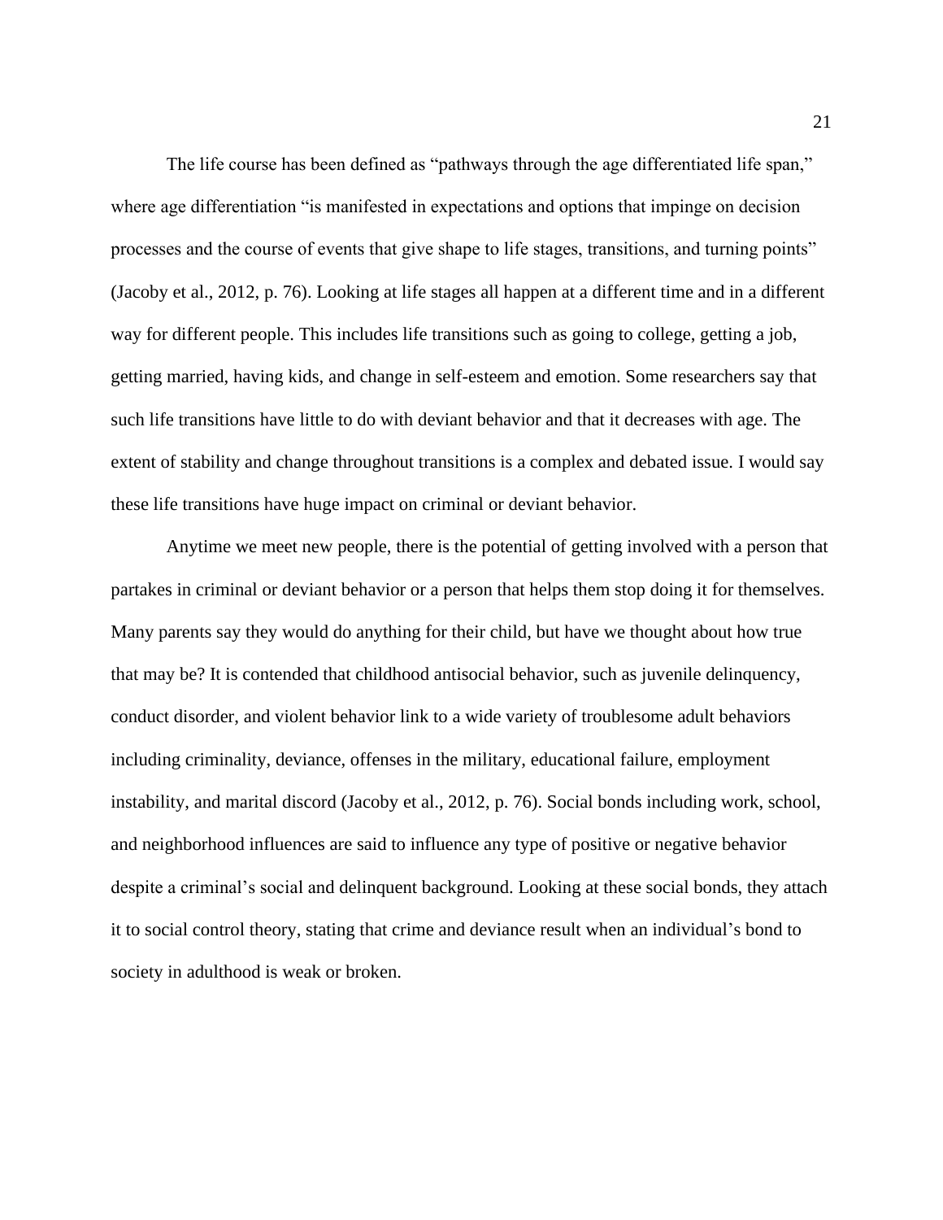The life course has been defined as "pathways through the age differentiated life span," where age differentiation "is manifested in expectations and options that impinge on decision processes and the course of events that give shape to life stages, transitions, and turning points" (Jacoby et al., 2012, p. 76). Looking at life stages all happen at a different time and in a different way for different people. This includes life transitions such as going to college, getting a job, getting married, having kids, and change in self-esteem and emotion. Some researchers say that such life transitions have little to do with deviant behavior and that it decreases with age. The extent of stability and change throughout transitions is a complex and debated issue. I would say these life transitions have huge impact on criminal or deviant behavior.

Anytime we meet new people, there is the potential of getting involved with a person that partakes in criminal or deviant behavior or a person that helps them stop doing it for themselves. Many parents say they would do anything for their child, but have we thought about how true that may be? It is contended that childhood antisocial behavior, such as juvenile delinquency, conduct disorder, and violent behavior link to a wide variety of troublesome adult behaviors including criminality, deviance, offenses in the military, educational failure, employment instability, and marital discord (Jacoby et al., 2012, p. 76). Social bonds including work, school, and neighborhood influences are said to influence any type of positive or negative behavior despite a criminal's social and delinquent background. Looking at these social bonds, they attach it to social control theory, stating that crime and deviance result when an individual's bond to society in adulthood is weak or broken.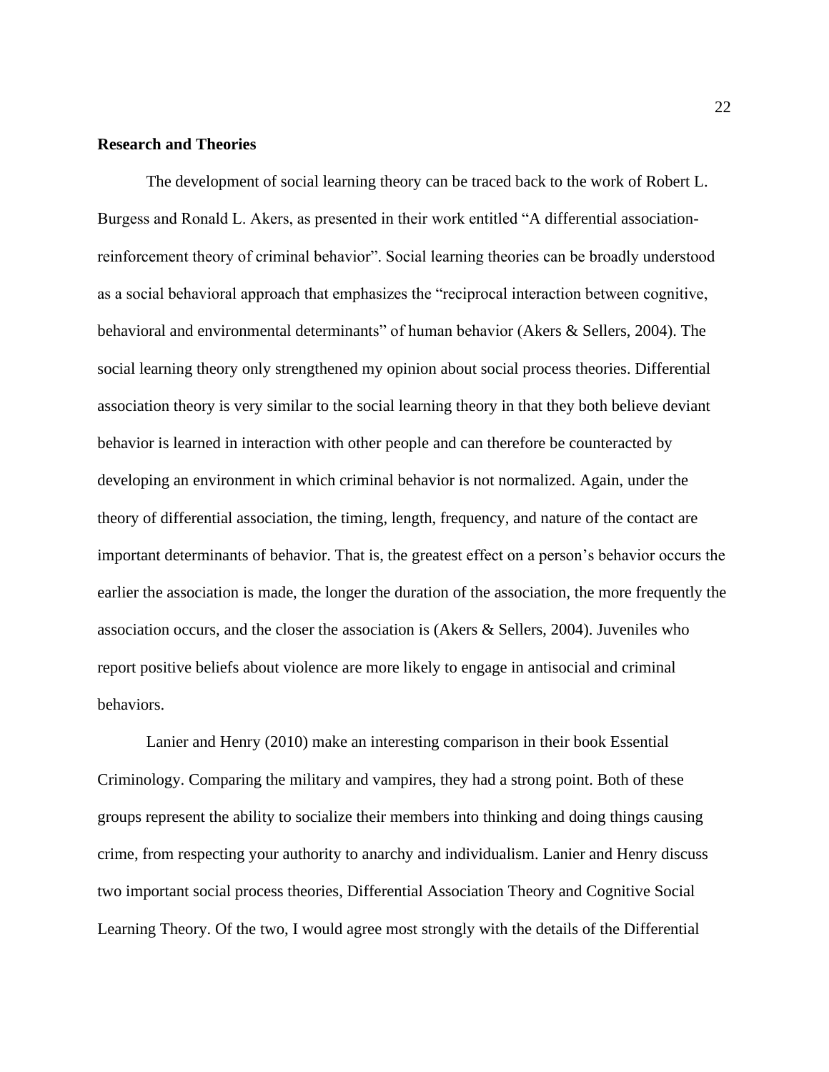**Research and Theories**

The development of social learning theory can be traced back to the work of Robert L. Burgess and Ronald L. Akers, as presented in their work entitled "A differential association-reinforcement theory of criminal behavior". Social learning theories can be broadly understood as a social behavioral approach that emphasizes the "reciprocal interaction between cognitive, behavioral and environmental determinants" of human behavior (Akers & Sellers, 2004). The social learning theory only strengthened my opinion about social process theories. Differential association theory is very similar to the social learning theory in that they both believe deviant behavior is learned in interaction with other people and can therefore be counteracted by developing an environment in which criminal behavior is not normalized. Again, under the theory of differential association, the timing, length, frequency, and nature of the contact are important determinants of behavior. That is, the greatest effect on a person's behavior occurs the earlier the association is made, the longer the duration of the association, the more frequently the association occurs, and the closer the association is (Akers & Sellers, 2004). Juveniles who report positive beliefs about violence are more likely to engage in antisocial and criminal behaviors.

Lanier and Henry (2010) make an interesting comparison in their book Essential Criminology. Comparing the military and vampires, they had a strong point. Both of these groups represent the ability to socialize their members into thinking and doing things causing crime, from respecting your authority to anarchy and individualism. Lanier and Henry discuss two important social process theories, Differential Association Theory and Cognitive Social Learning Theory. Of the two, I would agree most strongly with the details of the Differential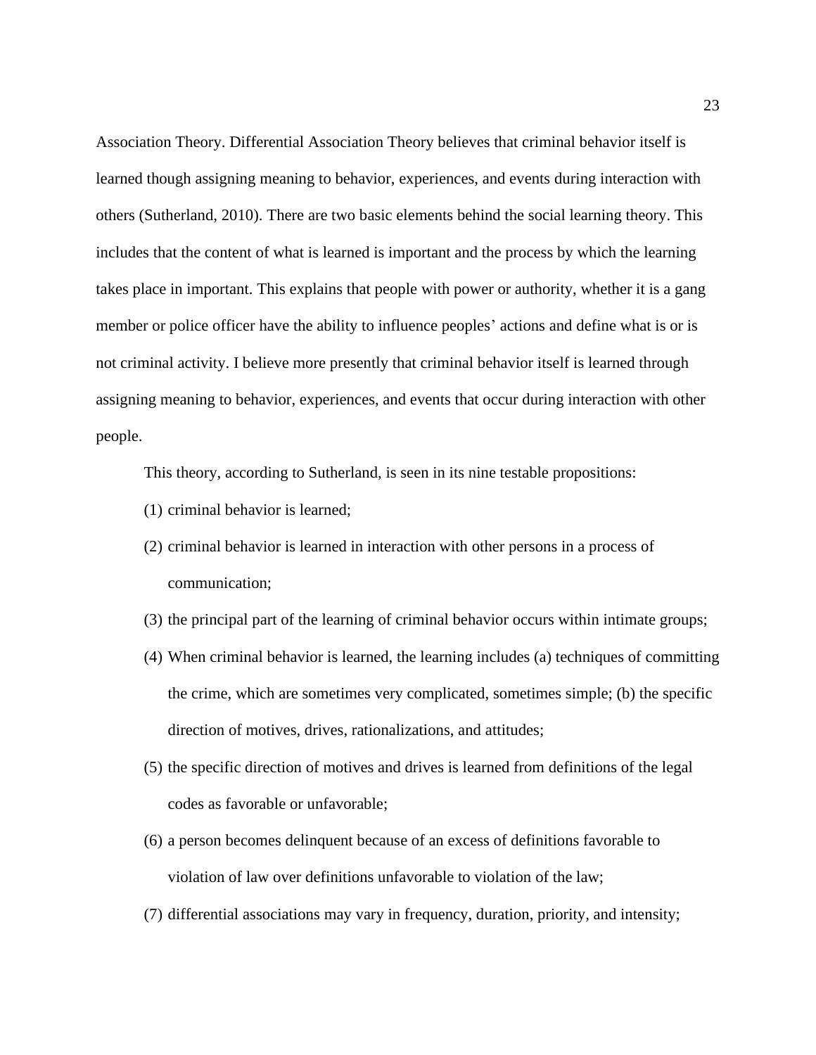Association Theory. Differential Association Theory believes that criminal behavior itself is learned though assigning meaning to behavior, experiences, and events during interaction with others (Sutherland, 2010). There are two basic elements behind the social learning theory. This includes that the content of what is learned is important and the process by which the learning takes place in important. This explains that people with power or authority, whether it is a gang member or police officer have the ability to influence peoples' actions and define what is or is not criminal activity. I believe more presently that criminal behavior itself is learned through assigning meaning to behavior, experiences, and events that occur during interaction with other people.

This theory, according to Sutherland, is seen in its nine testable propositions:

(1) criminal behavior is learned;

(2) criminal behavior is learned in interaction with other persons in a process of communication;

(3) the principal part of the learning of criminal behavior occurs within intimate groups;

(4) When criminal behavior is learned, the learning includes (a) techniques of committing the crime, which are sometimes very complicated, sometimes simple; (b) the specific direction of motives, drives, rationalizations, and attitudes;

(5) the specific direction of motives and drives is learned from definitions of the legal codes as favorable or unfavorable;

(6) a person becomes delinquent because of an excess of definitions favorable to violation of law over definitions unfavorable to violation of the law;

(7) differential associations may vary in frequency, duration, priority, and intensity;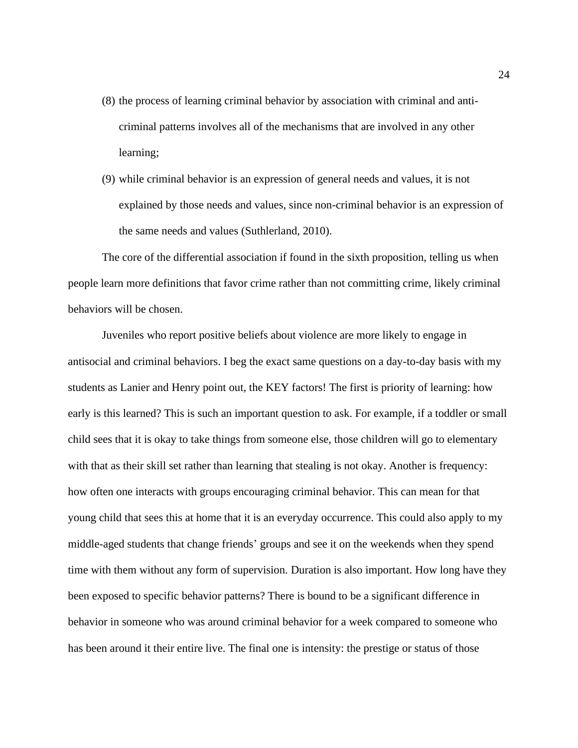(8) the process of learning criminal behavior by association with criminal and anti-criminal patterns involves all of the mechanisms that are involved in any other learning;

(9) while criminal behavior is an expression of general needs and values, it is not explained by those needs and values, since non-criminal behavior is an expression of the same needs and values (Suthlerland, 2010).

The core of the differential association if found in the sixth proposition, telling us when people learn more definitions that favor crime rather than not committing crime, likely criminal behaviors will be chosen.

Juveniles who report positive beliefs about violence are more likely to engage in antisocial and criminal behaviors. I beg the exact same questions on a day-to-day basis with my students as Lanier and Henry point out, the KEY factors! The first is priority of learning: how early is this learned? This is such an important question to ask. For example, if a toddler or small child sees that it is okay to take things from someone else, those children will go to elementary with that as their skill set rather than learning that stealing is not okay. Another is frequency: how often one interacts with groups encouraging criminal behavior. This can mean for that young child that sees this at home that it is an everyday occurrence. This could also apply to my middle-aged students that change friends' groups and see it on the weekends when they spend time with them without any form of supervision. Duration is also important. How long have they been exposed to specific behavior patterns? There is bound to be a significant difference in behavior in someone who was around criminal behavior for a week compared to someone who has been around it their entire live. The final one is intensity: the prestige or status of those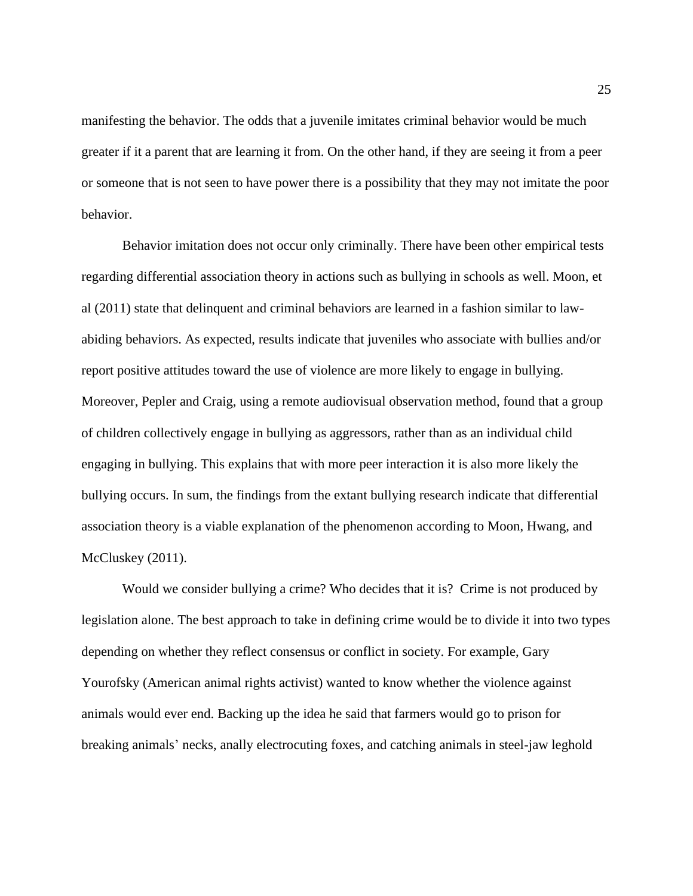manifesting the behavior. The odds that a juvenile imitates criminal behavior would be much greater if it a parent that are learning it from. On the other hand, if they are seeing it from a peer or someone that is not seen to have power there is a possibility that they may not imitate the poor behavior.

Behavior imitation does not occur only criminally. There have been other empirical tests regarding differential association theory in actions such as bullying in schools as well. Moon, et al (2011) state that delinquent and criminal behaviors are learned in a fashion similar to law-abiding behaviors. As expected, results indicate that juveniles who associate with bullies and/or report positive attitudes toward the use of violence are more likely to engage in bullying. Moreover, Pepler and Craig, using a remote audiovisual observation method, found that a group of children collectively engage in bullying as aggressors, rather than as an individual child engaging in bullying. This explains that with more peer interaction it is also more likely the bullying occurs. In sum, the findings from the extant bullying research indicate that differential association theory is a viable explanation of the phenomenon according to Moon, Hwang, and McCluskey (2011).

Would we consider bullying a crime? Who decides that it is? Crime is not produced by legislation alone. The best approach to take in defining crime would be to divide it into two types depending on whether they reflect consensus or conflict in society. For example, Gary Yourofsky (American animal rights activist) wanted to know whether the violence against animals would ever end. Backing up the idea he said that farmers would go to prison for breaking animals' necks, anally electrocuting foxes, and catching animals in steel-jaw leghold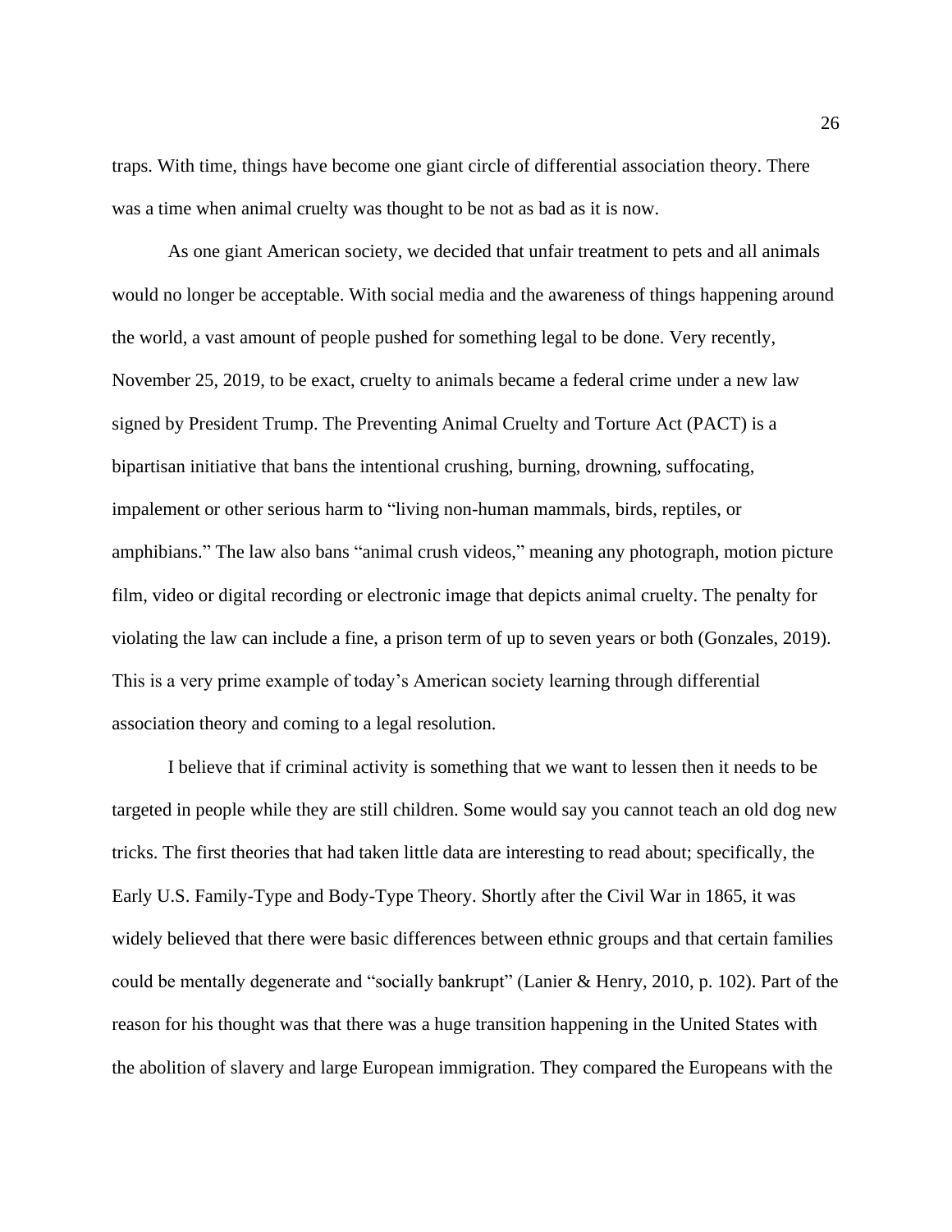traps. With time, things have become one giant circle of differential association theory. There was a time when animal cruelty was thought to be not as bad as it is now.

As one giant American society, we decided that unfair treatment to pets and all animals would no longer be acceptable. With social media and the awareness of things happening around the world, a vast amount of people pushed for something legal to be done. Very recently, November 25, 2019, to be exact, cruelty to animals became a federal crime under a new law signed by President Trump. The Preventing Animal Cruelty and Torture Act (PACT) is a bipartisan initiative that bans the intentional crushing, burning, drowning, suffocating, impalement or other serious harm to "living non-human mammals, birds, reptiles, or amphibians." The law also bans "animal crush videos," meaning any photograph, motion picture film, video or digital recording or electronic image that depicts animal cruelty. The penalty for violating the law can include a fine, a prison term of up to seven years or both (Gonzales, 2019). This is a very prime example of today's American society learning through differential association theory and coming to a legal resolution.

I believe that if criminal activity is something that we want to lessen then it needs to be targeted in people while they are still children. Some would say you cannot teach an old dog new tricks. The first theories that had taken little data are interesting to read about; specifically, the Early U.S. Family-Type and Body-Type Theory. Shortly after the Civil War in 1865, it was widely believed that there were basic differences between ethnic groups and that certain families could be mentally degenerate and "socially bankrupt" (Lanier & Henry, 2010, p. 102). Part of the reason for his thought was that there was a huge transition happening in the United States with the abolition of slavery and large European immigration. They compared the Europeans with the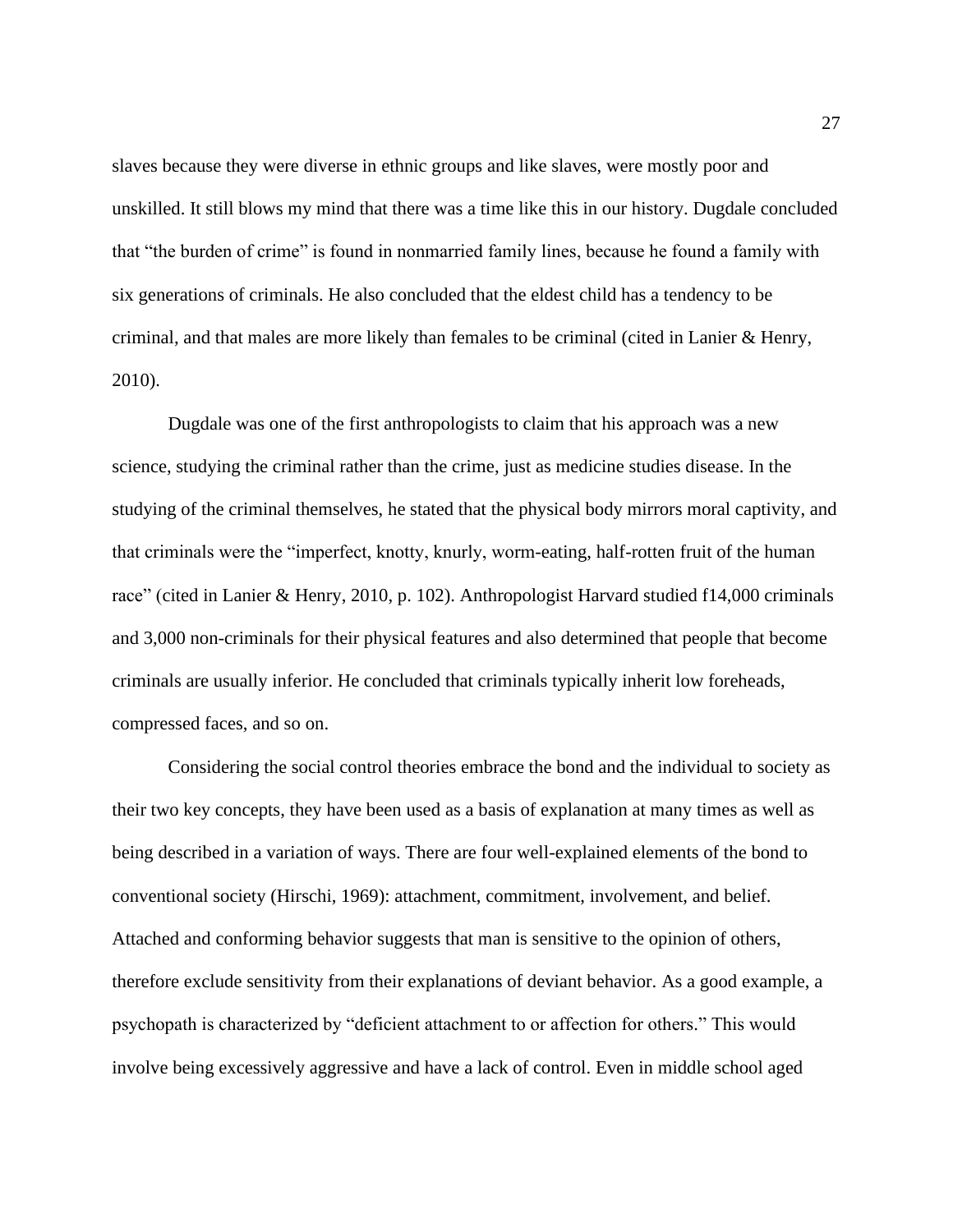slaves because they were diverse in ethnic groups and like slaves, were mostly poor and unskilled. It still blows my mind that there was a time like this in our history. Dugdale concluded that "the burden of crime" is found in nonmarried family lines, because he found a family with six generations of criminals. He also concluded that the eldest child has a tendency to be criminal, and that males are more likely than females to be criminal (cited in Lanier & Henry, 2010).

Dugdale was one of the first anthropologists to claim that his approach was a new science, studying the criminal rather than the crime, just as medicine studies disease. In the studying of the criminal themselves, he stated that the physical body mirrors moral captivity, and that criminals were the "imperfect, knotty, knurly, worm-eating, half-rotten fruit of the human race" (cited in Lanier & Henry, 2010, p. 102). Anthropologist Harvard studied f14,000 criminals and 3,000 non-criminals for their physical features and also determined that people that become criminals are usually inferior. He concluded that criminals typically inherit low foreheads, compressed faces, and so on.

Considering the social control theories embrace the bond and the individual to society as their two key concepts, they have been used as a basis of explanation at many times as well as being described in a variation of ways. There are four well-explained elements of the bond to conventional society (Hirschi, 1969): attachment, commitment, involvement, and belief. Attached and conforming behavior suggests that man is sensitive to the opinion of others, therefore exclude sensitivity from their explanations of deviant behavior. As a good example, a psychopath is characterized by "deficient attachment to or affection for others." This would involve being excessively aggressive and have a lack of control. Even in middle school aged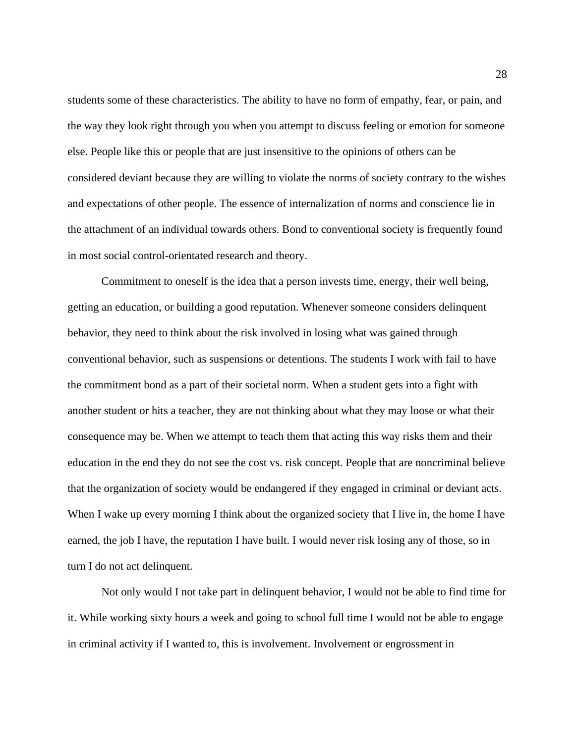students some of these characteristics. The ability to have no form of empathy, fear, or pain, and the way they look right through you when you attempt to discuss feeling or emotion for someone else. People like this or people that are just insensitive to the opinions of others can be considered deviant because they are willing to violate the norms of society contrary to the wishes and expectations of other people. The essence of internalization of norms and conscience lie in the attachment of an individual towards others. Bond to conventional society is frequently found in most social control-orientated research and theory.

Commitment to oneself is the idea that a person invests time, energy, their well being, getting an education, or building a good reputation. Whenever someone considers delinquent behavior, they need to think about the risk involved in losing what was gained through conventional behavior, such as suspensions or detentions. The students I work with fail to have the commitment bond as a part of their societal norm. When a student gets into a fight with another student or hits a teacher, they are not thinking about what they may loose or what their consequence may be. When we attempt to teach them that acting this way risks them and their education in the end they do not see the cost vs. risk concept. People that are noncriminal believe that the organization of society would be endangered if they engaged in criminal or deviant acts. When I wake up every morning I think about the organized society that I live in, the home I have earned, the job I have, the reputation I have built. I would never risk losing any of those, so in turn I do not act delinquent.

Not only would I not take part in delinquent behavior, I would not be able to find time for it. While working sixty hours a week and going to school full time I would not be able to engage in criminal activity if I wanted to, this is involvement. Involvement or engrossment in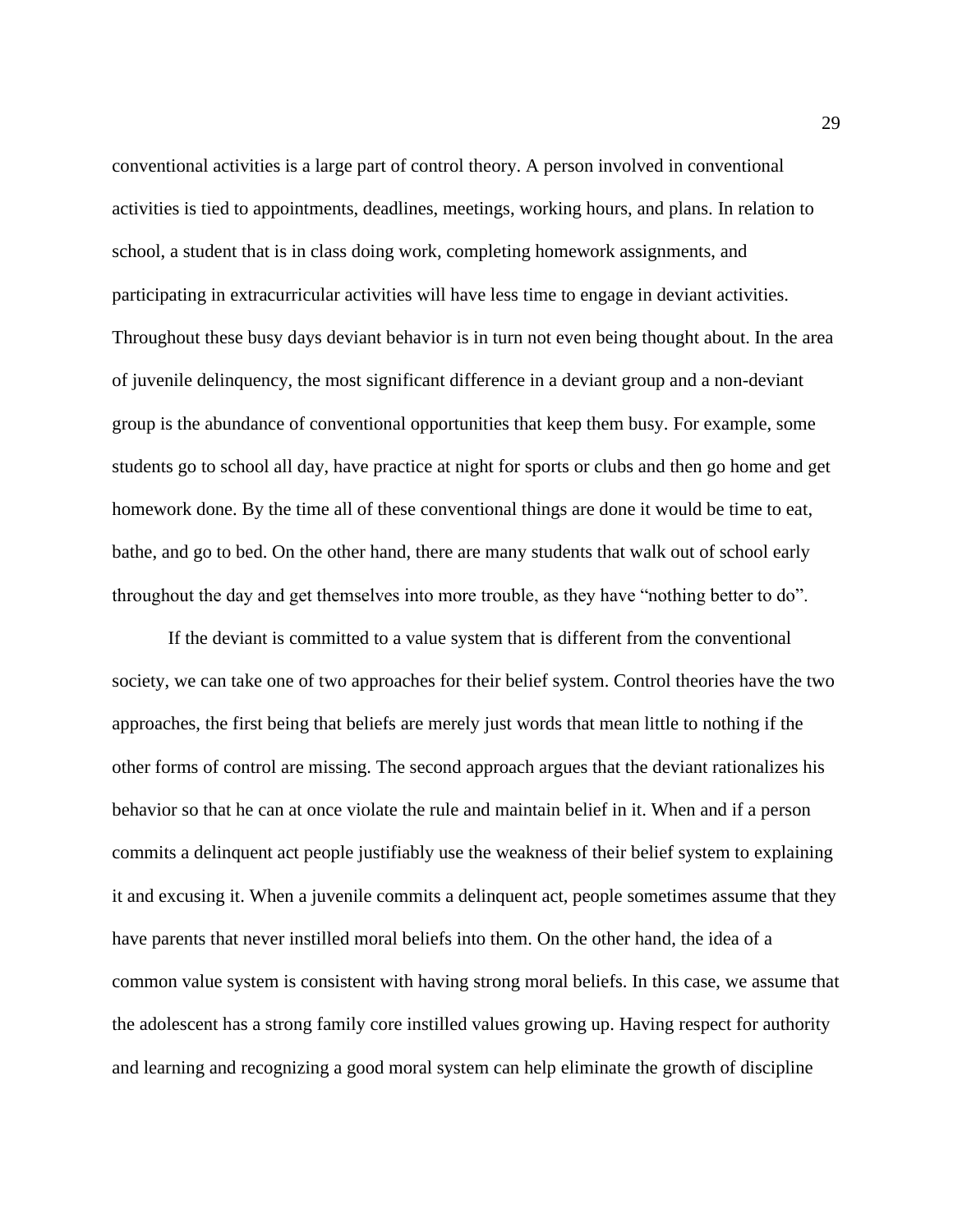conventional activities is a large part of control theory. A person involved in conventional activities is tied to appointments, deadlines, meetings, working hours, and plans. In relation to school, a student that is in class doing work, completing homework assignments, and participating in extracurricular activities will have less time to engage in deviant activities. Throughout these busy days deviant behavior is in turn not even being thought about. In the area of juvenile delinquency, the most significant difference in a deviant group and a non-deviant group is the abundance of conventional opportunities that keep them busy. For example, some students go to school all day, have practice at night for sports or clubs and then go home and get homework done. By the time all of these conventional things are done it would be time to eat, bathe, and go to bed. On the other hand, there are many students that walk out of school early throughout the day and get themselves into more trouble, as they have "nothing better to do".

If the deviant is committed to a value system that is different from the conventional society, we can take one of two approaches for their belief system. Control theories have the two approaches, the first being that beliefs are merely just words that mean little to nothing if the other forms of control are missing. The second approach argues that the deviant rationalizes his behavior so that he can at once violate the rule and maintain belief in it. When and if a person commits a delinquent act people justifiably use the weakness of their belief system to explaining it and excusing it. When a juvenile commits a delinquent act, people sometimes assume that they have parents that never instilled moral beliefs into them. On the other hand, the idea of a common value system is consistent with having strong moral beliefs. In this case, we assume that the adolescent has a strong family core instilled values growing up. Having respect for authority and learning and recognizing a good moral system can help eliminate the growth of discipline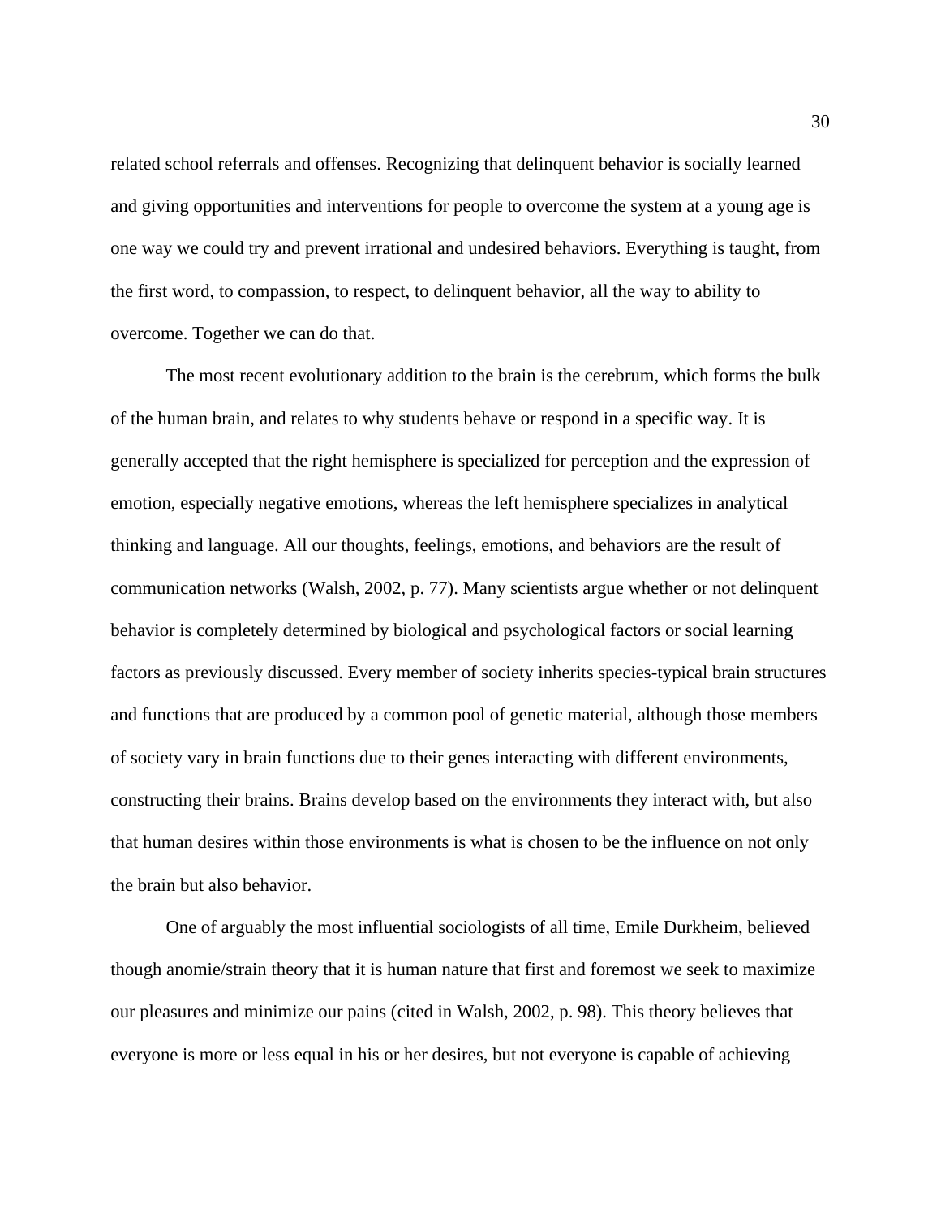related school referrals and offenses. Recognizing that delinquent behavior is socially learned and giving opportunities and interventions for people to overcome the system at a young age is one way we could try and prevent irrational and undesired behaviors. Everything is taught, from the first word, to compassion, to respect, to delinquent behavior, all the way to ability to overcome. Together we can do that.

The most recent evolutionary addition to the brain is the cerebrum, which forms the bulk of the human brain, and relates to why students behave or respond in a specific way. It is generally accepted that the right hemisphere is specialized for perception and the expression of emotion, especially negative emotions, whereas the left hemisphere specializes in analytical thinking and language. All our thoughts, feelings, emotions, and behaviors are the result of communication networks (Walsh, 2002, p. 77). Many scientists argue whether or not delinquent behavior is completely determined by biological and psychological factors or social learning factors as previously discussed. Every member of society inherits species-typical brain structures and functions that are produced by a common pool of genetic material, although those members of society vary in brain functions due to their genes interacting with different environments, constructing their brains. Brains develop based on the environments they interact with, but also that human desires within those environments is what is chosen to be the influence on not only the brain but also behavior.

One of arguably the most influential sociologists of all time, Emile Durkheim, believed though anomie/strain theory that it is human nature that first and foremost we seek to maximize our pleasures and minimize our pains (cited in Walsh, 2002, p. 98). This theory believes that everyone is more or less equal in his or her desires, but not everyone is capable of achieving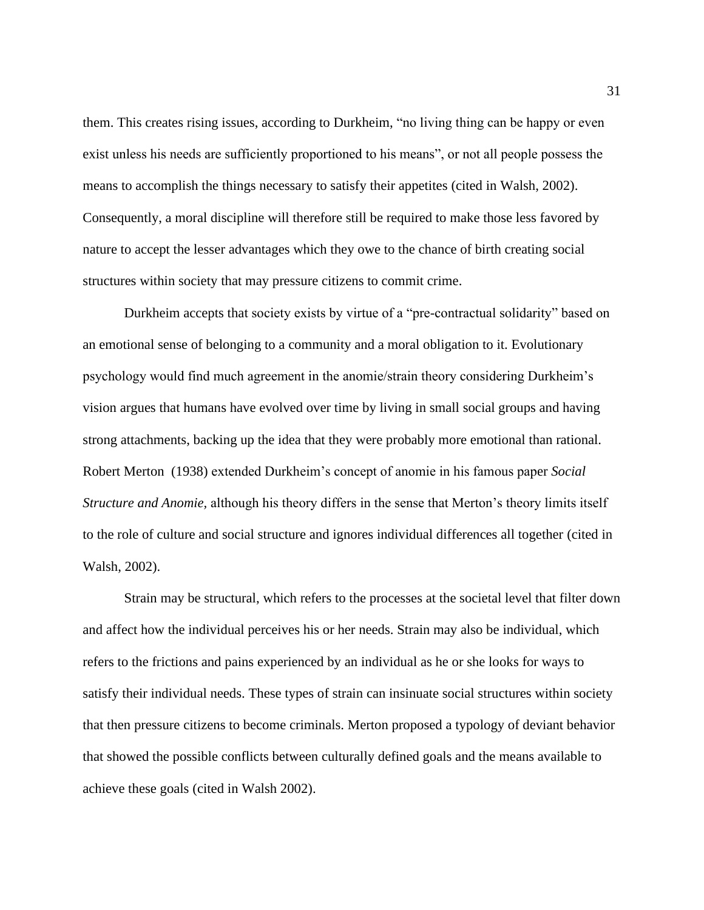them. This creates rising issues, according to Durkheim, "no living thing can be happy or even exist unless his needs are sufficiently proportioned to his means", or not all people possess the means to accomplish the things necessary to satisfy their appetites (cited in Walsh, 2002). Consequently, a moral discipline will therefore still be required to make those less favored by nature to accept the lesser advantages which they owe to the chance of birth creating social structures within society that may pressure citizens to commit crime.

Durkheim accepts that society exists by virtue of a "pre-contractual solidarity" based on an emotional sense of belonging to a community and a moral obligation to it. Evolutionary psychology would find much agreement in the anomie/strain theory considering Durkheim's vision argues that humans have evolved over time by living in small social groups and having strong attachments, backing up the idea that they were probably more emotional than rational. Robert Merton (1938) extended Durkheim's concept of anomie in his famous paper *Social Structure and Anomie*, although his theory differs in the sense that Merton's theory limits itself to the role of culture and social structure and ignores individual differences all together (cited in Walsh, 2002).

Strain may be structural, which refers to the processes at the societal level that filter down and affect how the individual perceives his or her needs. Strain may also be individual, which refers to the frictions and pains experienced by an individual as he or she looks for ways to satisfy their individual needs. These types of strain can insinuate social structures within society that then pressure citizens to become criminals. Merton proposed a typology of deviant behavior that showed the possible conflicts between culturally defined goals and the means available to achieve these goals (cited in Walsh 2002).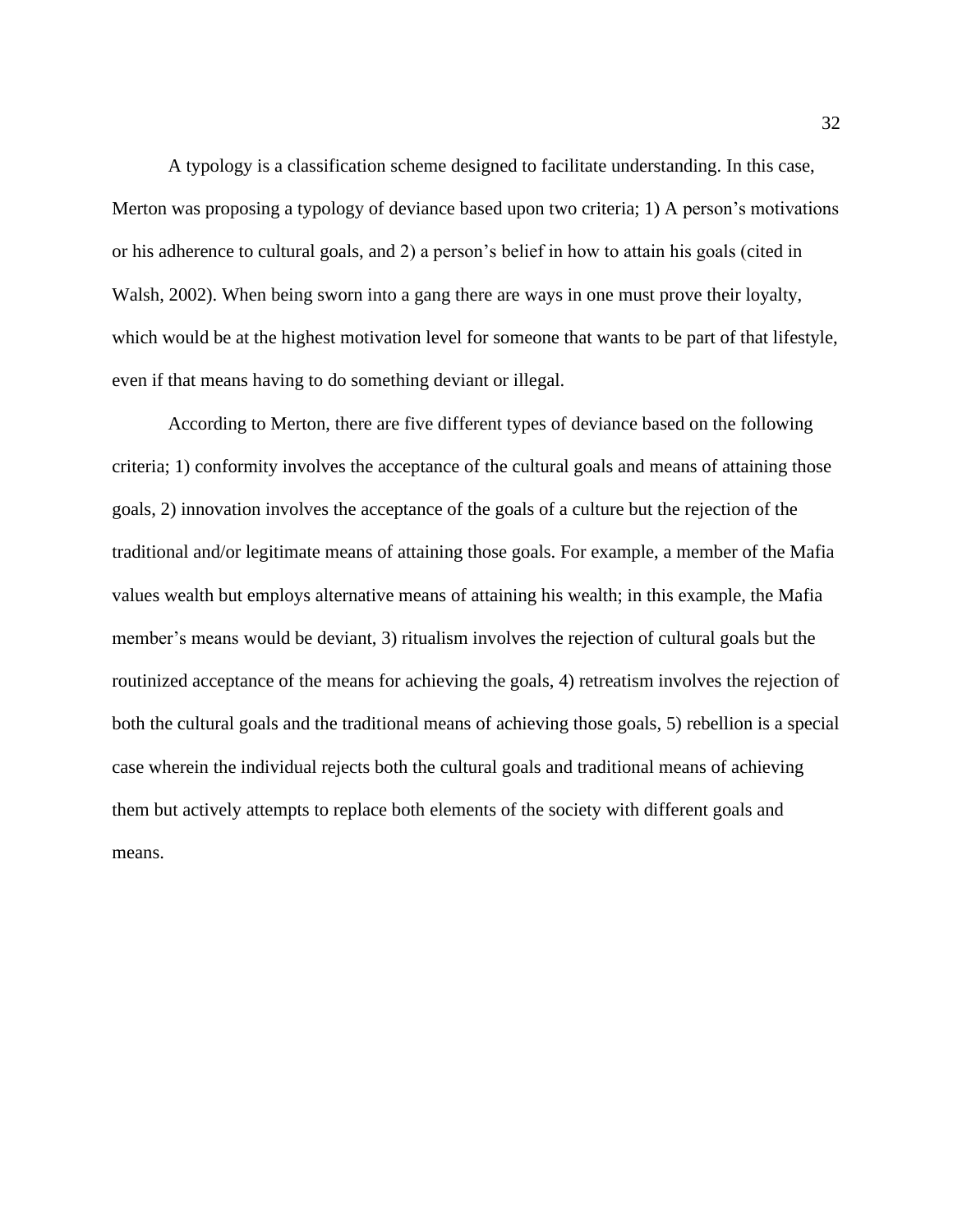A typology is a classification scheme designed to facilitate understanding. In this case, Merton was proposing a typology of deviance based upon two criteria; 1) A person's motivations or his adherence to cultural goals, and 2) a person's belief in how to attain his goals (cited in Walsh, 2002). When being sworn into a gang there are ways in one must prove their loyalty, which would be at the highest motivation level for someone that wants to be part of that lifestyle, even if that means having to do something deviant or illegal.

According to Merton, there are five different types of deviance based on the following criteria; 1) conformity involves the acceptance of the cultural goals and means of attaining those goals, 2) innovation involves the acceptance of the goals of a culture but the rejection of the traditional and/or legitimate means of attaining those goals. For example, a member of the Mafia values wealth but employs alternative means of attaining his wealth; in this example, the Mafia member's means would be deviant, 3) ritualism involves the rejection of cultural goals but the routinized acceptance of the means for achieving the goals, 4) retreatism involves the rejection of both the cultural goals and the traditional means of achieving those goals, 5) rebellion is a special case wherein the individual rejects both the cultural goals and traditional means of achieving them but actively attempts to replace both elements of the society with different goals and means.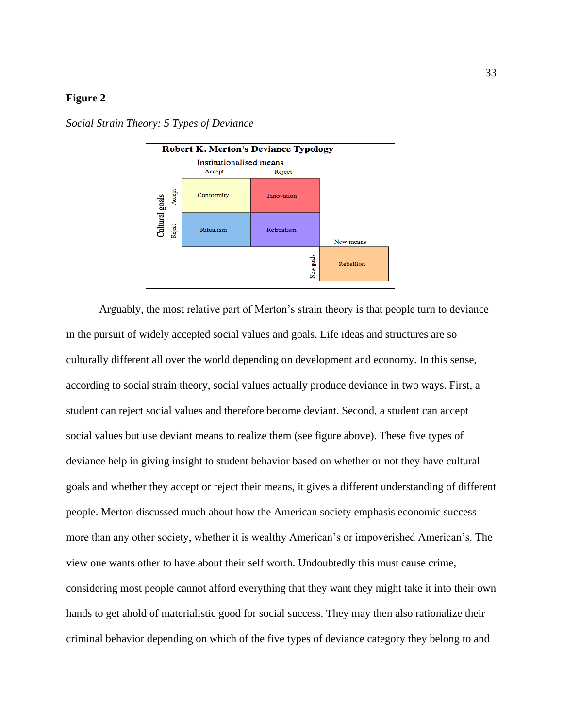**Figure 2**

*Social Strain Theory: 5 Types of Deviance*

Robert K. Merton's Deviance Typology

Institutionalised means

Accept

Reject

Cultural goals

Accept

Reject

Conformity

Innovation

Ritualism

Retreatism

New means

New goals

Rebellion

Arguably, the most relative part of Merton's strain theory is that people turn to deviance in the pursuit of widely accepted social values and goals. Life ideas and structures are so culturally different all over the world depending on development and economy. In this sense, according to social strain theory, social values actually produce deviance in two ways. First, a student can reject social values and therefore become deviant. Second, a student can accept social values but use deviant means to realize them (see figure above). These five types of deviance help in giving insight to student behavior based on whether or not they have cultural goals and whether they accept or reject their means, it gives a different understanding of different people. Merton discussed much about how the American society emphasis economic success more than any other society, whether it is wealthy American's or impoverished American's. The view one wants other to have about their self worth. Undoubtedly this must cause crime, considering most people cannot afford everything that they want they might take it into their own hands to get ahold of materialistic good for social success. They may then also rationalize their criminal behavior depending on which of the five types of deviance category they belong to and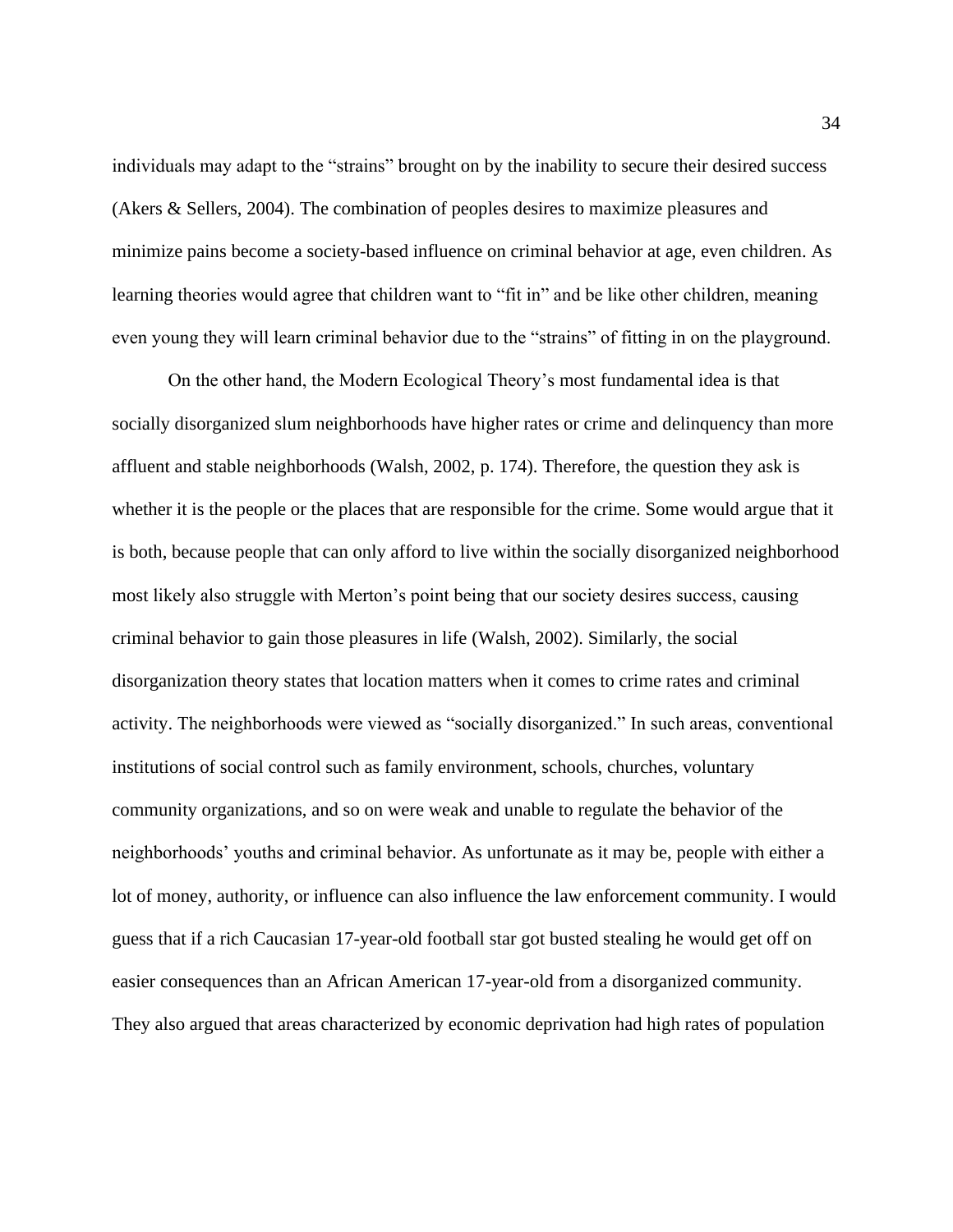individuals may adapt to the “strains” brought on by the inability to secure their desired success (Akers & Sellers, 2004). The combination of peoples desires to maximize pleasures and minimize pains become a society-based influence on criminal behavior at age, even children. As learning theories would agree that children want to “fit in” and be like other children, meaning even young they will learn criminal behavior due to the “strains” of fitting in on the playground.

On the other hand, the Modern Ecological Theory’s most fundamental idea is that socially disorganized slum neighborhoods have higher rates or crime and delinquency than more affluent and stable neighborhoods (Walsh, 2002, p. 174). Therefore, the question they ask is whether it is the people or the places that are responsible for the crime. Some would argue that it is both, because people that can only afford to live within the socially disorganized neighborhood most likely also struggle with Merton’s point being that our society desires success, causing criminal behavior to gain those pleasures in life (Walsh, 2002). Similarly, the social disorganization theory states that location matters when it comes to crime rates and criminal activity. The neighborhoods were viewed as “socially disorganized.” In such areas, conventional institutions of social control such as family environment, schools, churches, voluntary community organizations, and so on were weak and unable to regulate the behavior of the neighborhoods’ youths and criminal behavior. As unfortunate as it may be, people with either a lot of money, authority, or influence can also influence the law enforcement community. I would guess that if a rich Caucasian 17-year-old football star got busted stealing he would get off on easier consequences than an African American 17-year-old from a disorganized community. They also argued that areas characterized by economic deprivation had high rates of population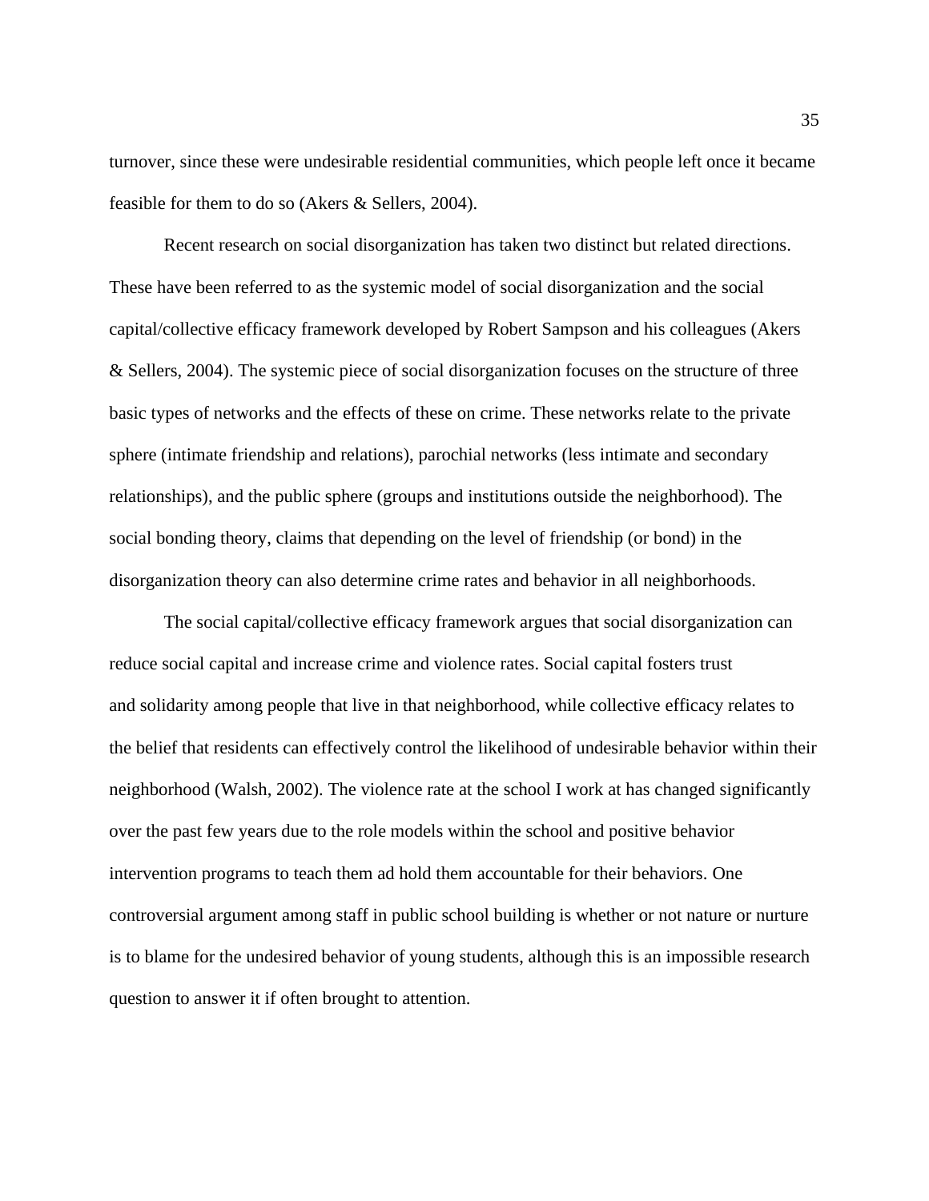turnover, since these were undesirable residential communities, which people left once it became feasible for them to do so (Akers & Sellers, 2004).

Recent research on social disorganization has taken two distinct but related directions. These have been referred to as the systemic model of social disorganization and the social capital/collective efficacy framework developed by Robert Sampson and his colleagues (Akers & Sellers, 2004). The systemic piece of social disorganization focuses on the structure of three basic types of networks and the effects of these on crime. These networks relate to the private sphere (intimate friendship and relations), parochial networks (less intimate and secondary relationships), and the public sphere (groups and institutions outside the neighborhood). The social bonding theory, claims that depending on the level of friendship (or bond) in the disorganization theory can also determine crime rates and behavior in all neighborhoods.

The social capital/collective efficacy framework argues that social disorganization can reduce social capital and increase crime and violence rates. Social capital fosters trust and solidarity among people that live in that neighborhood, while collective efficacy relates to the belief that residents can effectively control the likelihood of undesirable behavior within their neighborhood (Walsh, 2002). The violence rate at the school I work at has changed significantly over the past few years due to the role models within the school and positive behavior intervention programs to teach them ad hold them accountable for their behaviors. One controversial argument among staff in public school building is whether or not nature or nurture is to blame for the undesired behavior of young students, although this is an impossible research question to answer it if often brought to attention.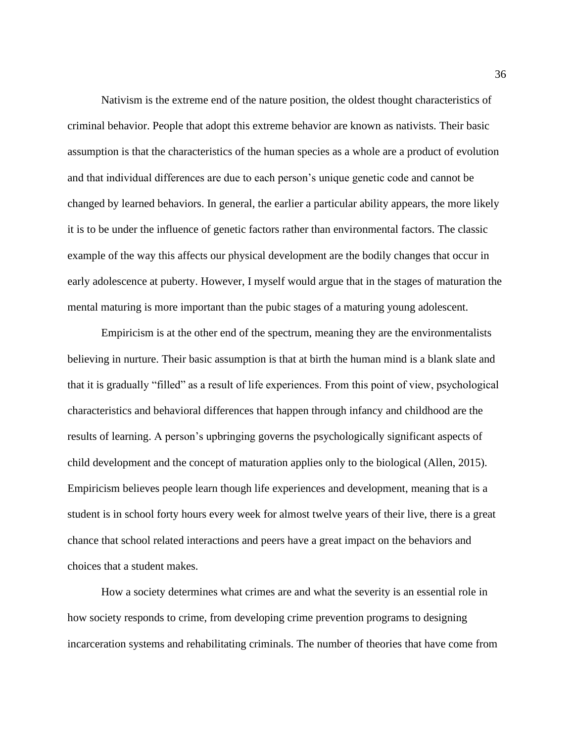Nativism is the extreme end of the nature position, the oldest thought characteristics of criminal behavior. People that adopt this extreme behavior are known as nativists. Their basic assumption is that the characteristics of the human species as a whole are a product of evolution and that individual differences are due to each person's unique genetic code and cannot be changed by learned behaviors. In general, the earlier a particular ability appears, the more likely it is to be under the influence of genetic factors rather than environmental factors. The classic example of the way this affects our physical development are the bodily changes that occur in early adolescence at puberty. However, I myself would argue that in the stages of maturation the mental maturing is more important than the pubic stages of a maturing young adolescent.

Empiricism is at the other end of the spectrum, meaning they are the environmentalists believing in nurture. Their basic assumption is that at birth the human mind is a blank slate and that it is gradually "filled" as a result of life experiences. From this point of view, psychological characteristics and behavioral differences that happen through infancy and childhood are the results of learning. A person's upbringing governs the psychologically significant aspects of child development and the concept of maturation applies only to the biological (Allen, 2015). Empiricism believes people learn though life experiences and development, meaning that is a student is in school forty hours every week for almost twelve years of their live, there is a great chance that school related interactions and peers have a great impact on the behaviors and choices that a student makes.

How a society determines what crimes are and what the severity is an essential role in how society responds to crime, from developing crime prevention programs to designing incarceration systems and rehabilitating criminals. The number of theories that have come from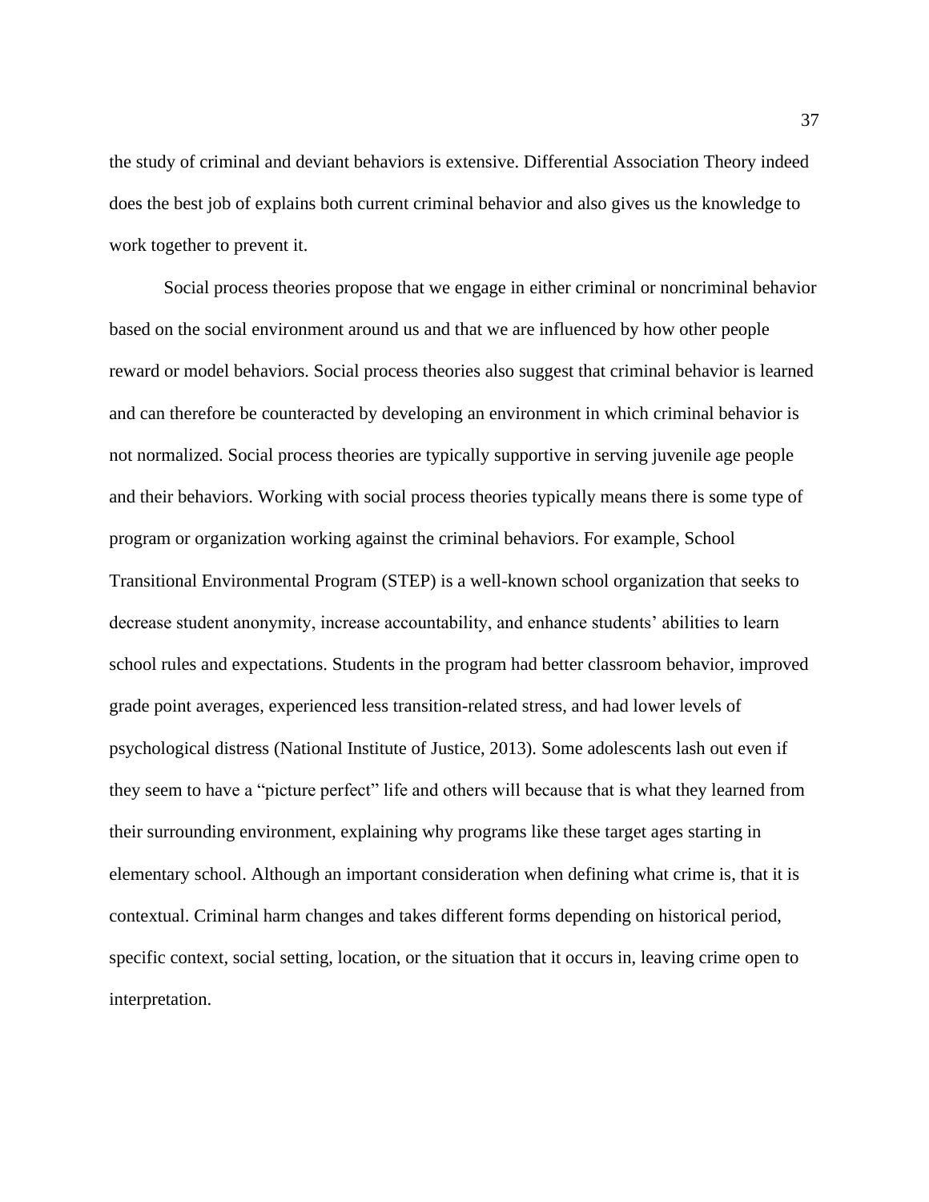the study of criminal and deviant behaviors is extensive. Differential Association Theory indeed does the best job of explains both current criminal behavior and also gives us the knowledge to work together to prevent it.

Social process theories propose that we engage in either criminal or noncriminal behavior based on the social environment around us and that we are influenced by how other people reward or model behaviors. Social process theories also suggest that criminal behavior is learned and can therefore be counteracted by developing an environment in which criminal behavior is not normalized. Social process theories are typically supportive in serving juvenile age people and their behaviors. Working with social process theories typically means there is some type of program or organization working against the criminal behaviors. For example, School Transitional Environmental Program (STEP) is a well-known school organization that seeks to decrease student anonymity, increase accountability, and enhance students' abilities to learn school rules and expectations. Students in the program had better classroom behavior, improved grade point averages, experienced less transition-related stress, and had lower levels of psychological distress (National Institute of Justice, 2013). Some adolescents lash out even if they seem to have a "picture perfect" life and others will because that is what they learned from their surrounding environment, explaining why programs like these target ages starting in elementary school. Although an important consideration when defining what crime is, that it is contextual. Criminal harm changes and takes different forms depending on historical period, specific context, social setting, location, or the situation that it occurs in, leaving crime open to interpretation.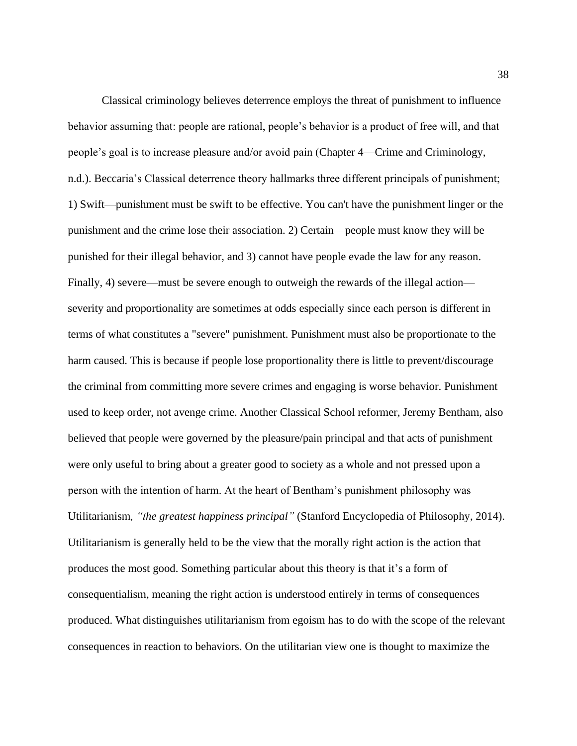Classical criminology believes deterrence employs the threat of punishment to influence behavior assuming that: people are rational, people's behavior is a product of free will, and that people's goal is to increase pleasure and/or avoid pain (Chapter 4—Crime and Criminology, n.d.). Beccaria's Classical deterrence theory hallmarks three different principals of punishment; 1) Swift—punishment must be swift to be effective. You can't have the punishment linger or the punishment and the crime lose their association. 2) Certain—people must know they will be punished for their illegal behavior, and 3) cannot have people evade the law for any reason. Finally, 4) severe—must be severe enough to outweigh the rewards of the illegal action—severity and proportionality are sometimes at odds especially since each person is different in terms of what constitutes a "severe" punishment. Punishment must also be proportionate to the harm caused. This is because if people lose proportionality there is little to prevent/discourage the criminal from committing more severe crimes and engaging is worse behavior. Punishment used to keep order, not avenge crime. Another Classical School reformer, Jeremy Bentham, also believed that people were governed by the pleasure/pain principal and that acts of punishment were only useful to bring about a greater good to society as a whole and not pressed upon a person with the intention of harm. At the heart of Bentham's punishment philosophy was Utilitarianism*, "the greatest happiness principal"* (Stanford Encyclopedia of Philosophy, 2014). Utilitarianism is generally held to be the view that the morally right action is the action that produces the most good. Something particular about this theory is that it's a form of consequentialism, meaning the right action is understood entirely in terms of consequences produced. What distinguishes utilitarianism from egoism has to do with the scope of the relevant consequences in reaction to behaviors. On the utilitarian view one is thought to maximize the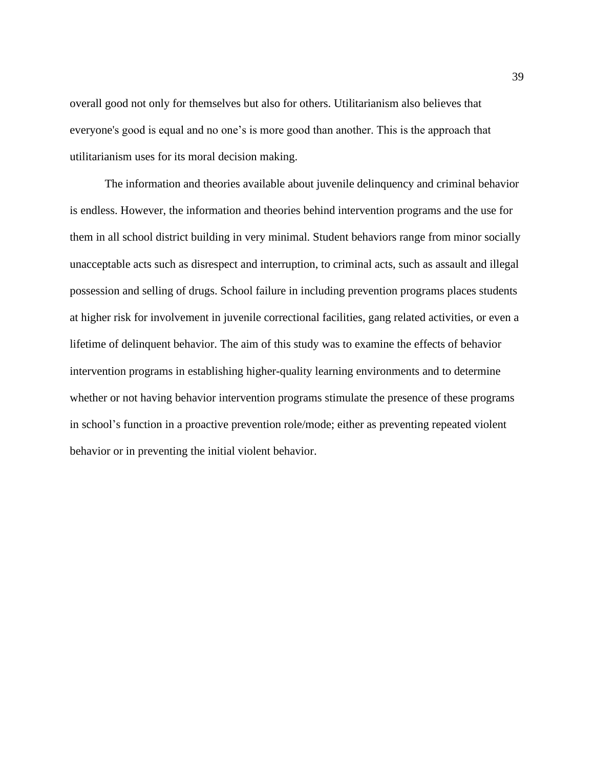overall good not only for themselves but also for others. Utilitarianism also believes that everyone's good is equal and no one’s is more good than another. This is the approach that utilitarianism uses for its moral decision making.

The information and theories available about juvenile delinquency and criminal behavior is endless. However, the information and theories behind intervention programs and the use for them in all school district building in very minimal. Student behaviors range from minor socially unacceptable acts such as disrespect and interruption, to criminal acts, such as assault and illegal possession and selling of drugs. School failure in including prevention programs places students at higher risk for involvement in juvenile correctional facilities, gang related activities, or even a lifetime of delinquent behavior. The aim of this study was to examine the effects of behavior intervention programs in establishing higher-quality learning environments and to determine whether or not having behavior intervention programs stimulate the presence of these programs in school’s function in a proactive prevention role/mode; either as preventing repeated violent behavior or in preventing the initial violent behavior.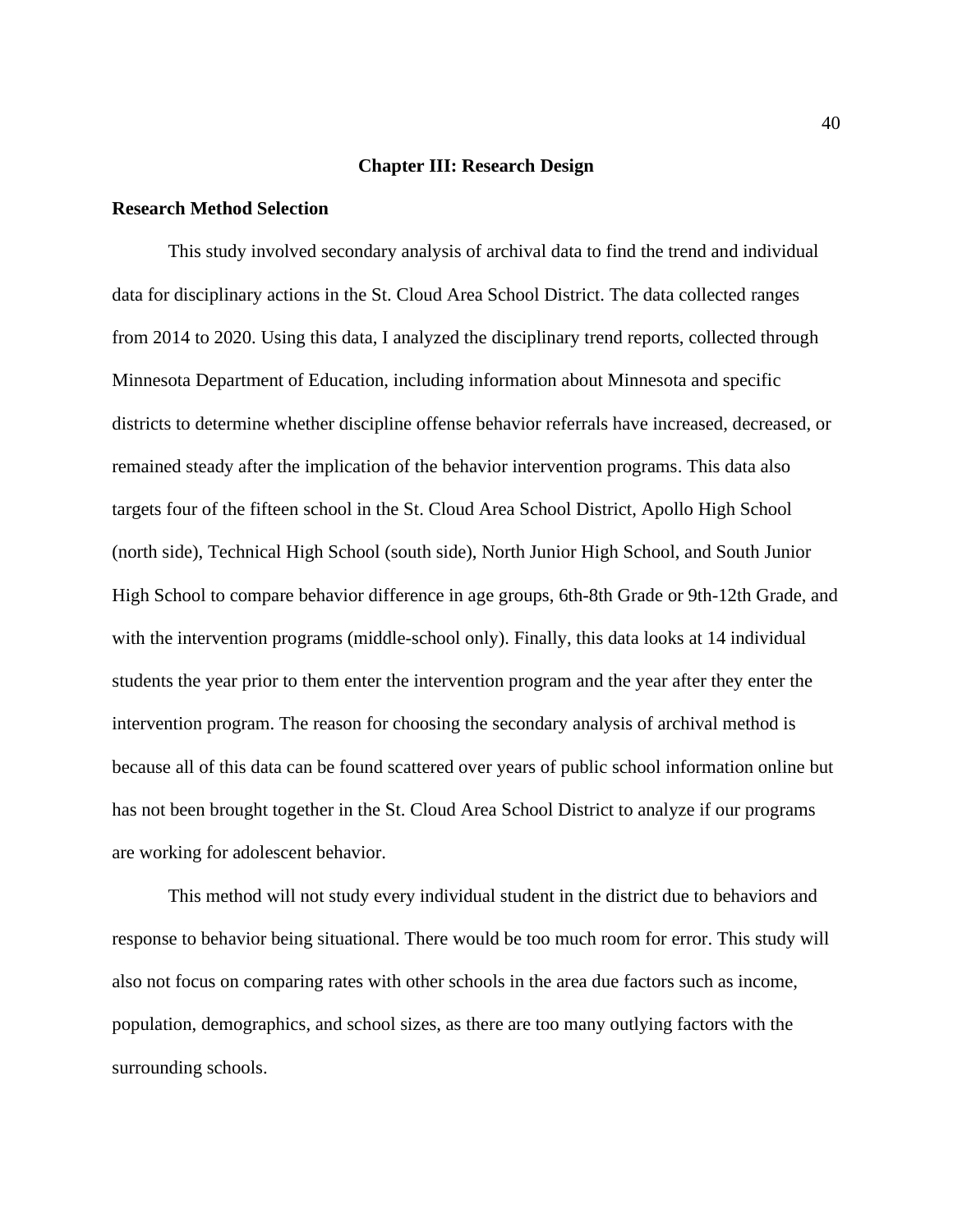# Chapter III: Research Design

## Research Method Selection

This study involved secondary analysis of archival data to find the trend and individual data for disciplinary actions in the St. Cloud Area School District. The data collected ranges from 2014 to 2020. Using this data, I analyzed the disciplinary trend reports, collected through Minnesota Department of Education, including information about Minnesota and specific districts to determine whether discipline offense behavior referrals have increased, decreased, or remained steady after the implication of the behavior intervention programs. This data also targets four of the fifteen school in the St. Cloud Area School District, Apollo High School (north side), Technical High School (south side), North Junior High School, and South Junior High School to compare behavior difference in age groups, 6th-8th Grade or 9th-12th Grade, and with the intervention programs (middle-school only). Finally, this data looks at 14 individual students the year prior to them enter the intervention program and the year after they enter the intervention program. The reason for choosing the secondary analysis of archival method is because all of this data can be found scattered over years of public school information online but has not been brought together in the St. Cloud Area School District to analyze if our programs are working for adolescent behavior.

This method will not study every individual student in the district due to behaviors and response to behavior being situational. There would be too much room for error. This study will also not focus on comparing rates with other schools in the area due factors such as income, population, demographics, and school sizes, as there are too many outlying factors with the surrounding schools.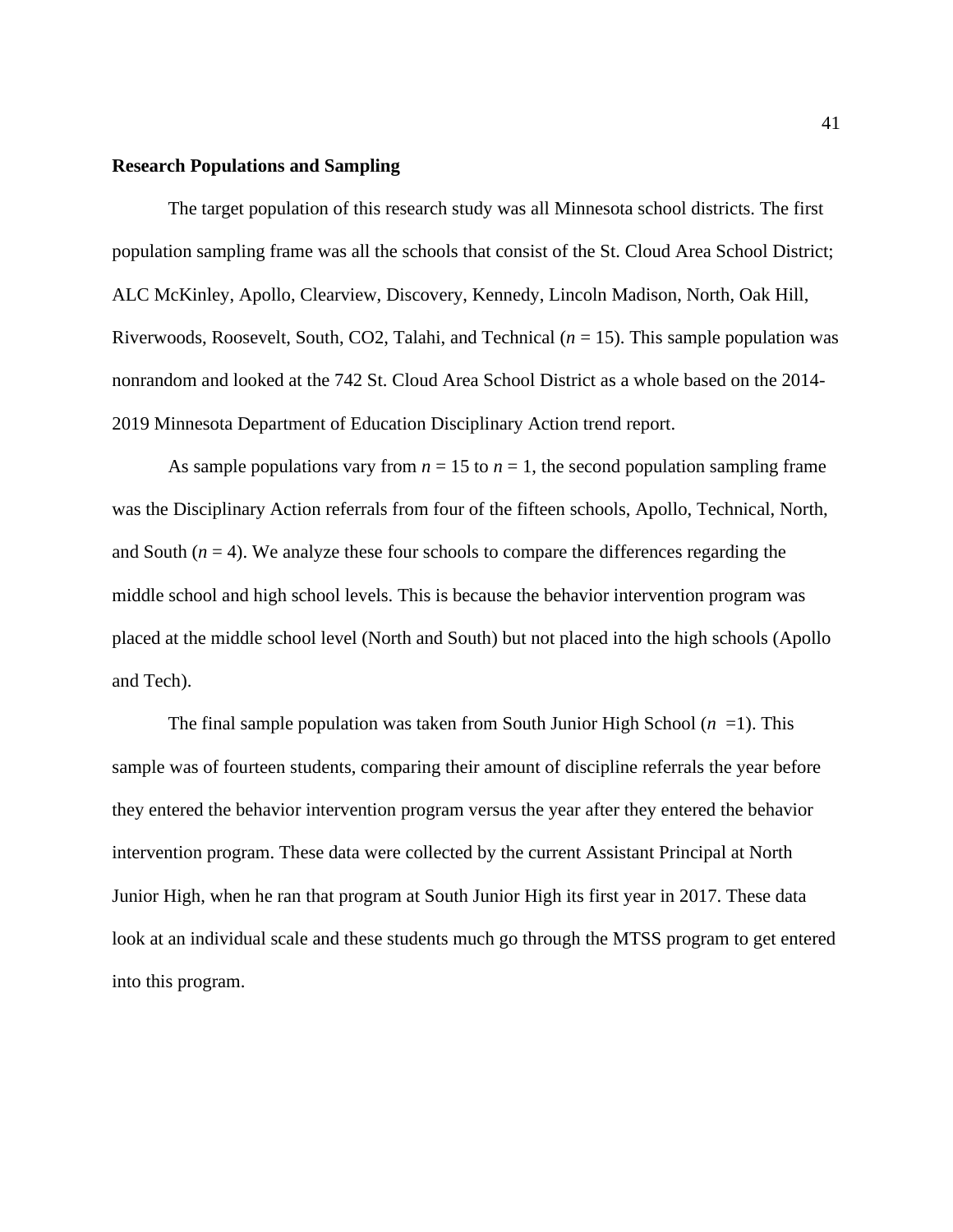**Research Populations and Sampling**

The target population of this research study was all Minnesota school districts. The first population sampling frame was all the schools that consist of the St. Cloud Area School District; ALC McKinley, Apollo, Clearview, Discovery, Kennedy, Lincoln Madison, North, Oak Hill, Riverwoods, Roosevelt, South, CO2, Talahi, and Technical ($n$ = 15). This sample population was nonrandom and looked at the 742 St. Cloud Area School District as a whole based on the 2014-2019 Minnesota Department of Education Disciplinary Action trend report.

As sample populations vary from $n$ = 15 to $n$ = 1, the second population sampling frame was the Disciplinary Action referrals from four of the fifteen schools, Apollo, Technical, North, and South ($n$ = 4). We analyze these four schools to compare the differences regarding the middle school and high school levels. This is because the behavior intervention program was placed at the middle school level (North and South) but not placed into the high schools (Apollo and Tech).

The final sample population was taken from South Junior High School ($n$ =1). This sample was of fourteen students, comparing their amount of discipline referrals the year before they entered the behavior intervention program versus the year after they entered the behavior intervention program. These data were collected by the current Assistant Principal at North Junior High, when he ran that program at South Junior High its first year in 2017. These data look at an individual scale and these students much go through the MTSS program to get entered into this program.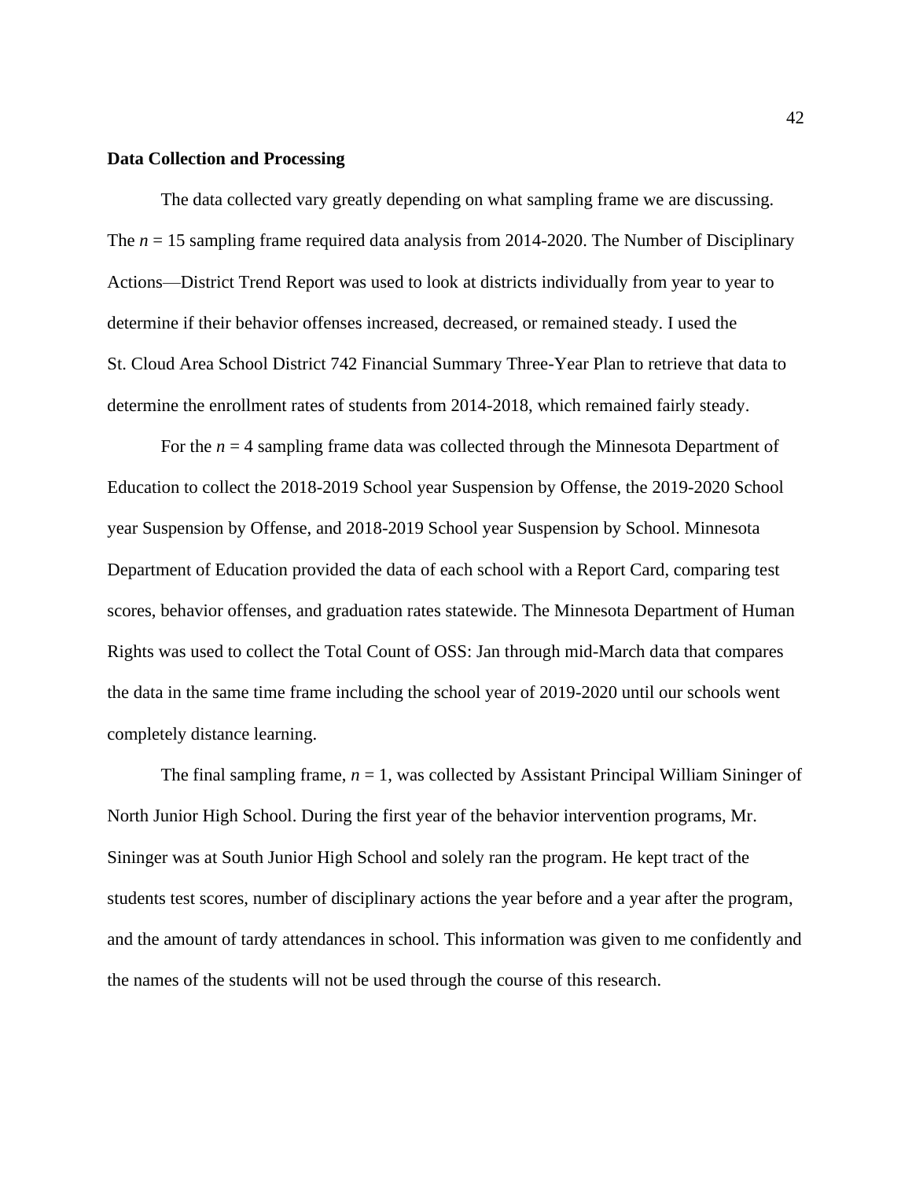**Data Collection and Processing**

The data collected vary greatly depending on what sampling frame we are discussing. The $n$ = 15 sampling frame required data analysis from 2014-2020. The Number of Disciplinary Actions—District Trend Report was used to look at districts individually from year to year to determine if their behavior offenses increased, decreased, or remained steady. I used the St. Cloud Area School District 742 Financial Summary Three-Year Plan to retrieve that data to determine the enrollment rates of students from 2014-2018, which remained fairly steady.

For the $n$ = 4 sampling frame data was collected through the Minnesota Department of Education to collect the 2018-2019 School year Suspension by Offense, the 2019-2020 School year Suspension by Offense, and 2018-2019 School year Suspension by School. Minnesota Department of Education provided the data of each school with a Report Card, comparing test scores, behavior offenses, and graduation rates statewide. The Minnesota Department of Human Rights was used to collect the Total Count of OSS: Jan through mid-March data that compares the data in the same time frame including the school year of 2019-2020 until our schools went completely distance learning.

The final sampling frame, $n$ = 1, was collected by Assistant Principal William Sininger of North Junior High School. During the first year of the behavior intervention programs, Mr. Sininger was at South Junior High School and solely ran the program. He kept tract of the students test scores, number of disciplinary actions the year before and a year after the program, and the amount of tardy attendances in school. This information was given to me confidently and the names of the students will not be used through the course of this research.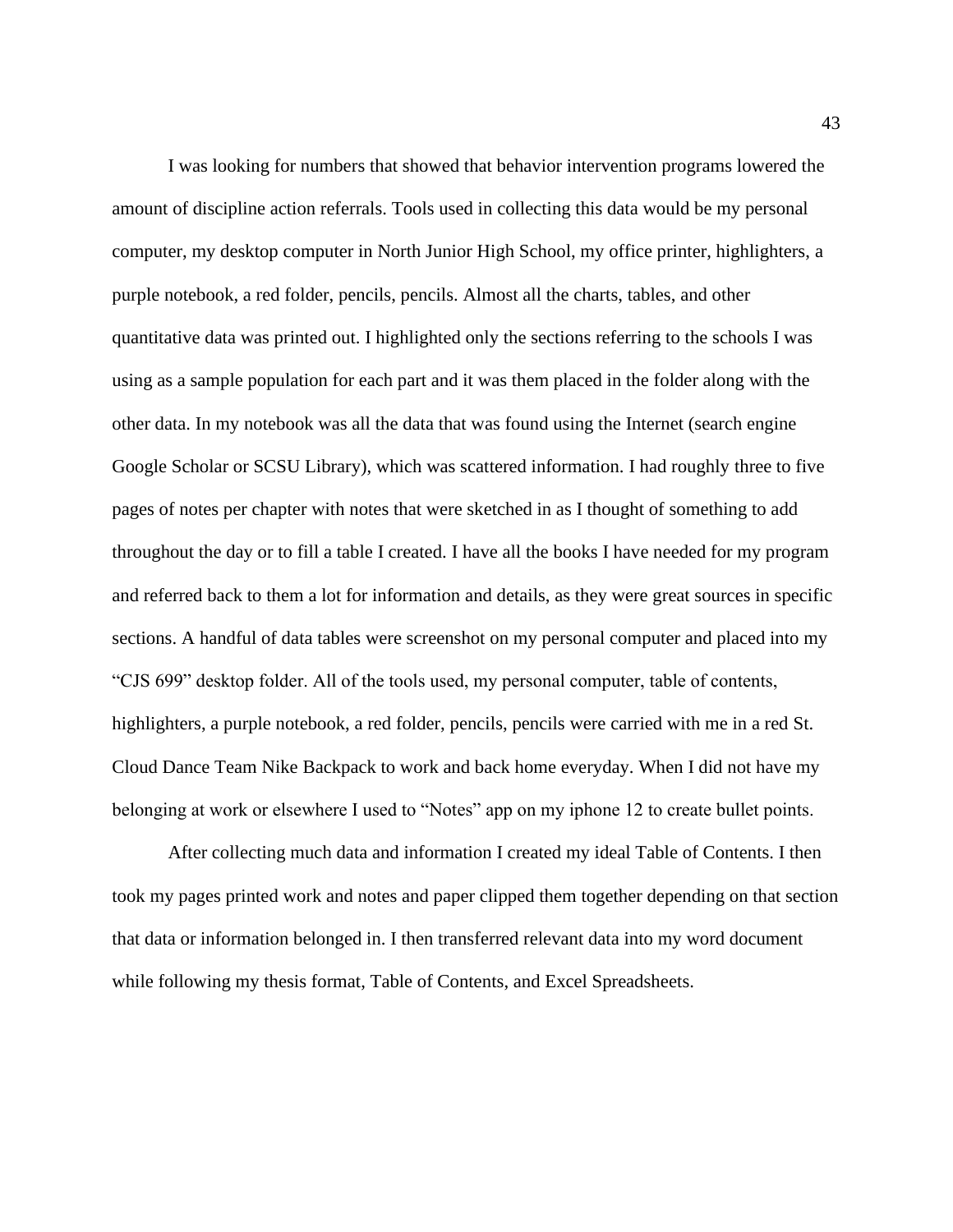I was looking for numbers that showed that behavior intervention programs lowered the amount of discipline action referrals. Tools used in collecting this data would be my personal computer, my desktop computer in North Junior High School, my office printer, highlighters, a purple notebook, a red folder, pencils, pencils. Almost all the charts, tables, and other quantitative data was printed out. I highlighted only the sections referring to the schools I was using as a sample population for each part and it was them placed in the folder along with the other data. In my notebook was all the data that was found using the Internet (search engine Google Scholar or SCSU Library), which was scattered information. I had roughly three to five pages of notes per chapter with notes that were sketched in as I thought of something to add throughout the day or to fill a table I created. I have all the books I have needed for my program and referred back to them a lot for information and details, as they were great sources in specific sections. A handful of data tables were screenshot on my personal computer and placed into my "CJS 699" desktop folder. All of the tools used, my personal computer, table of contents, highlighters, a purple notebook, a red folder, pencils, pencils were carried with me in a red St. Cloud Dance Team Nike Backpack to work and back home everyday. When I did not have my belonging at work or elsewhere I used to "Notes" app on my iphone 12 to create bullet points.

After collecting much data and information I created my ideal Table of Contents. I then took my pages printed work and notes and paper clipped them together depending on that section that data or information belonged in. I then transferred relevant data into my word document while following my thesis format, Table of Contents, and Excel Spreadsheets.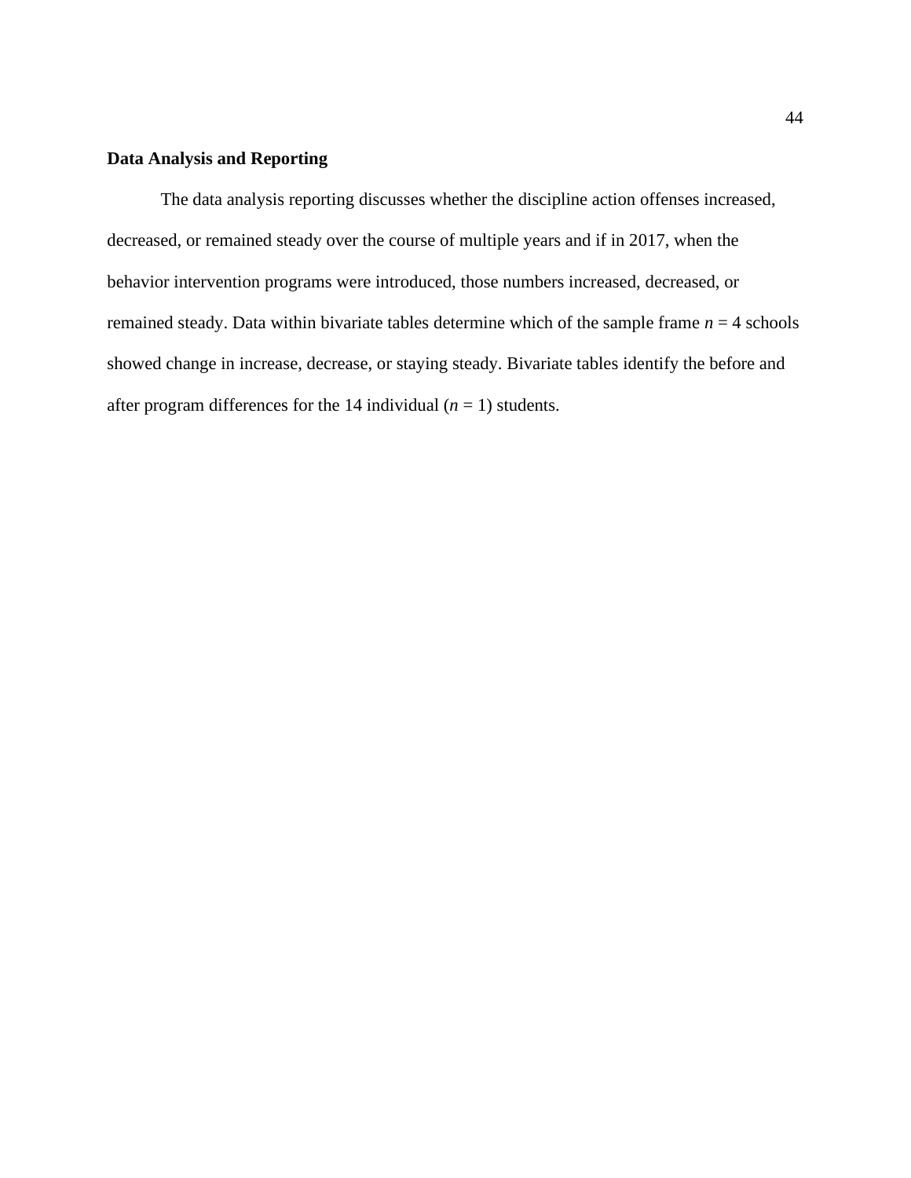**Data Analysis and Reporting**

The data analysis reporting discusses whether the discipline action offenses increased, decreased, or remained steady over the course of multiple years and if in 2017, when the behavior intervention programs were introduced, those numbers increased, decreased, or remained steady. Data within bivariate tables determine which of the sample frame $n$ = 4 schools showed change in increase, decrease, or staying steady. Bivariate tables identify the before and after program differences for the 14 individual ($n$ = 1) students.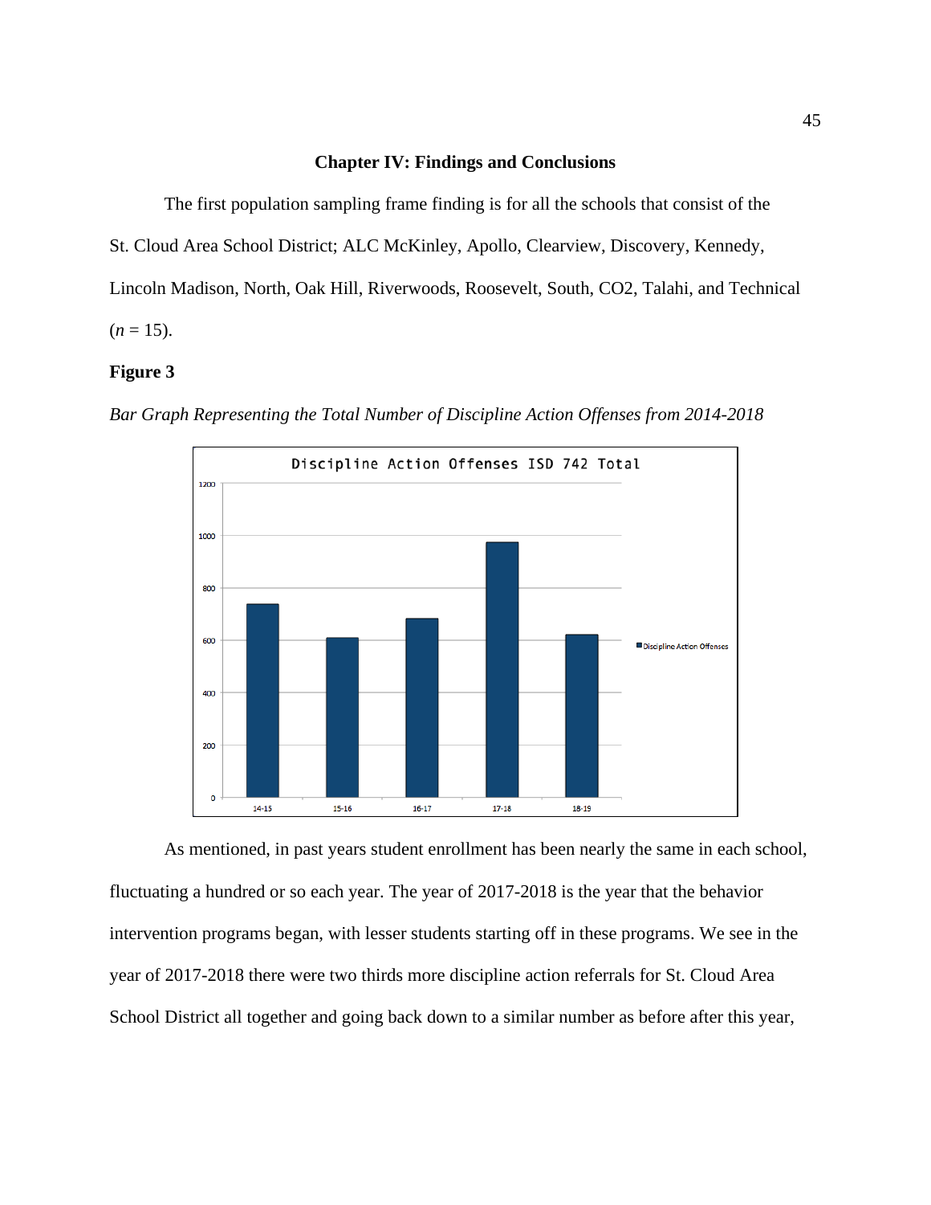# Chapter IV: Findings and Conclusions

The first population sampling frame finding is for all the schools that consist of the St. Cloud Area School District; ALC McKinley, Apollo, Clearview, Discovery, Kennedy, Lincoln Madison, North, Oak Hill, Riverwoods, Roosevelt, South, CO2, Talahi, and Technical ($n$ = 15).

**Figure 3**

*Bar Graph Representing the Total Number of Discipline Action Offenses from 2014-2018*

Discipline Action Offenses ISD 742 Total

1200
1000
800
600
400
200
0

14-15
15-16
16-17
17-18
18-19

Discipline Action Offenses

As mentioned, in past years student enrollment has been nearly the same in each school, fluctuating a hundred or so each year. The year of 2017-2018 is the year that the behavior intervention programs began, with lesser students starting off in these programs. We see in the year of 2017-2018 there were two thirds more discipline action referrals for St. Cloud Area School District all together and going back down to a similar number as before after this year,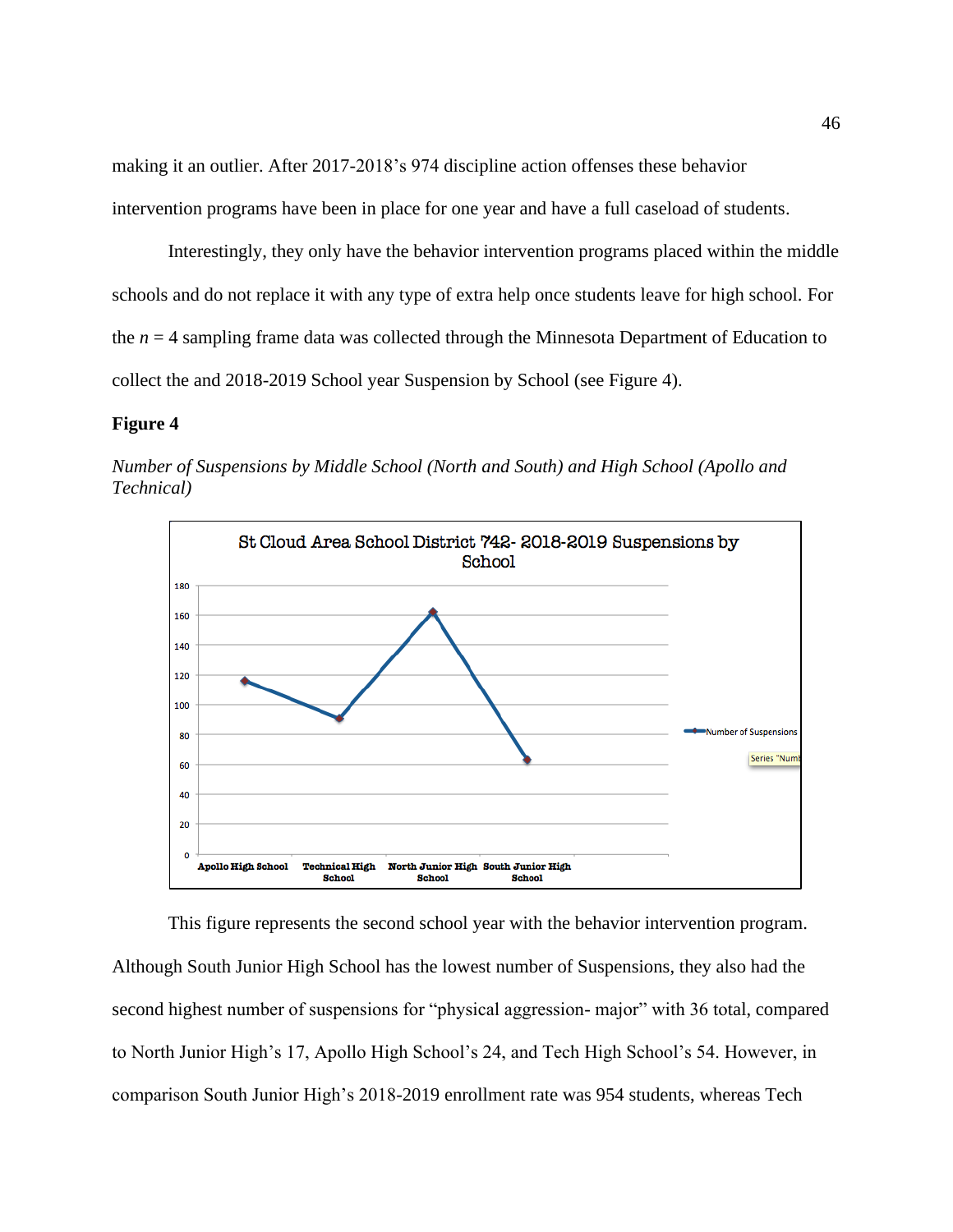making it an outlier. After 2017-2018's 974 discipline action offenses these behavior intervention programs have been in place for one year and have a full caseload of students.

Interestingly, they only have the behavior intervention programs placed within the middle schools and do not replace it with any type of extra help once students leave for high school. For the $n = 4$ sampling frame data was collected through the Minnesota Department of Education to collect the and 2018-2019 School year Suspension by School (see Figure 4).

**Figure 4**

*Number of Suspensions by Middle School (North and South) and High School (Apollo and Technical)*

St Cloud Area School District 742- 2018-2019 Suspensions by School

180
160
140
120
100
80
60
40
20
0

Apollo High School
Technical High School
North Junior High School
South Junior High School

Number of Suspensions

Series "Numb

This figure represents the second school year with the behavior intervention program. Although South Junior High School has the lowest number of Suspensions, they also had the second highest number of suspensions for "physical aggression- major" with 36 total, compared to North Junior High's 17, Apollo High School's 24, and Tech High School's 54. However, in comparison South Junior High's 2018-2019 enrollment rate was 954 students, whereas Tech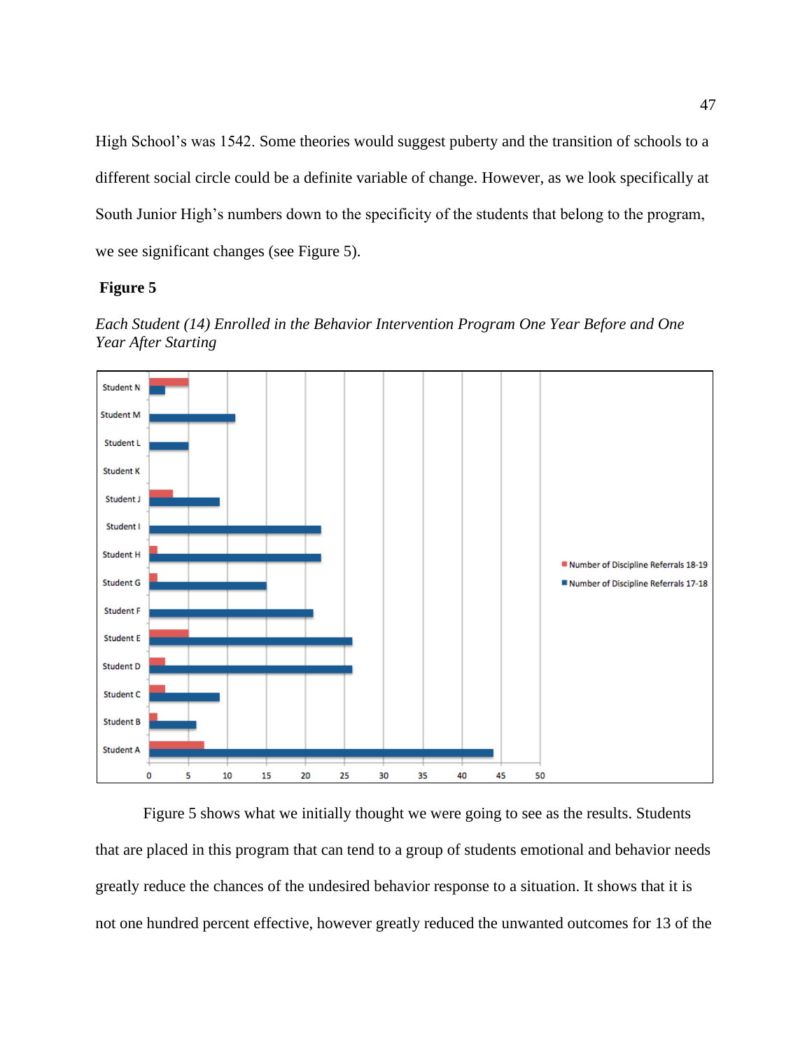High School's was 1542. Some theories would suggest puberty and the transition of schools to a different social circle could be a definite variable of change. However, as we look specifically at South Junior High's numbers down to the specificity of the students that belong to the program, we see significant changes (see Figure 5).

**Figure 5**

*Each Student (14) Enrolled in the Behavior Intervention Program One Year Before and One Year After Starting*

Student N
Student M
Student L
Student K
Student J
Student I
Student H
Student G
Student F
Student E
Student D
Student C
Student B
Student A

0 5 10 15 20 25 30 35 40 45 50

Number of Discipline Referrals 18-19
Number of Discipline Referrals 17-18

Figure 5 shows what we initially thought we were going to see as the results. Students that are placed in this program that can tend to a group of students emotional and behavior needs greatly reduce the chances of the undesired behavior response to a situation. It shows that it is not one hundred percent effective, however greatly reduced the unwanted outcomes for 13 of the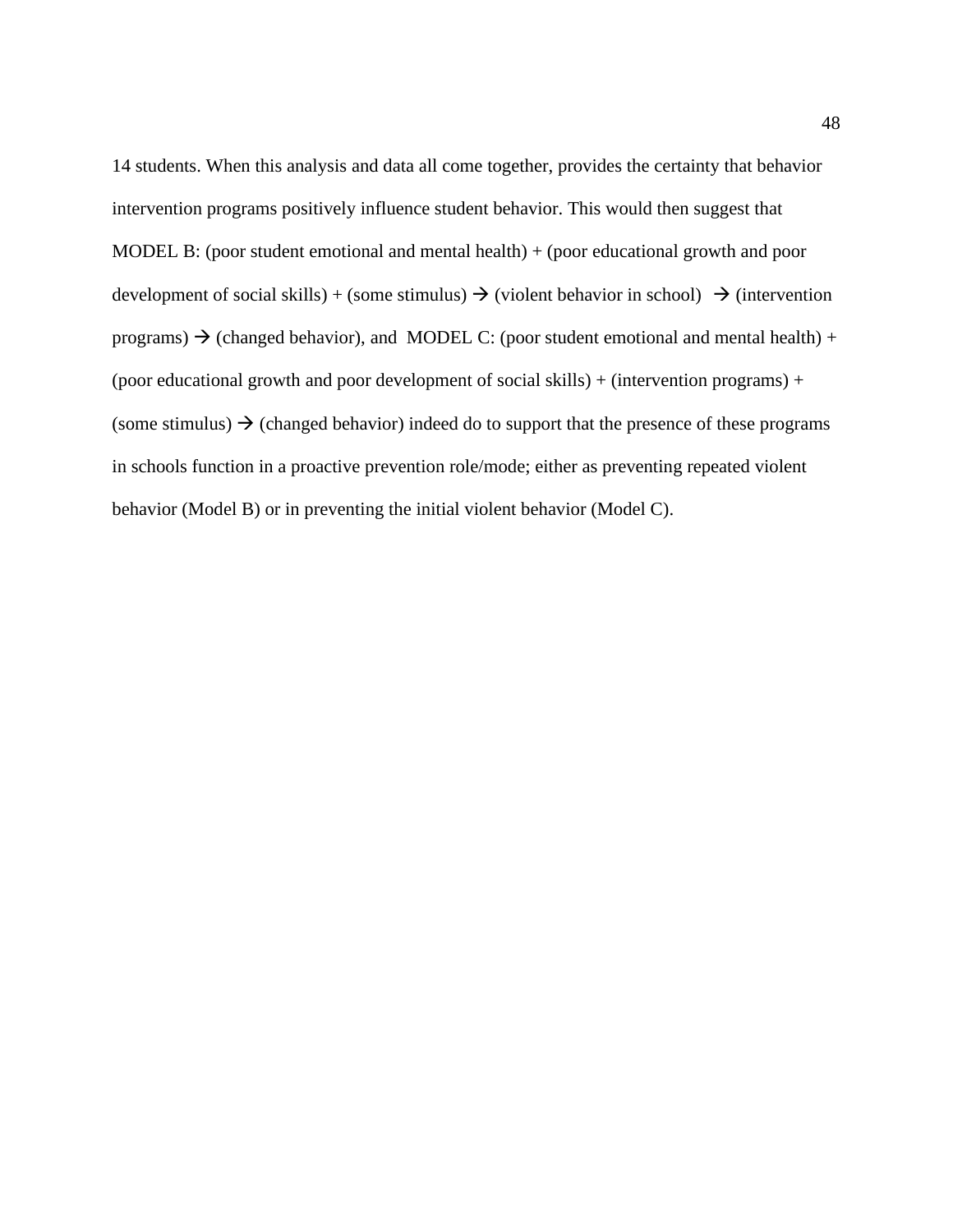14 students. When this analysis and data all come together, provides the certainty that behavior intervention programs positively influence student behavior. This would then suggest that MODEL B: (poor student emotional and mental health) + (poor educational growth and poor development of social skills) + (some stimulus) → (violent behavior in school) → (intervention programs) → (changed behavior), and MODEL C: (poor student emotional and mental health) + (poor educational growth and poor development of social skills) + (intervention programs) + (some stimulus) → (changed behavior) indeed do to support that the presence of these programs in schools function in a proactive prevention role/mode; either as preventing repeated violent behavior (Model B) or in preventing the initial violent behavior (Model C).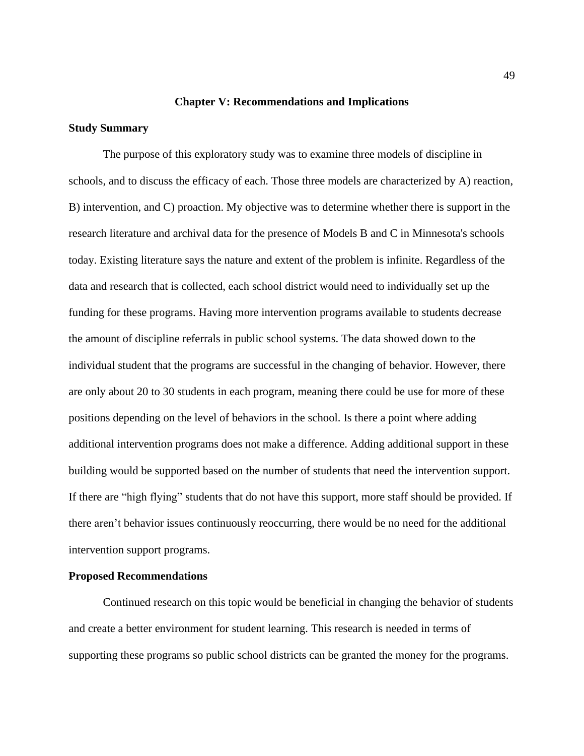## Chapter V: Recommendations and Implications

### Study Summary

The purpose of this exploratory study was to examine three models of discipline in schools, and to discuss the efficacy of each. Those three models are characterized by A) reaction, B) intervention, and C) proaction. My objective was to determine whether there is support in the research literature and archival data for the presence of Models B and C in Minnesota's schools today. Existing literature says the nature and extent of the problem is infinite. Regardless of the data and research that is collected, each school district would need to individually set up the funding for these programs. Having more intervention programs available to students decrease the amount of discipline referrals in public school systems. The data showed down to the individual student that the programs are successful in the changing of behavior. However, there are only about 20 to 30 students in each program, meaning there could be use for more of these positions depending on the level of behaviors in the school. Is there a point where adding additional intervention programs does not make a difference. Adding additional support in these building would be supported based on the number of students that need the intervention support. If there are "high flying" students that do not have this support, more staff should be provided. If there aren't behavior issues continuously reoccurring, there would be no need for the additional intervention support programs.

### Proposed Recommendations

Continued research on this topic would be beneficial in changing the behavior of students and create a better environment for student learning. This research is needed in terms of supporting these programs so public school districts can be granted the money for the programs.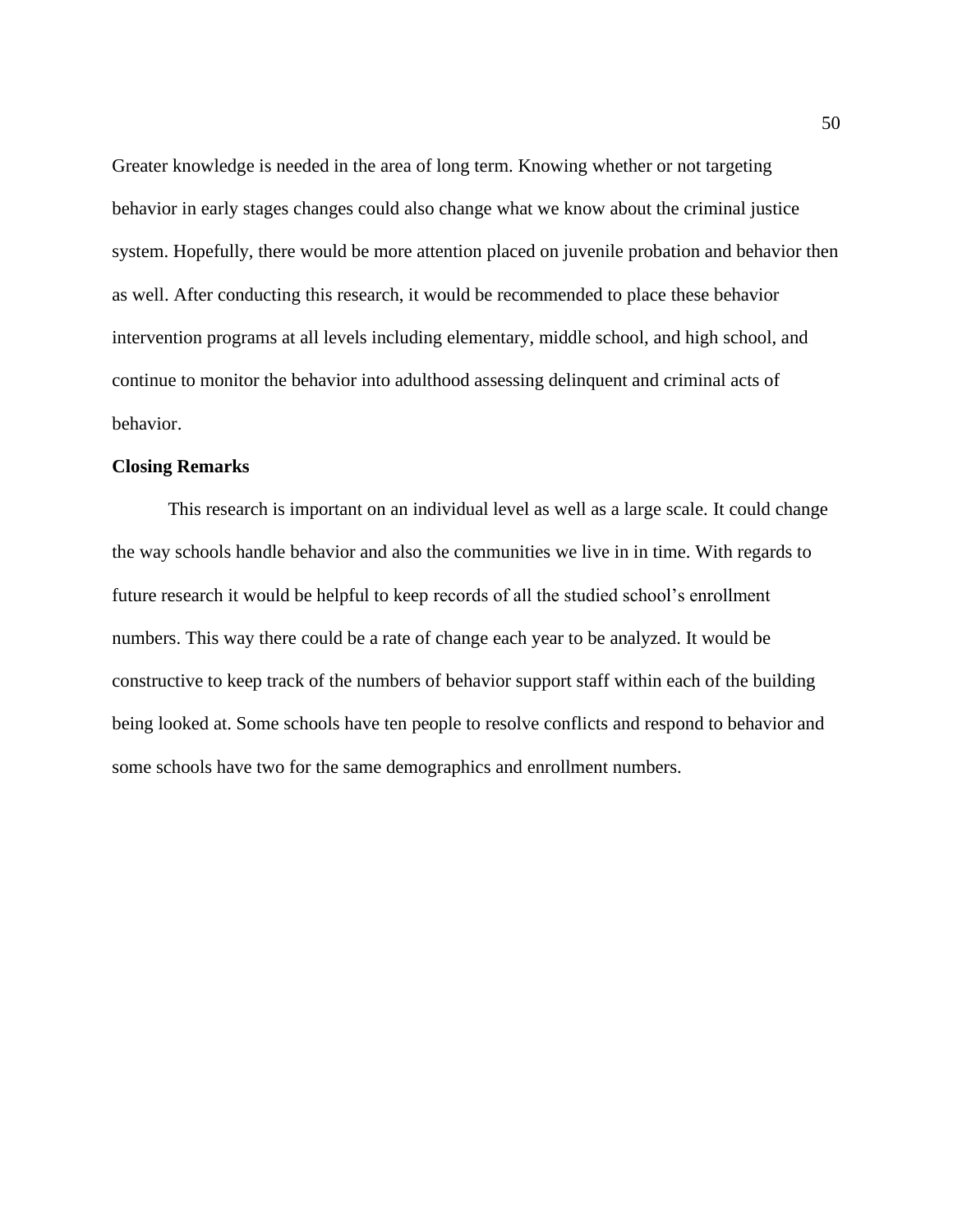Greater knowledge is needed in the area of long term. Knowing whether or not targeting behavior in early stages changes could also change what we know about the criminal justice system. Hopefully, there would be more attention placed on juvenile probation and behavior then as well. After conducting this research, it would be recommended to place these behavior intervention programs at all levels including elementary, middle school, and high school, and continue to monitor the behavior into adulthood assessing delinquent and criminal acts of behavior.

**Closing Remarks**

This research is important on an individual level as well as a large scale. It could change the way schools handle behavior and also the communities we live in in time. With regards to future research it would be helpful to keep records of all the studied school's enrollment numbers. This way there could be a rate of change each year to be analyzed. It would be constructive to keep track of the numbers of behavior support staff within each of the building being looked at. Some schools have ten people to resolve conflicts and respond to behavior and some schools have two for the same demographics and enrollment numbers.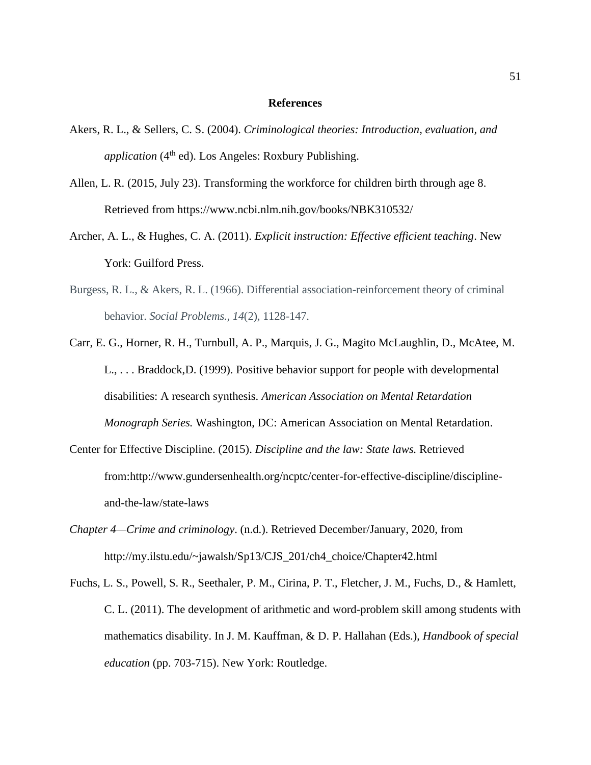**References**

Akers, R. L., & Sellers, C. S. (2004). *Criminological theories: Introduction, evaluation, and application* (4th ed). Los Angeles: Roxbury Publishing.

Allen, L. R. (2015, July 23). Transforming the workforce for children birth through age 8. Retrieved from https://www.ncbi.nlm.nih.gov/books/NBK310532/

Archer, A. L., & Hughes, C. A. (2011). *Explicit instruction: Effective efficient teaching*. New York: Guilford Press.

Burgess, R. L., & Akers, R. L. (1966). Differential association-reinforcement theory of criminal behavior. *Social Problems., 14*(2), 1128-147.

Carr, E. G., Horner, R. H., Turnbull, A. P., Marquis, J. G., Magito McLaughlin, D., McAtee, M. L., . . . Braddock,D. (1999). Positive behavior support for people with developmental disabilities: A research synthesis. *American Association on Mental Retardation Monograph Series.* Washington, DC: American Association on Mental Retardation.

Center for Effective Discipline. (2015). *Discipline and the law: State laws.* Retrieved from:http://www.gundersenhealth.org/ncptc/center-for-effective-discipline/discipline-and-the-law/state-laws

*Chapter 4—Crime and criminology*. (n.d.). Retrieved December/January, 2020, from http://my.ilstu.edu/~jawalsh/Sp13/CJS_201/ch4_choice/Chapter42.html

Fuchs, L. S., Powell, S. R., Seethaler, P. M., Cirina, P. T., Fletcher, J. M., Fuchs, D., & Hamlett, C. L. (2011). The development of arithmetic and word-problem skill among students with mathematics disability. In J. M. Kauffman, & D. P. Hallahan (Eds.), *Handbook of special education* (pp. 703-715). New York: Routledge.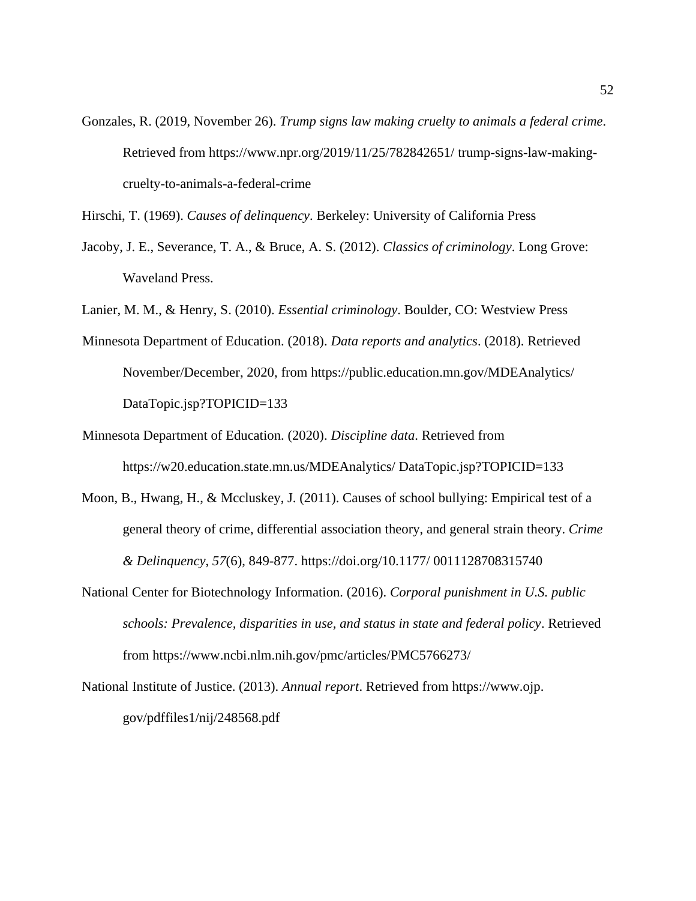Gonzales, R. (2019, November 26). *Trump signs law making cruelty to animals a federal crime*. Retrieved from https://www.npr.org/2019/11/25/782842651/ trump-signs-law-making-cruelty-to-animals-a-federal-crime

Hirschi, T. (1969). *Causes of delinquency*. Berkeley: University of California Press

Jacoby, J. E., Severance, T. A., & Bruce, A. S. (2012). *Classics of criminology*. Long Grove: Waveland Press.

Lanier, M. M., & Henry, S. (2010). *Essential criminology*. Boulder, CO: Westview Press

Minnesota Department of Education. (2018). *Data reports and analytics*. (2018). Retrieved November/December, 2020, from https://public.education.mn.gov/MDEAnalytics/ DataTopic.jsp?TOPICID=133

Minnesota Department of Education. (2020). *Discipline data*. Retrieved from https://w20.education.state.mn.us/MDEAnalytics/ DataTopic.jsp?TOPICID=133

Moon, B., Hwang, H., & Mccluskey, J. (2011). Causes of school bullying: Empirical test of a general theory of crime, differential association theory, and general strain theory. *Crime & Delinquency*, *57*(6), 849-877. https://doi.org/10.1177/ 0011128708315740

National Center for Biotechnology Information. (2016). *Corporal punishment in U.S. public schools: Prevalence, disparities in use, and status in state and federal policy*. Retrieved from https://www.ncbi.nlm.nih.gov/pmc/articles/PMC5766273/

National Institute of Justice. (2013). *Annual report*. Retrieved from https://www.ojp. gov/pdffiles1/nij/248568.pdf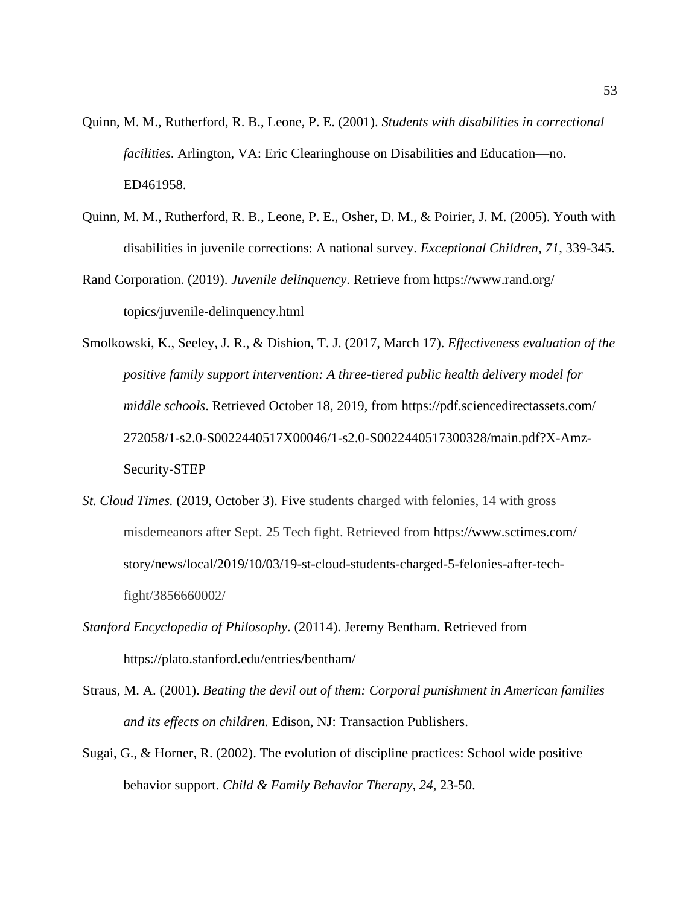Quinn, M. M., Rutherford, R. B., Leone, P. E. (2001). *Students with disabilities in correctional facilities*. Arlington, VA: Eric Clearinghouse on Disabilities and Education—no. ED461958.

Quinn, M. M., Rutherford, R. B., Leone, P. E., Osher, D. M., & Poirier, J. M. (2005). Youth with disabilities in juvenile corrections: A national survey. *Exceptional Children*, *71*, 339-345.

Rand Corporation. (2019). *Juvenile delinquency*. Retrieve from https://www.rand.org/topics/juvenile-delinquency.html

Smolkowski, K., Seeley, J. R., & Dishion, T. J. (2017, March 17). *Effectiveness evaluation of the positive family support intervention: A three-tiered public health delivery model for middle schools*. Retrieved October 18, 2019, from https://pdf.sciencedirectassets.com/272058/1-s2.0-S0022440517X00046/1-s2.0-S0022440517300328/main.pdf?X-Amz-Security-STEP

*St. Cloud Times.* (2019, October 3). Five students charged with felonies, 14 with gross misdemeanors after Sept. 25 Tech fight. Retrieved from https://www.sctimes.com/story/news/local/2019/10/03/19-st-cloud-students-charged-5-felonies-after-tech-fight/3856660002/

*Stanford Encyclopedia of Philosophy*. (20114). Jeremy Bentham. Retrieved from https://plato.stanford.edu/entries/bentham/

Straus, M. A. (2001). *Beating the devil out of them: Corporal punishment in American families and its effects on children.* Edison, NJ: Transaction Publishers.

Sugai, G., & Horner, R. (2002). The evolution of discipline practices: School wide positive behavior support. *Child & Family Behavior Therapy*, *24*, 23-50.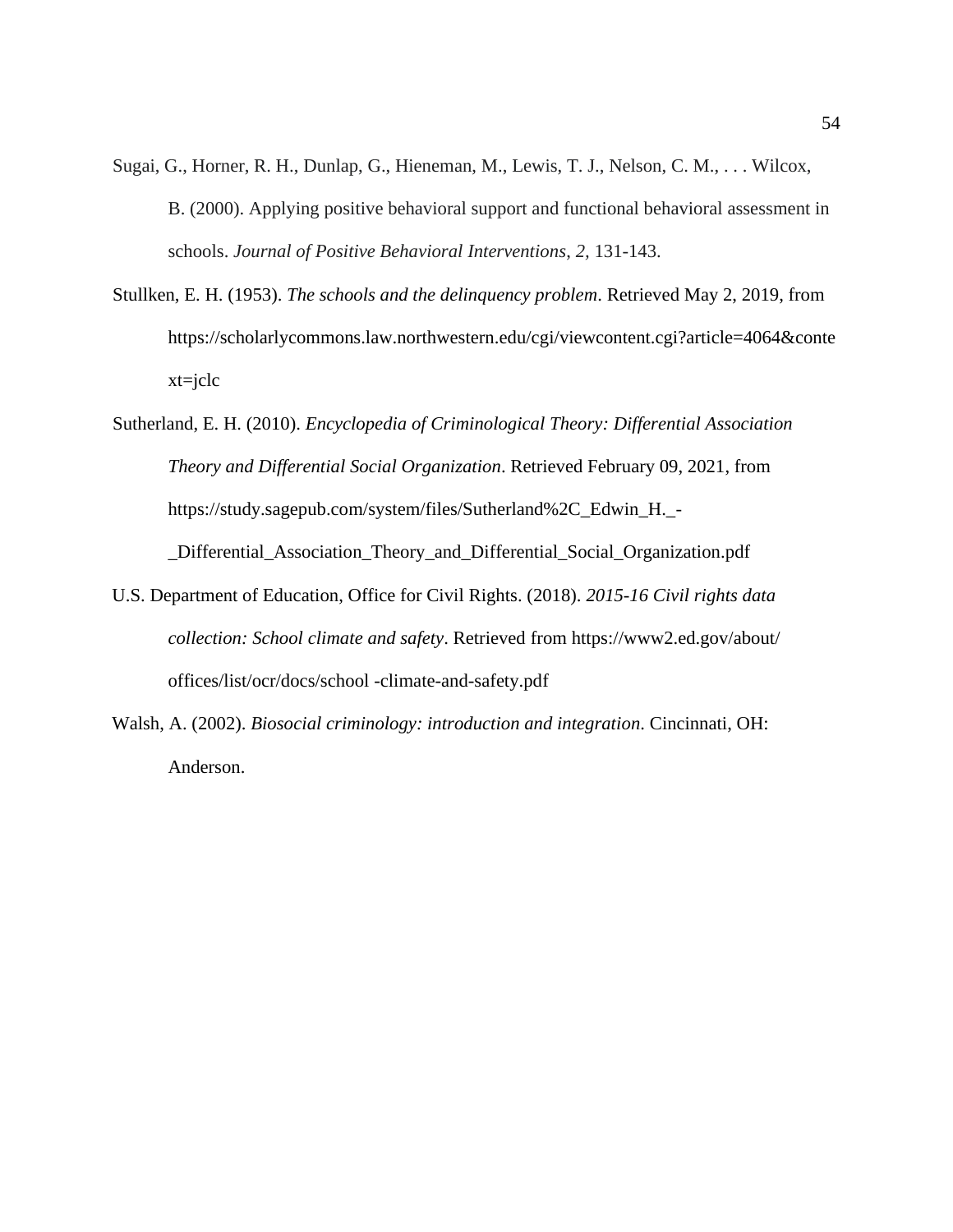Sugai, G., Horner, R. H., Dunlap, G., Hieneman, M., Lewis, T. J., Nelson, C. M., . . . Wilcox, B. (2000). Applying positive behavioral support and functional behavioral assessment in schools. *Journal of Positive Behavioral Interventions*, *2*, 131-143.

Stullken, E. H. (1953). *The schools and the delinquency problem*. Retrieved May 2, 2019, from https://scholarlycommons.law.northwestern.edu/cgi/viewcontent.cgi?article=4064&context=jclc

Sutherland, E. H. (2010). *Encyclopedia of Criminological Theory: Differential Association Theory and Differential Social Organization*. Retrieved February 09, 2021, from https://study.sagepub.com/system/files/Sutherland%2C_Edwin_H._-_Differential_Association_Theory_and_Differential_Social_Organization.pdf

U.S. Department of Education, Office for Civil Rights. (2018). *2015-16 Civil rights data collection: School climate and safety*. Retrieved from https://www2.ed.gov/about/offices/list/ocr/docs/school -climate-and-safety.pdf

Walsh, A. (2002). *Biosocial criminology: introduction and integration*. Cincinnati, OH: Anderson.